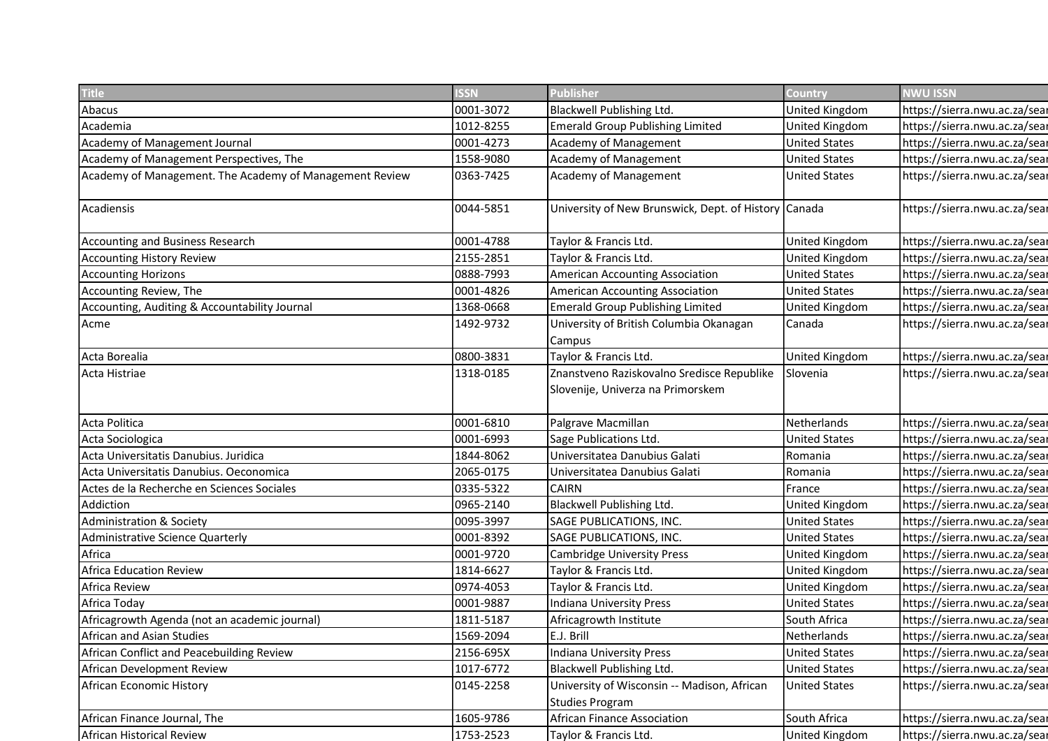| Title | ISSN | Publisher | Country | NWU ISSN |
|---|---|---|---|---|
| Abacus | 0001-3072 | Blackwell Publishing Ltd. | United Kingdom | https://sierra.nwu.ac.za/sear |
| Academia | 1012-8255 | Emerald Group Publishing Limited | United Kingdom | https://sierra.nwu.ac.za/sear |
| Academy of Management Journal | 0001-4273 | Academy of Management | United States | https://sierra.nwu.ac.za/sear |
| Academy of Management Perspectives, The | 1558-9080 | Academy of Management | United States | https://sierra.nwu.ac.za/sear |
| Academy of Management. The Academy of Management Review | 0363-7425 | Academy of Management | United States | https://sierra.nwu.ac.za/sear |
| Acadiensis | 0044-5851 | University of New Brunswick, Dept. of History | Canada | https://sierra.nwu.ac.za/sear |
| Accounting and Business Research | 0001-4788 | Taylor & Francis Ltd. | United Kingdom | https://sierra.nwu.ac.za/sear |
| Accounting History Review | 2155-2851 | Taylor & Francis Ltd. | United Kingdom | https://sierra.nwu.ac.za/sear |
| Accounting Horizons | 0888-7993 | American Accounting Association | United States | https://sierra.nwu.ac.za/sear |
| Accounting Review, The | 0001-4826 | American Accounting Association | United States | https://sierra.nwu.ac.za/sear |
| Accounting, Auditing & Accountability Journal | 1368-0668 | Emerald Group Publishing Limited | United Kingdom | https://sierra.nwu.ac.za/sear |
| Acme | 1492-9732 | University of British Columbia Okanagan Campus | Canada | https://sierra.nwu.ac.za/sear |
| Acta Borealia | 0800-3831 | Taylor & Francis Ltd. | United Kingdom | https://sierra.nwu.ac.za/sear |
| Acta Histriae | 1318-0185 | Znanstveno Raziskovalno Sredisce Republike Slovenije, Univerza na Primorskem | Slovenia | https://sierra.nwu.ac.za/sear |
| Acta Politica | 0001-6810 | Palgrave Macmillan | Netherlands | https://sierra.nwu.ac.za/sear |
| Acta Sociologica | 0001-6993 | Sage Publications Ltd. | United States | https://sierra.nwu.ac.za/sear |
| Acta Universitatis Danubius. Juridica | 1844-8062 | Universitatea Danubius Galati | Romania | https://sierra.nwu.ac.za/sear |
| Acta Universitatis Danubius. Oeconomica | 2065-0175 | Universitatea Danubius Galati | Romania | https://sierra.nwu.ac.za/sear |
| Actes de la Recherche en Sciences Sociales | 0335-5322 | CAIRN | France | https://sierra.nwu.ac.za/sear |
| Addiction | 0965-2140 | Blackwell Publishing Ltd. | United Kingdom | https://sierra.nwu.ac.za/sear |
| Administration & Society | 0095-3997 | SAGE PUBLICATIONS, INC. | United States | https://sierra.nwu.ac.za/sear |
| Administrative Science Quarterly | 0001-8392 | SAGE PUBLICATIONS, INC. | United States | https://sierra.nwu.ac.za/sear |
| Africa | 0001-9720 | Cambridge University Press | United Kingdom | https://sierra.nwu.ac.za/sear |
| Africa Education Review | 1814-6627 | Taylor & Francis Ltd. | United Kingdom | https://sierra.nwu.ac.za/sear |
| Africa Review | 0974-4053 | Taylor & Francis Ltd. | United Kingdom | https://sierra.nwu.ac.za/sear |
| Africa Today | 0001-9887 | Indiana University Press | United States | https://sierra.nwu.ac.za/sear |
| Africagrowth Agenda (not an academic journal) | 1811-5187 | Africagrowth Institute | South Africa | https://sierra.nwu.ac.za/sear |
| African and Asian Studies | 1569-2094 | E.J. Brill | Netherlands | https://sierra.nwu.ac.za/sear |
| African Conflict and Peacebuilding Review | 2156-695X | Indiana University Press | United States | https://sierra.nwu.ac.za/sear |
| African Development Review | 1017-6772 | Blackwell Publishing Ltd. | United States | https://sierra.nwu.ac.za/sear |
| African Economic History | 0145-2258 | University of Wisconsin -- Madison, African Studies Program | United States | https://sierra.nwu.ac.za/sear |
| African Finance Journal, The | 1605-9786 | African Finance Association | South Africa | https://sierra.nwu.ac.za/sear |
| African Historical Review | 1753-2523 | Taylor & Francis Ltd. | United Kingdom | https://sierra.nwu.ac.za/sear |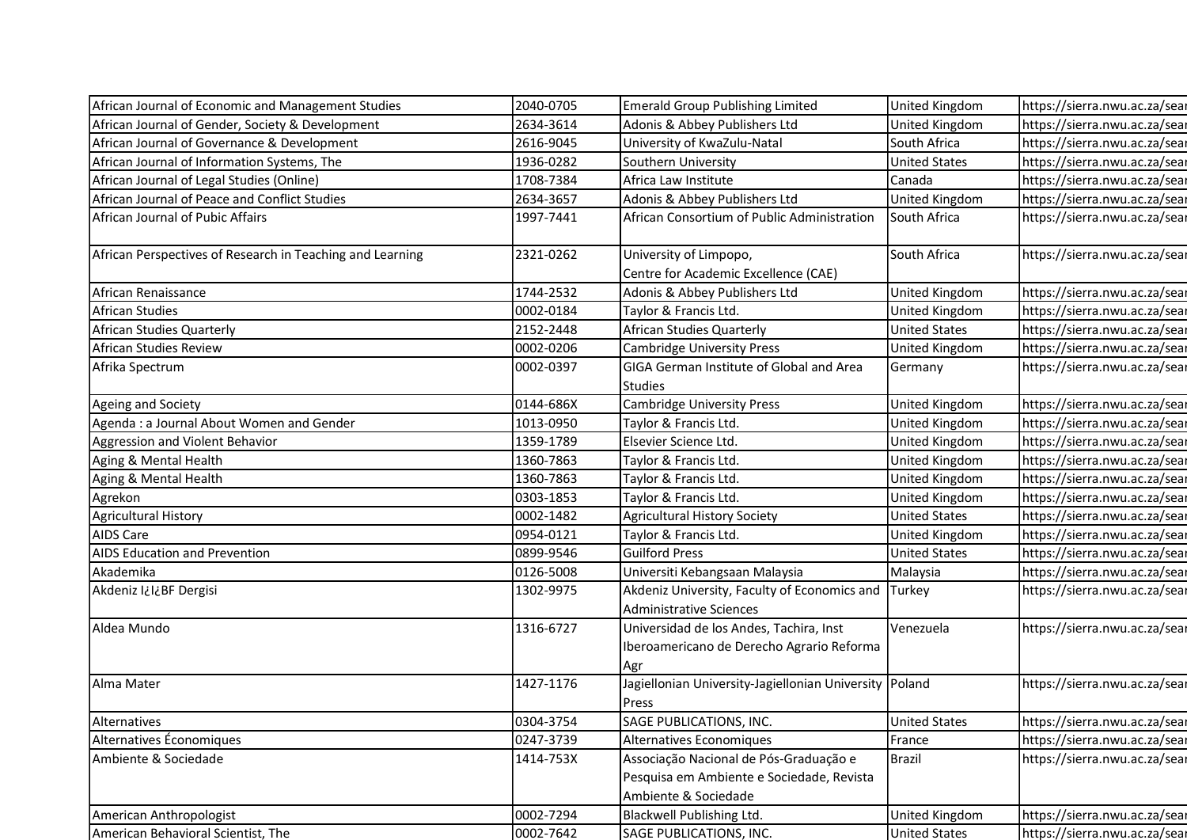| | | | | |
|---|---|---|---|---|
| African Journal of Economic and Management Studies | 2040-0705 | Emerald Group Publishing Limited | United Kingdom | https://sierra.nwu.ac.za/sear |
| African Journal of Gender, Society & Development | 2634-3614 | Adonis & Abbey Publishers Ltd | United Kingdom | https://sierra.nwu.ac.za/sear |
| African Journal of Governance & Development | 2616-9045 | University of KwaZulu-Natal | South Africa | https://sierra.nwu.ac.za/sear |
| African Journal of Information Systems, The | 1936-0282 | Southern University | United States | https://sierra.nwu.ac.za/sear |
| African Journal of Legal Studies (Online) | 1708-7384 | Africa Law Institute | Canada | https://sierra.nwu.ac.za/sear |
| African Journal of Peace and Conflict Studies | 2634-3657 | Adonis & Abbey Publishers Ltd | United Kingdom | https://sierra.nwu.ac.za/sear |
| African Journal of Pubic Affairs | 1997-7441 | African Consortium of Public Administration | South Africa | https://sierra.nwu.ac.za/sear |
| African Perspectives of Research in Teaching and Learning | 2321-0262 | University of Limpopo, Centre for Academic Excellence (CAE) | South Africa | https://sierra.nwu.ac.za/sear |
| African Renaissance | 1744-2532 | Adonis & Abbey Publishers Ltd | United Kingdom | https://sierra.nwu.ac.za/sear |
| African Studies | 0002-0184 | Taylor & Francis Ltd. | United Kingdom | https://sierra.nwu.ac.za/sear |
| African Studies Quarterly | 2152-2448 | African Studies Quarterly | United States | https://sierra.nwu.ac.za/sear |
| African Studies Review | 0002-0206 | Cambridge University Press | United Kingdom | https://sierra.nwu.ac.za/sear |
| Afrika Spectrum | 0002-0397 | GIGA German Institute of Global and Area Studies | Germany | https://sierra.nwu.ac.za/sear |
| Ageing and Society | 0144-686X | Cambridge University Press | United Kingdom | https://sierra.nwu.ac.za/sear |
| Agenda : a Journal About Women and Gender | 1013-0950 | Taylor & Francis Ltd. | United Kingdom | https://sierra.nwu.ac.za/sear |
| Aggression and Violent Behavior | 1359-1789 | Elsevier Science Ltd. | United Kingdom | https://sierra.nwu.ac.za/sear |
| Aging & Mental Health | 1360-7863 | Taylor & Francis Ltd. | United Kingdom | https://sierra.nwu.ac.za/sear |
| Aging & Mental Health | 1360-7863 | Taylor & Francis Ltd. | United Kingdom | https://sierra.nwu.ac.za/sear |
| Agrekon | 0303-1853 | Taylor & Francis Ltd. | United Kingdom | https://sierra.nwu.ac.za/sear |
| Agricultural History | 0002-1482 | Agricultural History Society | United States | https://sierra.nwu.ac.za/sear |
| AIDS Care | 0954-0121 | Taylor & Francis Ltd. | United Kingdom | https://sierra.nwu.ac.za/sear |
| AIDS Education and Prevention | 0899-9546 | Guilford Press | United States | https://sierra.nwu.ac.za/sear |
| Akademika | 0126-5008 | Universiti Kebangsaan Malaysia | Malaysia | https://sierra.nwu.ac.za/sear |
| Akdeniz I¿I¿BF Dergisi | 1302-9975 | Akdeniz University, Faculty of Economics and Administrative Sciences | Turkey | https://sierra.nwu.ac.za/sear |
| Aldea Mundo | 1316-6727 | Universidad de los Andes, Tachira, Inst Iberoamericano de Derecho Agrario Reforma Agr | Venezuela | https://sierra.nwu.ac.za/sear |
| Alma Mater | 1427-1176 | Jagiellonian University-Jagiellonian University Press | Poland | https://sierra.nwu.ac.za/sear |
| Alternatives | 0304-3754 | SAGE PUBLICATIONS, INC. | United States | https://sierra.nwu.ac.za/sear |
| Alternatives Économiques | 0247-3739 | Alternatives Economiques | France | https://sierra.nwu.ac.za/sear |
| Ambiente & Sociedade | 1414-753X | Associação Nacional de Pós-Graduação e Pesquisa em Ambiente e Sociedade, Revista Ambiente & Sociedade | Brazil | https://sierra.nwu.ac.za/sear |
| American Anthropologist | 0002-7294 | Blackwell Publishing Ltd. | United Kingdom | https://sierra.nwu.ac.za/sear |
| American Behavioral Scientist, The | 0002-7642 | SAGE PUBLICATIONS, INC. | United States | https://sierra.nwu.ac.za/sear |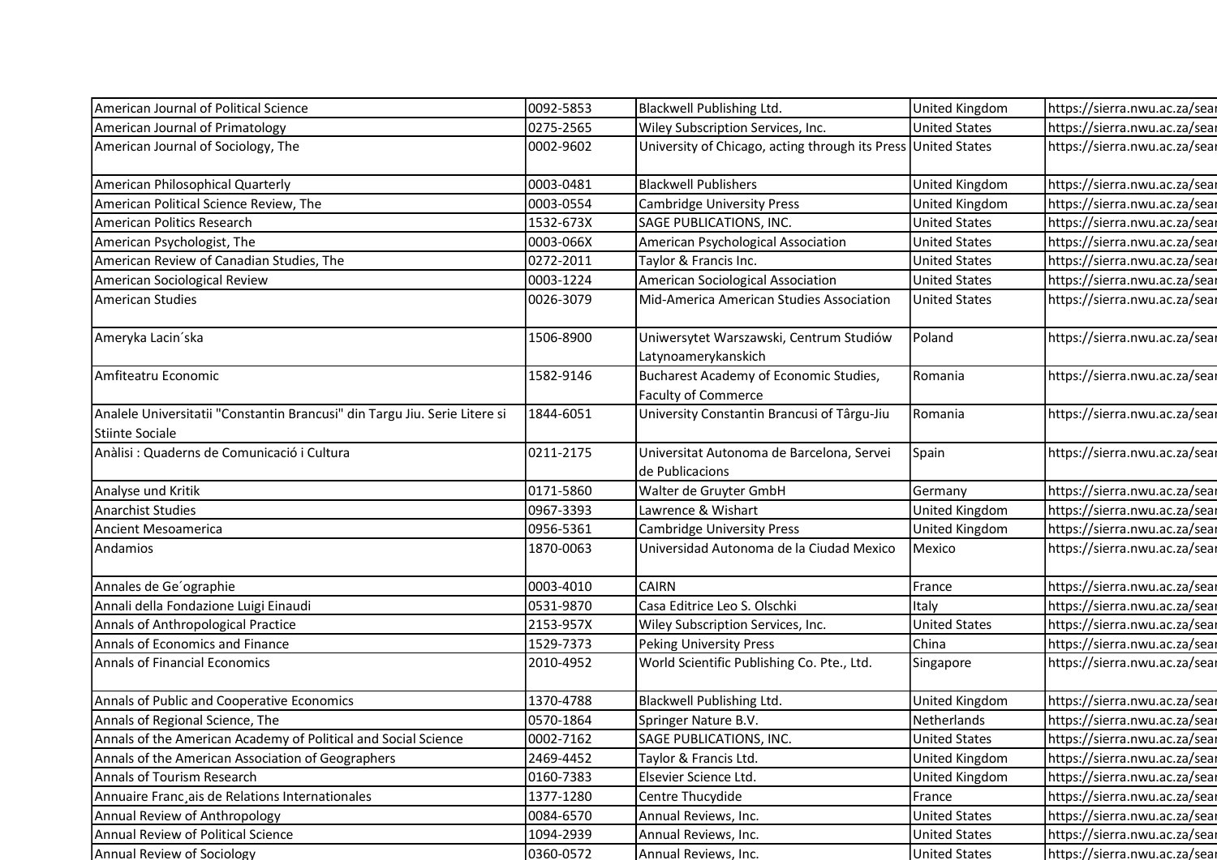| | | | | |
|---|---|---|---|---|
| American Journal of Political Science | 0092-5853 | Blackwell Publishing Ltd. | United Kingdom | https://sierra.nwu.ac.za/sear |
| American Journal of Primatology | 0275-2565 | Wiley Subscription Services, Inc. | United States | https://sierra.nwu.ac.za/sear |
| American Journal of Sociology, The | 0002-9602 | University of Chicago, acting through its Press | United States | https://sierra.nwu.ac.za/sear |
| American Philosophical Quarterly | 0003-0481 | Blackwell Publishers | United Kingdom | https://sierra.nwu.ac.za/sear |
| American Political Science Review, The | 0003-0554 | Cambridge University Press | United Kingdom | https://sierra.nwu.ac.za/sear |
| American Politics Research | 1532-673X | SAGE PUBLICATIONS, INC. | United States | https://sierra.nwu.ac.za/sear |
| American Psychologist, The | 0003-066X | American Psychological Association | United States | https://sierra.nwu.ac.za/sear |
| American Review of Canadian Studies, The | 0272-2011 | Taylor & Francis Inc. | United States | https://sierra.nwu.ac.za/sear |
| American Sociological Review | 0003-1224 | American Sociological Association | United States | https://sierra.nwu.ac.za/sear |
| American Studies | 0026-3079 | Mid-America American Studies Association | United States | https://sierra.nwu.ac.za/sear |
| Ameryka Lacin´ska | 1506-8900 | Uniwersytet Warszawski, Centrum Studiów Latynoamerykanskich | Poland | https://sierra.nwu.ac.za/sear |
| Amfiteatru Economic | 1582-9146 | Bucharest Academy of Economic Studies, Faculty of Commerce | Romania | https://sierra.nwu.ac.za/sear |
| Analele Universitatii "Constantin Brancusi" din Targu Jiu. Serie Litere si Stiinte Sociale | 1844-6051 | University Constantin Brancusi of Târgu-Jiu | Romania | https://sierra.nwu.ac.za/sear |
| Anàlisi : Quaderns de Comunicació i Cultura | 0211-2175 | Universitat Autonoma de Barcelona, Servei de Publicacions | Spain | https://sierra.nwu.ac.za/sear |
| Analyse und Kritik | 0171-5860 | Walter de Gruyter GmbH | Germany | https://sierra.nwu.ac.za/sear |
| Anarchist Studies | 0967-3393 | Lawrence & Wishart | United Kingdom | https://sierra.nwu.ac.za/sear |
| Ancient Mesoamerica | 0956-5361 | Cambridge University Press | United Kingdom | https://sierra.nwu.ac.za/sear |
| Andamios | 1870-0063 | Universidad Autonoma de la Ciudad Mexico | Mexico | https://sierra.nwu.ac.za/sear |
| Annales de Ge´ographie | 0003-4010 | CAIRN | France | https://sierra.nwu.ac.za/sear |
| Annali della Fondazione Luigi Einaudi | 0531-9870 | Casa Editrice Leo S. Olschki | Italy | https://sierra.nwu.ac.za/sear |
| Annals of Anthropological Practice | 2153-957X | Wiley Subscription Services, Inc. | United States | https://sierra.nwu.ac.za/sear |
| Annals of Economics and Finance | 1529-7373 | Peking University Press | China | https://sierra.nwu.ac.za/sear |
| Annals of Financial Economics | 2010-4952 | World Scientific Publishing Co. Pte., Ltd. | Singapore | https://sierra.nwu.ac.za/sear |
| Annals of Public and Cooperative Economics | 1370-4788 | Blackwell Publishing Ltd. | United Kingdom | https://sierra.nwu.ac.za/sear |
| Annals of Regional Science, The | 0570-1864 | Springer Nature B.V. | Netherlands | https://sierra.nwu.ac.za/sear |
| Annals of the American Academy of Political and Social Science | 0002-7162 | SAGE PUBLICATIONS, INC. | United States | https://sierra.nwu.ac.za/sear |
| Annals of the American Association of Geographers | 2469-4452 | Taylor & Francis Ltd. | United Kingdom | https://sierra.nwu.ac.za/sear |
| Annals of Tourism Research | 0160-7383 | Elsevier Science Ltd. | United Kingdom | https://sierra.nwu.ac.za/sear |
| Annuaire Franc¸ais de Relations Internationales | 1377-1280 | Centre Thucydide | France | https://sierra.nwu.ac.za/sear |
| Annual Review of Anthropology | 0084-6570 | Annual Reviews, Inc. | United States | https://sierra.nwu.ac.za/sear |
| Annual Review of Political Science | 1094-2939 | Annual Reviews, Inc. | United States | https://sierra.nwu.ac.za/sear |
| Annual Review of Sociology | 0360-0572 | Annual Reviews, Inc. | United States | https://sierra.nwu.ac.za/sear |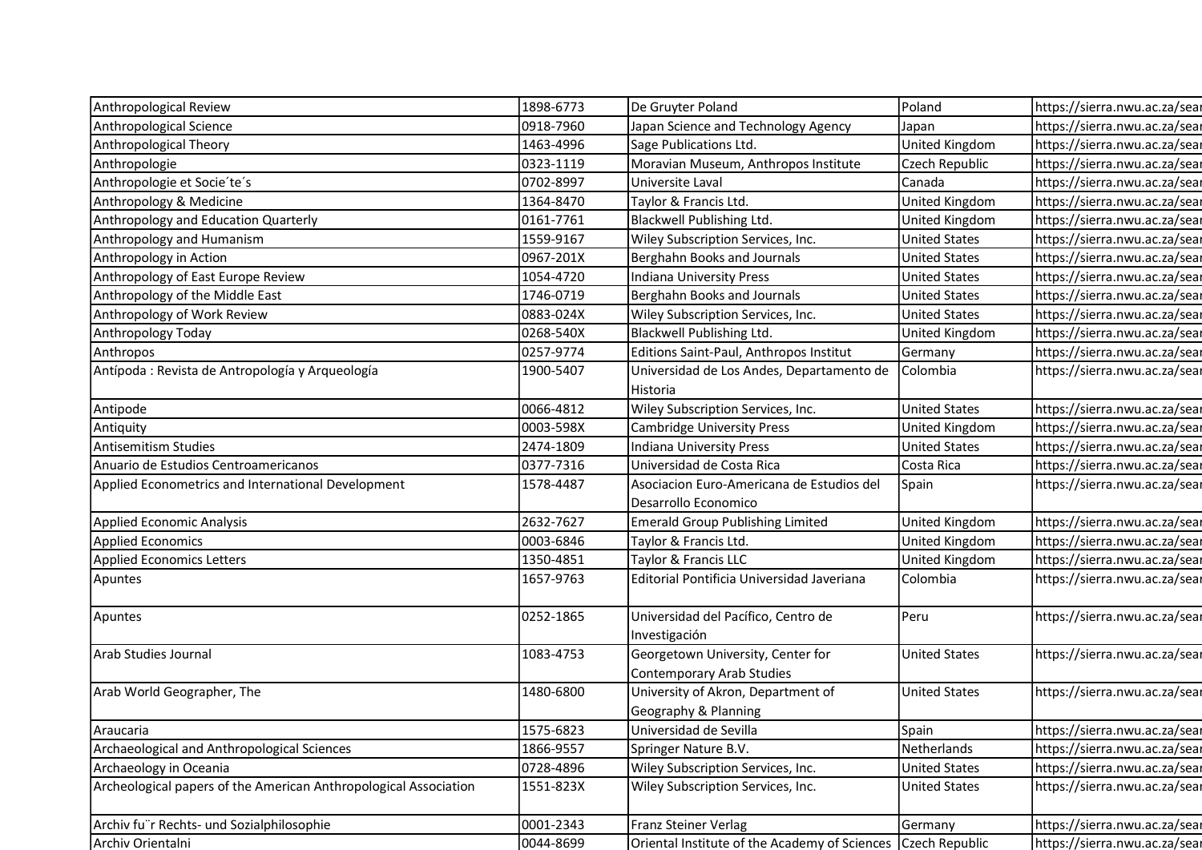| Anthropological Review | 1898-6773 | De Gruyter Poland | Poland | https://sierra.nwu.ac.za/sear |
|---|---|---|---|---|
| Anthropological Science | 0918-7960 | Japan Science and Technology Agency | Japan | https://sierra.nwu.ac.za/sear |
| Anthropological Theory | 1463-4996 | Sage Publications Ltd. | United Kingdom | https://sierra.nwu.ac.za/sear |
| Anthropologie | 0323-1119 | Moravian Museum, Anthropos Institute | Czech Republic | https://sierra.nwu.ac.za/sear |
| Anthropologie et Socie´te´s | 0702-8997 | Universite Laval | Canada | https://sierra.nwu.ac.za/sear |
| Anthropology & Medicine | 1364-8470 | Taylor & Francis Ltd. | United Kingdom | https://sierra.nwu.ac.za/sear |
| Anthropology and Education Quarterly | 0161-7761 | Blackwell Publishing Ltd. | United Kingdom | https://sierra.nwu.ac.za/sear |
| Anthropology and Humanism | 1559-9167 | Wiley Subscription Services, Inc. | United States | https://sierra.nwu.ac.za/sear |
| Anthropology in Action | 0967-201X | Berghahn Books and Journals | United States | https://sierra.nwu.ac.za/sear |
| Anthropology of East Europe Review | 1054-4720 | Indiana University Press | United States | https://sierra.nwu.ac.za/sear |
| Anthropology of the Middle East | 1746-0719 | Berghahn Books and Journals | United States | https://sierra.nwu.ac.za/sear |
| Anthropology of Work Review | 0883-024X | Wiley Subscription Services, Inc. | United States | https://sierra.nwu.ac.za/sear |
| Anthropology Today | 0268-540X | Blackwell Publishing Ltd. | United Kingdom | https://sierra.nwu.ac.za/sear |
| Anthropos | 0257-9774 | Editions Saint-Paul, Anthropos Institut | Germany | https://sierra.nwu.ac.za/sear |
| Antípoda : Revista de Antropología y Arqueología | 1900-5407 | Universidad de Los Andes, Departamento de Historia | Colombia | https://sierra.nwu.ac.za/sear |
| Antipode | 0066-4812 | Wiley Subscription Services, Inc. | United States | https://sierra.nwu.ac.za/sear |
| Antiquity | 0003-598X | Cambridge University Press | United Kingdom | https://sierra.nwu.ac.za/sear |
| Antisemitism Studies | 2474-1809 | Indiana University Press | United States | https://sierra.nwu.ac.za/sear |
| Anuario de Estudios Centroamericanos | 0377-7316 | Universidad de Costa Rica | Costa Rica | https://sierra.nwu.ac.za/sear |
| Applied Econometrics and International Development | 1578-4487 | Asociacion Euro-Americana de Estudios del Desarrollo Economico | Spain | https://sierra.nwu.ac.za/sear |
| Applied Economic Analysis | 2632-7627 | Emerald Group Publishing Limited | United Kingdom | https://sierra.nwu.ac.za/sear |
| Applied Economics | 0003-6846 | Taylor & Francis Ltd. | United Kingdom | https://sierra.nwu.ac.za/sear |
| Applied Economics Letters | 1350-4851 | Taylor & Francis LLC | United Kingdom | https://sierra.nwu.ac.za/sear |
| Apuntes | 1657-9763 | Editorial Pontificia Universidad Javeriana | Colombia | https://sierra.nwu.ac.za/sear |
| Apuntes | 0252-1865 | Universidad del Pacífico, Centro de Investigación | Peru | https://sierra.nwu.ac.za/sear |
| Arab Studies Journal | 1083-4753 | Georgetown University, Center for Contemporary Arab Studies | United States | https://sierra.nwu.ac.za/sear |
| Arab World Geographer, The | 1480-6800 | University of Akron, Department of Geography & Planning | United States | https://sierra.nwu.ac.za/sear |
| Araucaria | 1575-6823 | Universidad de Sevilla | Spain | https://sierra.nwu.ac.za/sear |
| Archaeological and Anthropological Sciences | 1866-9557 | Springer Nature B.V. | Netherlands | https://sierra.nwu.ac.za/sear |
| Archaeology in Oceania | 0728-4896 | Wiley Subscription Services, Inc. | United States | https://sierra.nwu.ac.za/sear |
| Archeological papers of the American Anthropological Association | 1551-823X | Wiley Subscription Services, Inc. | United States | https://sierra.nwu.ac.za/sear |
| Archiv fu¨r Rechts- und Sozialphilosophie | 0001-2343 | Franz Steiner Verlag | Germany | https://sierra.nwu.ac.za/sear |
| Archiv Orientalni | 0044-8699 | Oriental Institute of the Academy of Sciences | Czech Republic | https://sierra.nwu.ac.za/sear |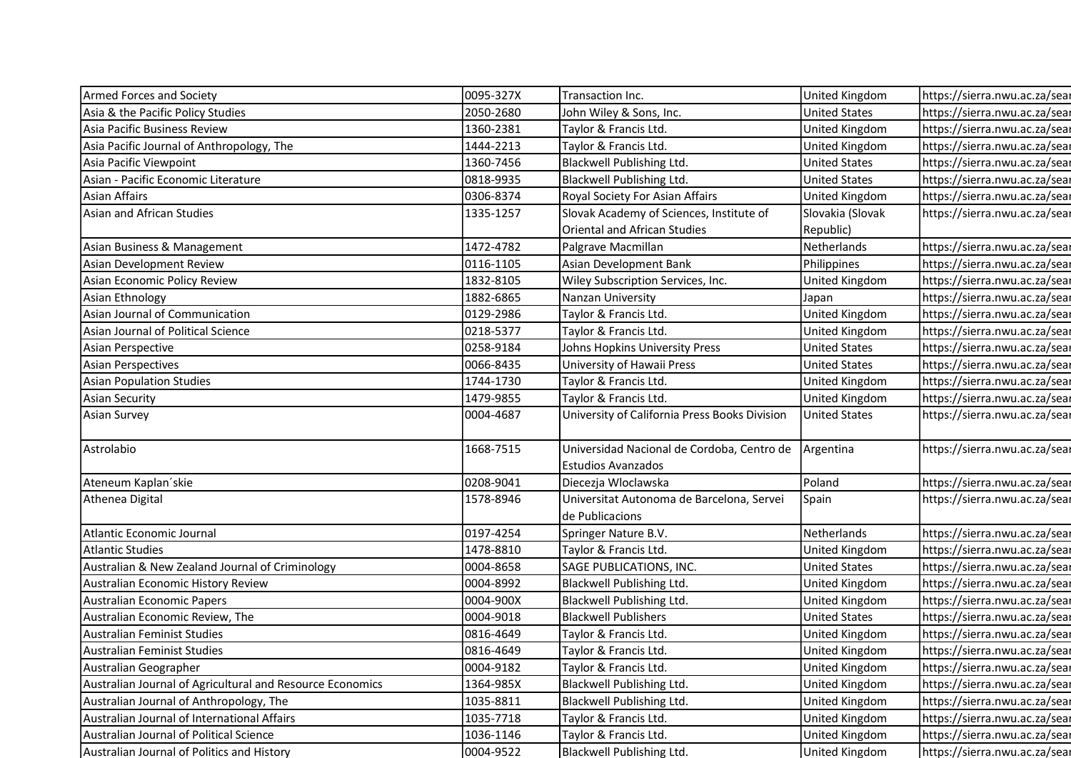| | | | | |
|---|---|---|---|---|
| Armed Forces and Society | 0095-327X | Transaction Inc. | United Kingdom | https://sierra.nwu.ac.za/sear |
| Asia & the Pacific Policy Studies | 2050-2680 | John Wiley & Sons, Inc. | United States | https://sierra.nwu.ac.za/sear |
| Asia Pacific Business Review | 1360-2381 | Taylor & Francis Ltd. | United Kingdom | https://sierra.nwu.ac.za/sear |
| Asia Pacific Journal of Anthropology, The | 1444-2213 | Taylor & Francis Ltd. | United Kingdom | https://sierra.nwu.ac.za/sear |
| Asia Pacific Viewpoint | 1360-7456 | Blackwell Publishing Ltd. | United States | https://sierra.nwu.ac.za/sear |
| Asian - Pacific Economic Literature | 0818-9935 | Blackwell Publishing Ltd. | United States | https://sierra.nwu.ac.za/sear |
| Asian Affairs | 0306-8374 | Royal Society For Asian Affairs | United Kingdom | https://sierra.nwu.ac.za/sear |
| Asian and African Studies | 1335-1257 | Slovak Academy of Sciences, Institute of Oriental and African Studies | Slovakia (Slovak Republic) | https://sierra.nwu.ac.za/sear |
| Asian Business & Management | 1472-4782 | Palgrave Macmillan | Netherlands | https://sierra.nwu.ac.za/sear |
| Asian Development Review | 0116-1105 | Asian Development Bank | Philippines | https://sierra.nwu.ac.za/sear |
| Asian Economic Policy Review | 1832-8105 | Wiley Subscription Services, Inc. | United Kingdom | https://sierra.nwu.ac.za/sear |
| Asian Ethnology | 1882-6865 | Nanzan University | Japan | https://sierra.nwu.ac.za/sear |
| Asian Journal of Communication | 0129-2986 | Taylor & Francis Ltd. | United Kingdom | https://sierra.nwu.ac.za/sear |
| Asian Journal of Political Science | 0218-5377 | Taylor & Francis Ltd. | United Kingdom | https://sierra.nwu.ac.za/sear |
| Asian Perspective | 0258-9184 | Johns Hopkins University Press | United States | https://sierra.nwu.ac.za/sear |
| Asian Perspectives | 0066-8435 | University of Hawaii Press | United States | https://sierra.nwu.ac.za/sear |
| Asian Population Studies | 1744-1730 | Taylor & Francis Ltd. | United Kingdom | https://sierra.nwu.ac.za/sear |
| Asian Security | 1479-9855 | Taylor & Francis Ltd. | United Kingdom | https://sierra.nwu.ac.za/sear |
| Asian Survey | 0004-4687 | University of California Press Books Division | United States | https://sierra.nwu.ac.za/sear |
| Astrolabio | 1668-7515 | Universidad Nacional de Cordoba, Centro de Estudios Avanzados | Argentina | https://sierra.nwu.ac.za/sear |
| Ateneum Kaplan´skie | 0208-9041 | Diecezja Wloclawska | Poland | https://sierra.nwu.ac.za/sear |
| Athenea Digital | 1578-8946 | Universitat Autonoma de Barcelona, Servei de Publicacions | Spain | https://sierra.nwu.ac.za/sear |
| Atlantic Economic Journal | 0197-4254 | Springer Nature B.V. | Netherlands | https://sierra.nwu.ac.za/sear |
| Atlantic Studies | 1478-8810 | Taylor & Francis Ltd. | United Kingdom | https://sierra.nwu.ac.za/sear |
| Australian & New Zealand Journal of Criminology | 0004-8658 | SAGE PUBLICATIONS, INC. | United States | https://sierra.nwu.ac.za/sear |
| Australian Economic History Review | 0004-8992 | Blackwell Publishing Ltd. | United Kingdom | https://sierra.nwu.ac.za/sear |
| Australian Economic Papers | 0004-900X | Blackwell Publishing Ltd. | United Kingdom | https://sierra.nwu.ac.za/sear |
| Australian Economic Review, The | 0004-9018 | Blackwell Publishers | United States | https://sierra.nwu.ac.za/sear |
| Australian Feminist Studies | 0816-4649 | Taylor & Francis Ltd. | United Kingdom | https://sierra.nwu.ac.za/sear |
| Australian Feminist Studies | 0816-4649 | Taylor & Francis Ltd. | United Kingdom | https://sierra.nwu.ac.za/sear |
| Australian Geographer | 0004-9182 | Taylor & Francis Ltd. | United Kingdom | https://sierra.nwu.ac.za/sear |
| Australian Journal of Agricultural and Resource Economics | 1364-985X | Blackwell Publishing Ltd. | United Kingdom | https://sierra.nwu.ac.za/sear |
| Australian Journal of Anthropology, The | 1035-8811 | Blackwell Publishing Ltd. | United Kingdom | https://sierra.nwu.ac.za/sear |
| Australian Journal of International Affairs | 1035-7718 | Taylor & Francis Ltd. | United Kingdom | https://sierra.nwu.ac.za/sear |
| Australian Journal of Political Science | 1036-1146 | Taylor & Francis Ltd. | United Kingdom | https://sierra.nwu.ac.za/sear |
| Australian Journal of Politics and History | 0004-9522 | Blackwell Publishing Ltd. | United Kingdom | https://sierra.nwu.ac.za/sear |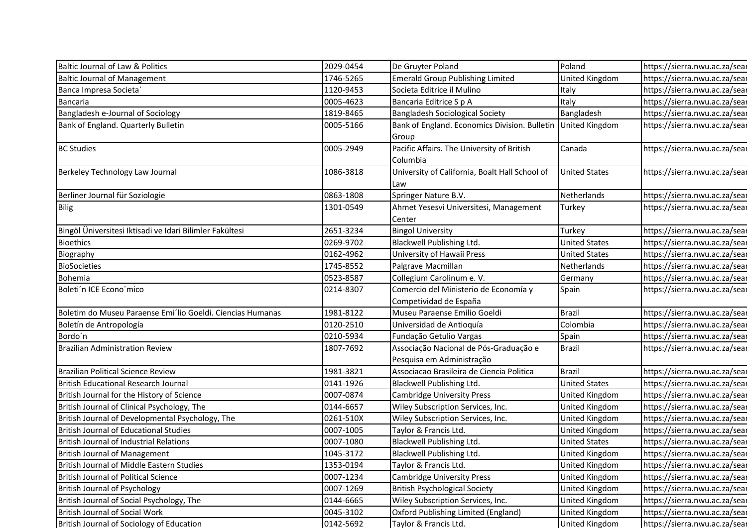| | | | | |
|---|---|---|---|---|
| Baltic Journal of Law & Politics | 2029-0454 | De Gruyter Poland | Poland | https://sierra.nwu.ac.za/sear |
| Baltic Journal of Management | 1746-5265 | Emerald Group Publishing Limited | United Kingdom | https://sierra.nwu.ac.za/sear |
| Banca Impresa Societa` | 1120-9453 | Societa Editrice il Mulino | Italy | https://sierra.nwu.ac.za/sear |
| Bancaria | 0005-4623 | Bancaria Editrice S p A | Italy | https://sierra.nwu.ac.za/sear |
| Bangladesh e-Journal of Sociology | 1819-8465 | Bangladesh Sociological Society | Bangladesh | https://sierra.nwu.ac.za/sear |
| Bank of England. Quarterly Bulletin | 0005-5166 | Bank of England. Economics Division. Bulletin Group | United Kingdom | https://sierra.nwu.ac.za/sear |
| BC Studies | 0005-2949 | Pacific Affairs. The University of British Columbia | Canada | https://sierra.nwu.ac.za/sear |
| Berkeley Technology Law Journal | 1086-3818 | University of California, Boalt Hall School of Law | United States | https://sierra.nwu.ac.za/sear |
| Berliner Journal für Soziologie | 0863-1808 | Springer Nature B.V. | Netherlands | https://sierra.nwu.ac.za/sear |
| Bilig | 1301-0549 | Ahmet Yesesvi Universitesi, Management Center | Turkey | https://sierra.nwu.ac.za/sear |
| Bingöl Üniversitesi Iktisadi ve Idari Bilimler Fakültesi | 2651-3234 | Bingol University | Turkey | https://sierra.nwu.ac.za/sear |
| Bioethics | 0269-9702 | Blackwell Publishing Ltd. | United States | https://sierra.nwu.ac.za/sear |
| Biography | 0162-4962 | University of Hawaii Press | United States | https://sierra.nwu.ac.za/sear |
| BioSocieties | 1745-8552 | Palgrave Macmillan | Netherlands | https://sierra.nwu.ac.za/sear |
| Bohemia | 0523-8587 | Collegium Carolinum e. V. | Germany | https://sierra.nwu.ac.za/sear |
| Boleti´n ICE Econo´mico | 0214-8307 | Comercio del Ministerio de Economía y Competividad de España | Spain | https://sierra.nwu.ac.za/sear |
| Boletim do Museu Paraense Emi´lio Goeldi. Ciencias Humanas | 1981-8122 | Museu Paraense Emilio Goeldi | Brazil | https://sierra.nwu.ac.za/sear |
| Boletín de Antropología | 0120-2510 | Universidad de Antioquía | Colombia | https://sierra.nwu.ac.za/sear |
| Bordo´n | 0210-5934 | Fundação Getulio Vargas | Spain | https://sierra.nwu.ac.za/sear |
| Brazilian Administration Review | 1807-7692 | Associação Nacional de Pós-Graduação e Pesquisa em Administração | Brazil | https://sierra.nwu.ac.za/sear |
| Brazilian Political Science Review | 1981-3821 | Associacao Brasileira de Ciencia Politica | Brazil | https://sierra.nwu.ac.za/sear |
| British Educational Research Journal | 0141-1926 | Blackwell Publishing Ltd. | United States | https://sierra.nwu.ac.za/sear |
| British Journal for the History of Science | 0007-0874 | Cambridge University Press | United Kingdom | https://sierra.nwu.ac.za/sear |
| British Journal of Clinical Psychology, The | 0144-6657 | Wiley Subscription Services, Inc. | United Kingdom | https://sierra.nwu.ac.za/sear |
| British Journal of Developmental Psychology, The | 0261-510X | Wiley Subscription Services, Inc. | United Kingdom | https://sierra.nwu.ac.za/sear |
| British Journal of Educational Studies | 0007-1005 | Taylor & Francis Ltd. | United Kingdom | https://sierra.nwu.ac.za/sear |
| British Journal of Industrial Relations | 0007-1080 | Blackwell Publishing Ltd. | United States | https://sierra.nwu.ac.za/sear |
| British Journal of Management | 1045-3172 | Blackwell Publishing Ltd. | United Kingdom | https://sierra.nwu.ac.za/sear |
| British Journal of Middle Eastern Studies | 1353-0194 | Taylor & Francis Ltd. | United Kingdom | https://sierra.nwu.ac.za/sear |
| British Journal of Political Science | 0007-1234 | Cambridge University Press | United Kingdom | https://sierra.nwu.ac.za/sear |
| British Journal of Psychology | 0007-1269 | British Psychological Society | United Kingdom | https://sierra.nwu.ac.za/sear |
| British Journal of Social Psychology, The | 0144-6665 | Wiley Subscription Services, Inc. | United Kingdom | https://sierra.nwu.ac.za/sear |
| British Journal of Social Work | 0045-3102 | Oxford Publishing Limited (England) | United Kingdom | https://sierra.nwu.ac.za/sear |
| British Journal of Sociology of Education | 0142-5692 | Taylor & Francis Ltd. | United Kingdom | https://sierra.nwu.ac.za/sear |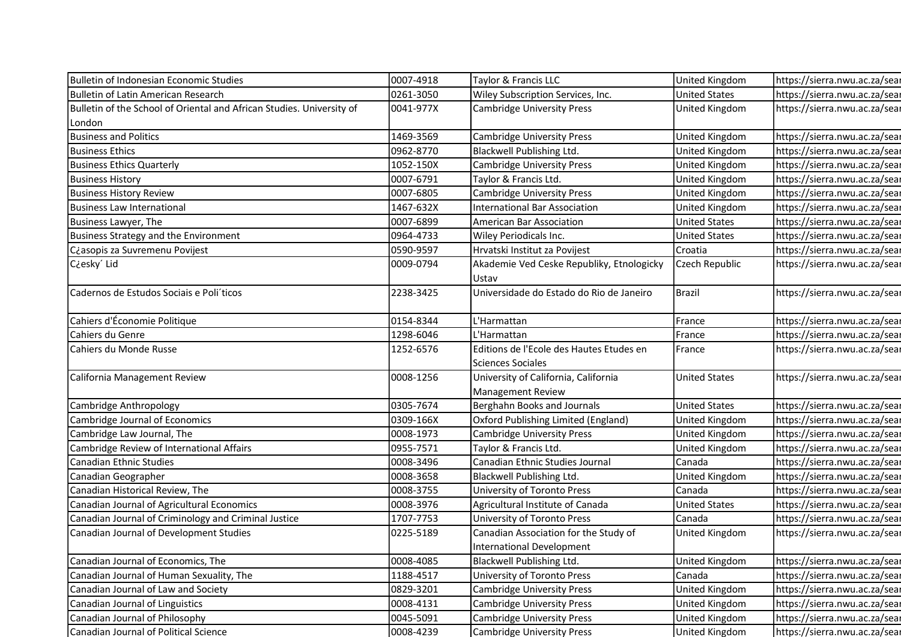| | | | | |
|---|---|---|---|---|
| Bulletin of Indonesian Economic Studies | 0007-4918 | Taylor & Francis LLC | United Kingdom | https://sierra.nwu.ac.za/sear |
| Bulletin of Latin American Research | 0261-3050 | Wiley Subscription Services, Inc. | United States | https://sierra.nwu.ac.za/sear |
| Bulletin of the School of Oriental and African Studies. University of London | 0041-977X | Cambridge University Press | United Kingdom | https://sierra.nwu.ac.za/sear |
| Business and Politics | 1469-3569 | Cambridge University Press | United Kingdom | https://sierra.nwu.ac.za/sear |
| Business Ethics | 0962-8770 | Blackwell Publishing Ltd. | United Kingdom | https://sierra.nwu.ac.za/sear |
| Business Ethics Quarterly | 1052-150X | Cambridge University Press | United Kingdom | https://sierra.nwu.ac.za/sear |
| Business History | 0007-6791 | Taylor & Francis Ltd. | United Kingdom | https://sierra.nwu.ac.za/sear |
| Business History Review | 0007-6805 | Cambridge University Press | United Kingdom | https://sierra.nwu.ac.za/sear |
| Business Law International | 1467-632X | International Bar Association | United Kingdom | https://sierra.nwu.ac.za/sear |
| Business Lawyer, The | 0007-6899 | American Bar Association | United States | https://sierra.nwu.ac.za/sear |
| Business Strategy and the Environment | 0964-4733 | Wiley Periodicals Inc. | United States | https://sierra.nwu.ac.za/sear |
| C¿asopis za Suvremenu Povijest | 0590-9597 | Hrvatski Institut za Povijest | Croatia | https://sierra.nwu.ac.za/sear |
| C¿esky´ Lid | 0009-0794 | Akademie Ved Ceske Republiky, Etnologicky Ustav | Czech Republic | https://sierra.nwu.ac.za/sear |
| Cadernos de Estudos Sociais e Poli´ticos | 2238-3425 | Universidade do Estado do Rio de Janeiro | Brazil | https://sierra.nwu.ac.za/sear |
| Cahiers d'Économie Politique | 0154-8344 | L'Harmattan | France | https://sierra.nwu.ac.za/sear |
| Cahiers du Genre | 1298-6046 | L'Harmattan | France | https://sierra.nwu.ac.za/sear |
| Cahiers du Monde Russe | 1252-6576 | Editions de l'Ecole des Hautes Etudes en Sciences Sociales | France | https://sierra.nwu.ac.za/sear |
| California Management Review | 0008-1256 | University of California, California Management Review | United States | https://sierra.nwu.ac.za/sear |
| Cambridge Anthropology | 0305-7674 | Berghahn Books and Journals | United States | https://sierra.nwu.ac.za/sear |
| Cambridge Journal of Economics | 0309-166X | Oxford Publishing Limited (England) | United Kingdom | https://sierra.nwu.ac.za/sear |
| Cambridge Law Journal, The | 0008-1973 | Cambridge University Press | United Kingdom | https://sierra.nwu.ac.za/sear |
| Cambridge Review of International Affairs | 0955-7571 | Taylor & Francis Ltd. | United Kingdom | https://sierra.nwu.ac.za/sear |
| Canadian Ethnic Studies | 0008-3496 | Canadian Ethnic Studies Journal | Canada | https://sierra.nwu.ac.za/sear |
| Canadian Geographer | 0008-3658 | Blackwell Publishing Ltd. | United Kingdom | https://sierra.nwu.ac.za/sear |
| Canadian Historical Review, The | 0008-3755 | University of Toronto Press | Canada | https://sierra.nwu.ac.za/sear |
| Canadian Journal of Agricultural Economics | 0008-3976 | Agricultural Institute of Canada | United States | https://sierra.nwu.ac.za/sear |
| Canadian Journal of Criminology and Criminal Justice | 1707-7753 | University of Toronto Press | Canada | https://sierra.nwu.ac.za/sear |
| Canadian Journal of Development Studies | 0225-5189 | Canadian Association for the Study of International Development | United Kingdom | https://sierra.nwu.ac.za/sear |
| Canadian Journal of Economics, The | 0008-4085 | Blackwell Publishing Ltd. | United Kingdom | https://sierra.nwu.ac.za/sear |
| Canadian Journal of Human Sexuality, The | 1188-4517 | University of Toronto Press | Canada | https://sierra.nwu.ac.za/sear |
| Canadian Journal of Law and Society | 0829-3201 | Cambridge University Press | United Kingdom | https://sierra.nwu.ac.za/sear |
| Canadian Journal of Linguistics | 0008-4131 | Cambridge University Press | United Kingdom | https://sierra.nwu.ac.za/sear |
| Canadian Journal of Philosophy | 0045-5091 | Cambridge University Press | United Kingdom | https://sierra.nwu.ac.za/sear |
| Canadian Journal of Political Science | 0008-4239 | Cambridge University Press | United Kingdom | https://sierra.nwu.ac.za/sear |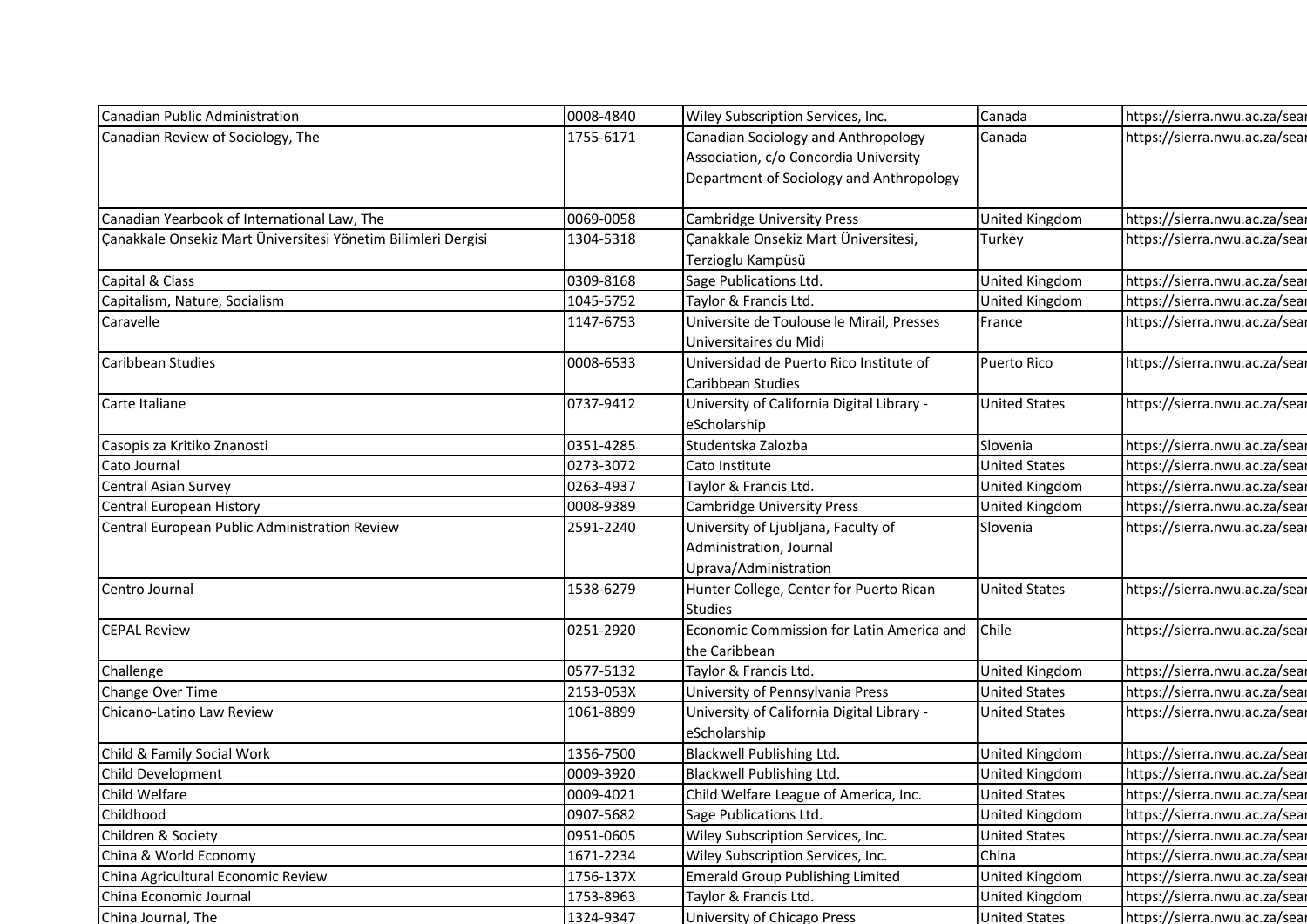| | | | | |
|---|---|---|---|---|
| Canadian Public Administration | 0008-4840 | Wiley Subscription Services, Inc. | Canada | https://sierra.nwu.ac.za/sear |
| Canadian Review of Sociology, The | 1755-6171 | Canadian Sociology and Anthropology Association, c/o Concordia University Department of Sociology and Anthropology | Canada | https://sierra.nwu.ac.za/sear |
| Canadian Yearbook of International Law, The | 0069-0058 | Cambridge University Press | United Kingdom | https://sierra.nwu.ac.za/sear |
| Çanakkale Onsekiz Mart Üniversitesi Yönetim Bilimleri Dergisi | 1304-5318 | Çanakkale Onsekiz Mart Üniversitesi, Terzioglu Kampüsü | Turkey | https://sierra.nwu.ac.za/sear |
| Capital & Class | 0309-8168 | Sage Publications Ltd. | United Kingdom | https://sierra.nwu.ac.za/sear |
| Capitalism, Nature, Socialism | 1045-5752 | Taylor & Francis Ltd. | United Kingdom | https://sierra.nwu.ac.za/sear |
| Caravelle | 1147-6753 | Universite de Toulouse le Mirail, Presses Universitaires du Midi | France | https://sierra.nwu.ac.za/sear |
| Caribbean Studies | 0008-6533 | Universidad de Puerto Rico Institute of Caribbean Studies | Puerto Rico | https://sierra.nwu.ac.za/sear |
| Carte Italiane | 0737-9412 | University of California Digital Library - eScholarship | United States | https://sierra.nwu.ac.za/sear |
| Casopis za Kritiko Znanosti | 0351-4285 | Studentska Zalozba | Slovenia | https://sierra.nwu.ac.za/sear |
| Cato Journal | 0273-3072 | Cato Institute | United States | https://sierra.nwu.ac.za/sear |
| Central Asian Survey | 0263-4937 | Taylor & Francis Ltd. | United Kingdom | https://sierra.nwu.ac.za/sear |
| Central European History | 0008-9389 | Cambridge University Press | United Kingdom | https://sierra.nwu.ac.za/sear |
| Central European Public Administration Review | 2591-2240 | University of Ljubljana, Faculty of Administration, Journal Uprava/Administration | Slovenia | https://sierra.nwu.ac.za/sear |
| Centro Journal | 1538-6279 | Hunter College, Center for Puerto Rican Studies | United States | https://sierra.nwu.ac.za/sear |
| CEPAL Review | 0251-2920 | Economic Commission for Latin America and the Caribbean | Chile | https://sierra.nwu.ac.za/sear |
| Challenge | 0577-5132 | Taylor & Francis Ltd. | United Kingdom | https://sierra.nwu.ac.za/sear |
| Change Over Time | 2153-053X | University of Pennsylvania Press | United States | https://sierra.nwu.ac.za/sear |
| Chicano-Latino Law Review | 1061-8899 | University of California Digital Library - eScholarship | United States | https://sierra.nwu.ac.za/sear |
| Child & Family Social Work | 1356-7500 | Blackwell Publishing Ltd. | United Kingdom | https://sierra.nwu.ac.za/sear |
| Child Development | 0009-3920 | Blackwell Publishing Ltd. | United Kingdom | https://sierra.nwu.ac.za/sear |
| Child Welfare | 0009-4021 | Child Welfare League of America, Inc. | United States | https://sierra.nwu.ac.za/sear |
| Childhood | 0907-5682 | Sage Publications Ltd. | United Kingdom | https://sierra.nwu.ac.za/sear |
| Children & Society | 0951-0605 | Wiley Subscription Services, Inc. | United States | https://sierra.nwu.ac.za/sear |
| China & World Economy | 1671-2234 | Wiley Subscription Services, Inc. | China | https://sierra.nwu.ac.za/sear |
| China Agricultural Economic Review | 1756-137X | Emerald Group Publishing Limited | United Kingdom | https://sierra.nwu.ac.za/sear |
| China Economic Journal | 1753-8963 | Taylor & Francis Ltd. | United Kingdom | https://sierra.nwu.ac.za/sear |
| China Journal, The | 1324-9347 | University of Chicago Press | United States | https://sierra.nwu.ac.za/sear |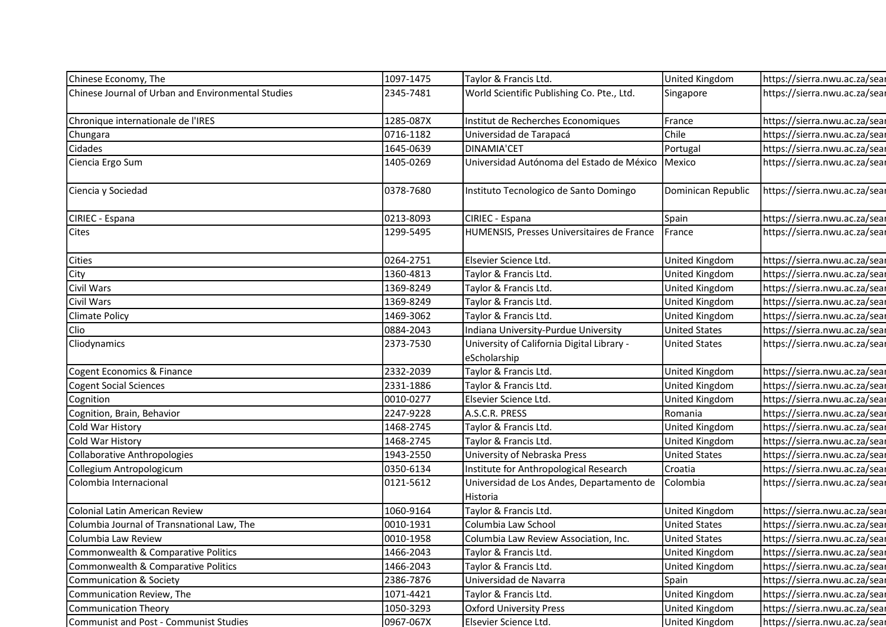| Chinese Economy, The | 1097-1475 | Taylor & Francis Ltd. | United Kingdom | https://sierra.nwu.ac.za/sear |
|---|---|---|---|---|
| Chinese Journal of Urban and Environmental Studies | 2345-7481 | World Scientific Publishing Co. Pte., Ltd. | Singapore | https://sierra.nwu.ac.za/sear |
| Chronique internationale de l'IRES | 1285-087X | Institut de Recherches Economiques | France | https://sierra.nwu.ac.za/sear |
| Chungara | 0716-1182 | Universidad de Tarapacá | Chile | https://sierra.nwu.ac.za/sear |
| Cidades | 1645-0639 | DINAMIA'CET | Portugal | https://sierra.nwu.ac.za/sear |
| Ciencia Ergo Sum | 1405-0269 | Universidad Autónoma del Estado de México | Mexico | https://sierra.nwu.ac.za/sear |
| Ciencia y Sociedad | 0378-7680 | Instituto Tecnologico de Santo Domingo | Dominican Republic | https://sierra.nwu.ac.za/sear |
| CIRIEC - Espana | 0213-8093 | CIRIEC - Espana | Spain | https://sierra.nwu.ac.za/sear |
| Cites | 1299-5495 | HUMENSIS, Presses Universitaires de France | France | https://sierra.nwu.ac.za/sear |
| Cities | 0264-2751 | Elsevier Science Ltd. | United Kingdom | https://sierra.nwu.ac.za/sear |
| City | 1360-4813 | Taylor & Francis Ltd. | United Kingdom | https://sierra.nwu.ac.za/sear |
| Civil Wars | 1369-8249 | Taylor & Francis Ltd. | United Kingdom | https://sierra.nwu.ac.za/sear |
| Civil Wars | 1369-8249 | Taylor & Francis Ltd. | United Kingdom | https://sierra.nwu.ac.za/sear |
| Climate Policy | 1469-3062 | Taylor & Francis Ltd. | United Kingdom | https://sierra.nwu.ac.za/sear |
| Clio | 0884-2043 | Indiana University-Purdue University | United States | https://sierra.nwu.ac.za/sear |
| Cliodynamics | 2373-7530 | University of California Digital Library - eScholarship | United States | https://sierra.nwu.ac.za/sear |
| Cogent Economics & Finance | 2332-2039 | Taylor & Francis Ltd. | United Kingdom | https://sierra.nwu.ac.za/sear |
| Cogent Social Sciences | 2331-1886 | Taylor & Francis Ltd. | United Kingdom | https://sierra.nwu.ac.za/sear |
| Cognition | 0010-0277 | Elsevier Science Ltd. | United Kingdom | https://sierra.nwu.ac.za/sear |
| Cognition, Brain, Behavior | 2247-9228 | A.S.C.R. PRESS | Romania | https://sierra.nwu.ac.za/sear |
| Cold War History | 1468-2745 | Taylor & Francis Ltd. | United Kingdom | https://sierra.nwu.ac.za/sear |
| Cold War History | 1468-2745 | Taylor & Francis Ltd. | United Kingdom | https://sierra.nwu.ac.za/sear |
| Collaborative Anthropologies | 1943-2550 | University of Nebraska Press | United States | https://sierra.nwu.ac.za/sear |
| Collegium Antropologicum | 0350-6134 | Institute for Anthropological Research | Croatia | https://sierra.nwu.ac.za/sear |
| Colombia Internacional | 0121-5612 | Universidad de Los Andes, Departamento de Historia | Colombia | https://sierra.nwu.ac.za/sear |
| Colonial Latin American Review | 1060-9164 | Taylor & Francis Ltd. | United Kingdom | https://sierra.nwu.ac.za/sear |
| Columbia Journal of Transnational Law, The | 0010-1931 | Columbia Law School | United States | https://sierra.nwu.ac.za/sear |
| Columbia Law Review | 0010-1958 | Columbia Law Review Association, Inc. | United States | https://sierra.nwu.ac.za/sear |
| Commonwealth & Comparative Politics | 1466-2043 | Taylor & Francis Ltd. | United Kingdom | https://sierra.nwu.ac.za/sear |
| Commonwealth & Comparative Politics | 1466-2043 | Taylor & Francis Ltd. | United Kingdom | https://sierra.nwu.ac.za/sear |
| Communication & Society | 2386-7876 | Universidad de Navarra | Spain | https://sierra.nwu.ac.za/sear |
| Communication Review, The | 1071-4421 | Taylor & Francis Ltd. | United Kingdom | https://sierra.nwu.ac.za/sear |
| Communication Theory | 1050-3293 | Oxford University Press | United Kingdom | https://sierra.nwu.ac.za/sear |
| Communist and Post - Communist Studies | 0967-067X | Elsevier Science Ltd. | United Kingdom | https://sierra.nwu.ac.za/sear |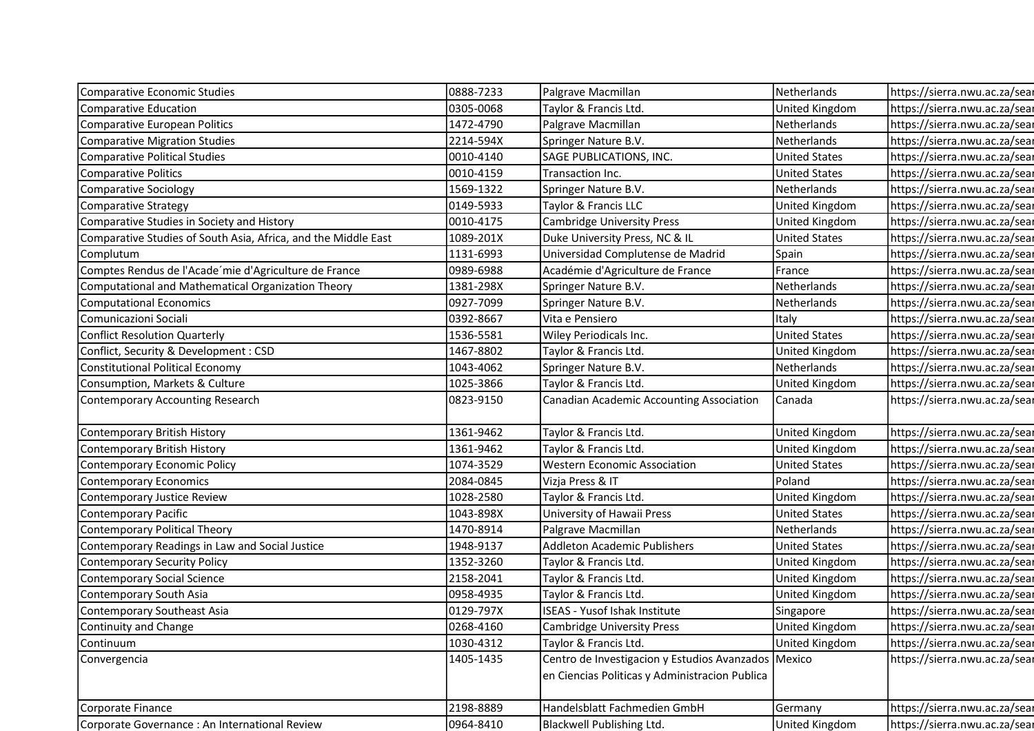| | | | | |
|---|---|---|---|---|
| Comparative Economic Studies | 0888-7233 | Palgrave Macmillan | Netherlands | https://sierra.nwu.ac.za/sear |
| Comparative Education | 0305-0068 | Taylor & Francis Ltd. | United Kingdom | https://sierra.nwu.ac.za/sear |
| Comparative European Politics | 1472-4790 | Palgrave Macmillan | Netherlands | https://sierra.nwu.ac.za/sear |
| Comparative Migration Studies | 2214-594X | Springer Nature B.V. | Netherlands | https://sierra.nwu.ac.za/sear |
| Comparative Political Studies | 0010-4140 | SAGE PUBLICATIONS, INC. | United States | https://sierra.nwu.ac.za/sear |
| Comparative Politics | 0010-4159 | Transaction Inc. | United States | https://sierra.nwu.ac.za/sear |
| Comparative Sociology | 1569-1322 | Springer Nature B.V. | Netherlands | https://sierra.nwu.ac.za/sear |
| Comparative Strategy | 0149-5933 | Taylor & Francis LLC | United Kingdom | https://sierra.nwu.ac.za/sear |
| Comparative Studies in Society and History | 0010-4175 | Cambridge University Press | United Kingdom | https://sierra.nwu.ac.za/sear |
| Comparative Studies of South Asia, Africa, and the Middle East | 1089-201X | Duke University Press, NC & IL | United States | https://sierra.nwu.ac.za/sear |
| Complutum | 1131-6993 | Universidad Complutense de Madrid | Spain | https://sierra.nwu.ac.za/sear |
| Comptes Rendus de l'Acade´mie d'Agriculture de France | 0989-6988 | Académie d'Agriculture de France | France | https://sierra.nwu.ac.za/sear |
| Computational and Mathematical Organization Theory | 1381-298X | Springer Nature B.V. | Netherlands | https://sierra.nwu.ac.za/sear |
| Computational Economics | 0927-7099 | Springer Nature B.V. | Netherlands | https://sierra.nwu.ac.za/sear |
| Comunicazioni Sociali | 0392-8667 | Vita e Pensiero | Italy | https://sierra.nwu.ac.za/sear |
| Conflict Resolution Quarterly | 1536-5581 | Wiley Periodicals Inc. | United States | https://sierra.nwu.ac.za/sear |
| Conflict, Security & Development : CSD | 1467-8802 | Taylor & Francis Ltd. | United Kingdom | https://sierra.nwu.ac.za/sear |
| Constitutional Political Economy | 1043-4062 | Springer Nature B.V. | Netherlands | https://sierra.nwu.ac.za/sear |
| Consumption, Markets & Culture | 1025-3866 | Taylor & Francis Ltd. | United Kingdom | https://sierra.nwu.ac.za/sear |
| Contemporary Accounting Research | 0823-9150 | Canadian Academic Accounting Association | Canada | https://sierra.nwu.ac.za/sear |
| Contemporary British History | 1361-9462 | Taylor & Francis Ltd. | United Kingdom | https://sierra.nwu.ac.za/sear |
| Contemporary British History | 1361-9462 | Taylor & Francis Ltd. | United Kingdom | https://sierra.nwu.ac.za/sear |
| Contemporary Economic Policy | 1074-3529 | Western Economic Association | United States | https://sierra.nwu.ac.za/sear |
| Contemporary Economics | 2084-0845 | Vizja Press & IT | Poland | https://sierra.nwu.ac.za/sear |
| Contemporary Justice Review | 1028-2580 | Taylor & Francis Ltd. | United Kingdom | https://sierra.nwu.ac.za/sear |
| Contemporary Pacific | 1043-898X | University of Hawaii Press | United States | https://sierra.nwu.ac.za/sear |
| Contemporary Political Theory | 1470-8914 | Palgrave Macmillan | Netherlands | https://sierra.nwu.ac.za/sear |
| Contemporary Readings in Law and Social Justice | 1948-9137 | Addleton Academic Publishers | United States | https://sierra.nwu.ac.za/sear |
| Contemporary Security Policy | 1352-3260 | Taylor & Francis Ltd. | United Kingdom | https://sierra.nwu.ac.za/sear |
| Contemporary Social Science | 2158-2041 | Taylor & Francis Ltd. | United Kingdom | https://sierra.nwu.ac.za/sear |
| Contemporary South Asia | 0958-4935 | Taylor & Francis Ltd. | United Kingdom | https://sierra.nwu.ac.za/sear |
| Contemporary Southeast Asia | 0129-797X | ISEAS - Yusof Ishak Institute | Singapore | https://sierra.nwu.ac.za/sear |
| Continuity and Change | 0268-4160 | Cambridge University Press | United Kingdom | https://sierra.nwu.ac.za/sear |
| Continuum | 1030-4312 | Taylor & Francis Ltd. | United Kingdom | https://sierra.nwu.ac.za/sear |
| Convergencia | 1405-1435 | Centro de Investigacion y Estudios Avanzados en Ciencias Politicas y Administracion Publica | Mexico | https://sierra.nwu.ac.za/sear |
| Corporate Finance | 2198-8889 | Handelsblatt Fachmedien GmbH | Germany | https://sierra.nwu.ac.za/sear |
| Corporate Governance : An International Review | 0964-8410 | Blackwell Publishing Ltd. | United Kingdom | https://sierra.nwu.ac.za/sear |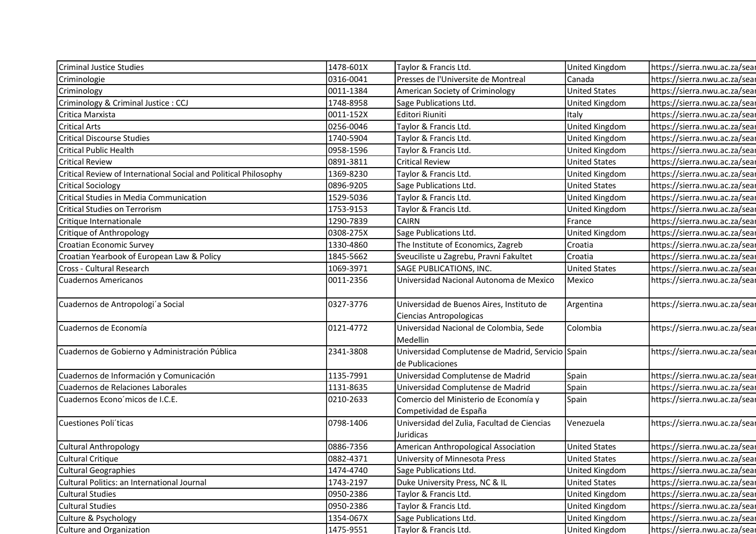| | | | | |
|---|---|---|---|---|
| Criminal Justice Studies | 1478-601X | Taylor & Francis Ltd. | United Kingdom | https://sierra.nwu.ac.za/sear |
| Criminologie | 0316-0041 | Presses de l'Universite de Montreal | Canada | https://sierra.nwu.ac.za/sear |
| Criminology | 0011-1384 | American Society of Criminology | United States | https://sierra.nwu.ac.za/sear |
| Criminology & Criminal Justice : CCJ | 1748-8958 | Sage Publications Ltd. | United Kingdom | https://sierra.nwu.ac.za/sear |
| Critica Marxista | 0011-152X | Editori Riuniti | Italy | https://sierra.nwu.ac.za/sear |
| Critical Arts | 0256-0046 | Taylor & Francis Ltd. | United Kingdom | https://sierra.nwu.ac.za/sear |
| Critical Discourse Studies | 1740-5904 | Taylor & Francis Ltd. | United Kingdom | https://sierra.nwu.ac.za/sear |
| Critical Public Health | 0958-1596 | Taylor & Francis Ltd. | United Kingdom | https://sierra.nwu.ac.za/sear |
| Critical Review | 0891-3811 | Critical Review | United States | https://sierra.nwu.ac.za/sear |
| Critical Review of International Social and Political Philosophy | 1369-8230 | Taylor & Francis Ltd. | United Kingdom | https://sierra.nwu.ac.za/sear |
| Critical Sociology | 0896-9205 | Sage Publications Ltd. | United States | https://sierra.nwu.ac.za/sear |
| Critical Studies in Media Communication | 1529-5036 | Taylor & Francis Ltd. | United Kingdom | https://sierra.nwu.ac.za/sear |
| Critical Studies on Terrorism | 1753-9153 | Taylor & Francis Ltd. | United Kingdom | https://sierra.nwu.ac.za/sear |
| Critique Internationale | 1290-7839 | CAIRN | France | https://sierra.nwu.ac.za/sear |
| Critique of Anthropology | 0308-275X | Sage Publications Ltd. | United Kingdom | https://sierra.nwu.ac.za/sear |
| Croatian Economic Survey | 1330-4860 | The Institute of Economics, Zagreb | Croatia | https://sierra.nwu.ac.za/sear |
| Croatian Yearbook of European Law & Policy | 1845-5662 | Sveuciliste u Zagrebu, Pravni Fakultet | Croatia | https://sierra.nwu.ac.za/sear |
| Cross - Cultural Research | 1069-3971 | SAGE PUBLICATIONS, INC. | United States | https://sierra.nwu.ac.za/sear |
| Cuadernos Americanos | 0011-2356 | Universidad Nacional Autonoma de Mexico | Mexico | https://sierra.nwu.ac.za/sear |
| Cuadernos de Antropologi´a Social | 0327-3776 | Universidad de Buenos Aires, Instituto de Ciencias Antropologicas | Argentina | https://sierra.nwu.ac.za/sear |
| Cuadernos de Economía | 0121-4772 | Universidad Nacional de Colombia, Sede Medellin | Colombia | https://sierra.nwu.ac.za/sear |
| Cuadernos de Gobierno y Administración Pública | 2341-3808 | Universidad Complutense de Madrid, Servicio de Publicaciones | Spain | https://sierra.nwu.ac.za/sear |
| Cuadernos de Información y Comunicación | 1135-7991 | Universidad Complutense de Madrid | Spain | https://sierra.nwu.ac.za/sear |
| Cuadernos de Relaciones Laborales | 1131-8635 | Universidad Complutense de Madrid | Spain | https://sierra.nwu.ac.za/sear |
| Cuadernos Econo´micos de I.C.E. | 0210-2633 | Comercio del Ministerio de Economía y Competividad de España | Spain | https://sierra.nwu.ac.za/sear |
| Cuestiones Poli´ticas | 0798-1406 | Universidad del Zulia, Facultad de Ciencias Juridicas | Venezuela | https://sierra.nwu.ac.za/sear |
| Cultural Anthropology | 0886-7356 | American Anthropological Association | United States | https://sierra.nwu.ac.za/sear |
| Cultural Critique | 0882-4371 | University of Minnesota Press | United States | https://sierra.nwu.ac.za/sear |
| Cultural Geographies | 1474-4740 | Sage Publications Ltd. | United Kingdom | https://sierra.nwu.ac.za/sear |
| Cultural Politics: an International Journal | 1743-2197 | Duke University Press, NC & IL | United States | https://sierra.nwu.ac.za/sear |
| Cultural Studies | 0950-2386 | Taylor & Francis Ltd. | United Kingdom | https://sierra.nwu.ac.za/sear |
| Cultural Studies | 0950-2386 | Taylor & Francis Ltd. | United Kingdom | https://sierra.nwu.ac.za/sear |
| Culture & Psychology | 1354-067X | Sage Publications Ltd. | United Kingdom | https://sierra.nwu.ac.za/sear |
| Culture and Organization | 1475-9551 | Taylor & Francis Ltd. | United Kingdom | https://sierra.nwu.ac.za/sear |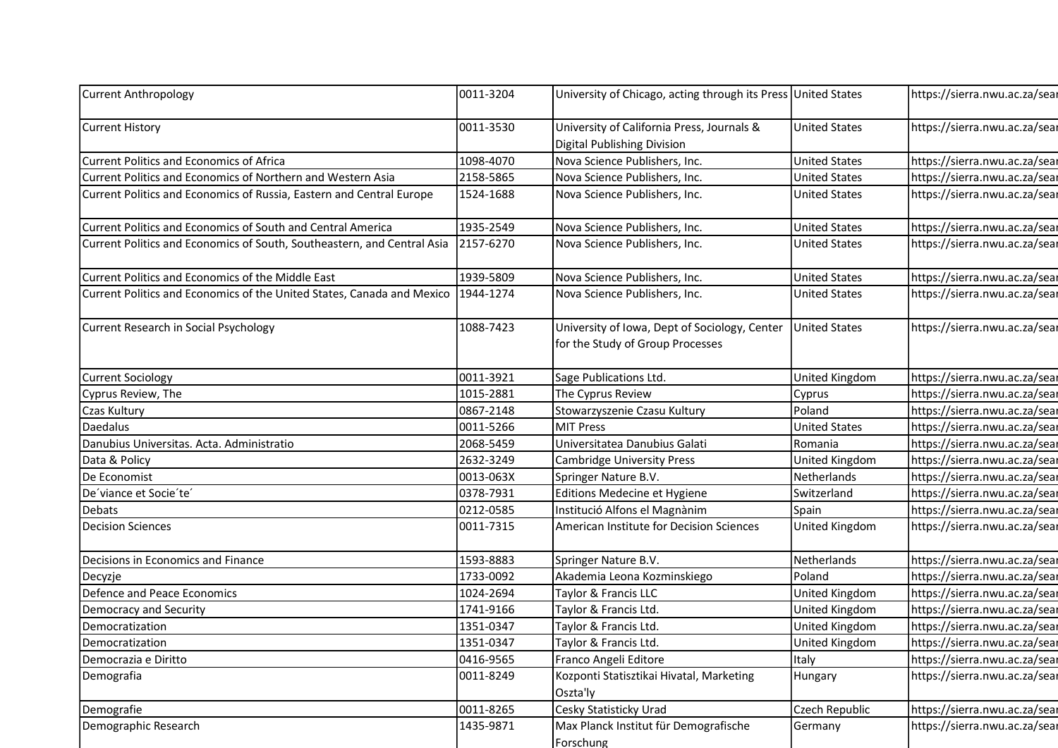| | | | | |
|---|---|---|---|---|
| Current Anthropology | 0011-3204 | University of Chicago, acting through its Press | United States | https://sierra.nwu.ac.za/sear |
| Current History | 0011-3530 | University of California Press, Journals & Digital Publishing Division | United States | https://sierra.nwu.ac.za/sear |
| Current Politics and Economics of Africa | 1098-4070 | Nova Science Publishers, Inc. | United States | https://sierra.nwu.ac.za/sear |
| Current Politics and Economics of Northern and Western Asia | 2158-5865 | Nova Science Publishers, Inc. | United States | https://sierra.nwu.ac.za/sear |
| Current Politics and Economics of Russia, Eastern and Central Europe | 1524-1688 | Nova Science Publishers, Inc. | United States | https://sierra.nwu.ac.za/sear |
| Current Politics and Economics of South and Central America | 1935-2549 | Nova Science Publishers, Inc. | United States | https://sierra.nwu.ac.za/sear |
| Current Politics and Economics of South, Southeastern, and Central Asia | 2157-6270 | Nova Science Publishers, Inc. | United States | https://sierra.nwu.ac.za/sear |
| Current Politics and Economics of the Middle East | 1939-5809 | Nova Science Publishers, Inc. | United States | https://sierra.nwu.ac.za/sear |
| Current Politics and Economics of the United States, Canada and Mexico | 1944-1274 | Nova Science Publishers, Inc. | United States | https://sierra.nwu.ac.za/sear |
| Current Research in Social Psychology | 1088-7423 | University of Iowa, Dept of Sociology, Center for the Study of Group Processes | United States | https://sierra.nwu.ac.za/sear |
| Current Sociology | 0011-3921 | Sage Publications Ltd. | United Kingdom | https://sierra.nwu.ac.za/sear |
| Cyprus Review, The | 1015-2881 | The Cyprus Review | Cyprus | https://sierra.nwu.ac.za/sear |
| Czas Kultury | 0867-2148 | Stowarzyszenie Czasu Kultury | Poland | https://sierra.nwu.ac.za/sear |
| Daedalus | 0011-5266 | MIT Press | United States | https://sierra.nwu.ac.za/sear |
| Danubius Universitas. Acta. Administratio | 2068-5459 | Universitatea Danubius Galati | Romania | https://sierra.nwu.ac.za/sear |
| Data & Policy | 2632-3249 | Cambridge University Press | United Kingdom | https://sierra.nwu.ac.za/sear |
| De Economist | 0013-063X | Springer Nature B.V. | Netherlands | https://sierra.nwu.ac.za/sear |
| De´viance et Socie´te´ | 0378-7931 | Editions Medecine et Hygiene | Switzerland | https://sierra.nwu.ac.za/sear |
| Debats | 0212-0585 | Institució Alfons el Magnànim | Spain | https://sierra.nwu.ac.za/sear |
| Decision Sciences | 0011-7315 | American Institute for Decision Sciences | United Kingdom | https://sierra.nwu.ac.za/sear |
| Decisions in Economics and Finance | 1593-8883 | Springer Nature B.V. | Netherlands | https://sierra.nwu.ac.za/sear |
| Decyzje | 1733-0092 | Akademia Leona Kozminskiego | Poland | https://sierra.nwu.ac.za/sear |
| Defence and Peace Economics | 1024-2694 | Taylor & Francis LLC | United Kingdom | https://sierra.nwu.ac.za/sear |
| Democracy and Security | 1741-9166 | Taylor & Francis Ltd. | United Kingdom | https://sierra.nwu.ac.za/sear |
| Democratization | 1351-0347 | Taylor & Francis Ltd. | United Kingdom | https://sierra.nwu.ac.za/sear |
| Democratization | 1351-0347 | Taylor & Francis Ltd. | United Kingdom | https://sierra.nwu.ac.za/sear |
| Democrazia e Diritto | 0416-9565 | Franco Angeli Editore | Italy | https://sierra.nwu.ac.za/sear |
| Demografia | 0011-8249 | Kozponti Statisztikai Hivatal, Marketing Oszta'ly | Hungary | https://sierra.nwu.ac.za/sear |
| Demografie | 0011-8265 | Cesky Statisticky Urad | Czech Republic | https://sierra.nwu.ac.za/sear |
| Demographic Research | 1435-9871 | Max Planck Institut für Demografische Forschung | Germany | https://sierra.nwu.ac.za/sear |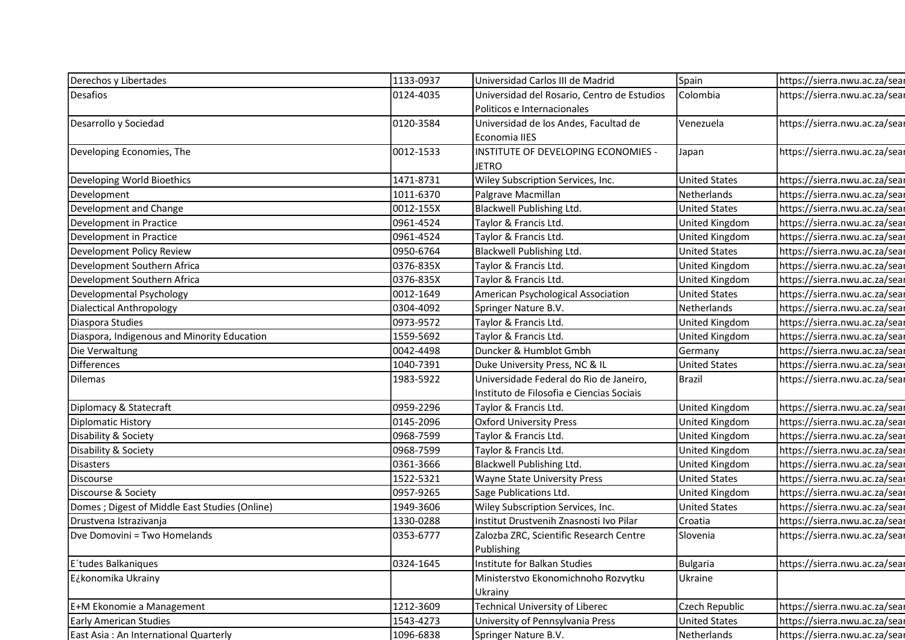| | | | | |
|---|---|---|---|---|
| Derechos y Libertades | 1133-0937 | Universidad Carlos III de Madrid | Spain | https://sierra.nwu.ac.za/sear |
| Desafios | 0124-4035 | Universidad del Rosario, Centro de Estudios Politicos e Internacionales | Colombia | https://sierra.nwu.ac.za/sear |
| Desarrollo y Sociedad | 0120-3584 | Universidad de los Andes, Facultad de Economia IIES | Venezuela | https://sierra.nwu.ac.za/sear |
| Developing Economies, The | 0012-1533 | INSTITUTE OF DEVELOPING ECONOMIES - JETRO | Japan | https://sierra.nwu.ac.za/sear |
| Developing World Bioethics | 1471-8731 | Wiley Subscription Services, Inc. | United States | https://sierra.nwu.ac.za/sear |
| Development | 1011-6370 | Palgrave Macmillan | Netherlands | https://sierra.nwu.ac.za/sear |
| Development and Change | 0012-155X | Blackwell Publishing Ltd. | United States | https://sierra.nwu.ac.za/sear |
| Development in Practice | 0961-4524 | Taylor & Francis Ltd. | United Kingdom | https://sierra.nwu.ac.za/sear |
| Development in Practice | 0961-4524 | Taylor & Francis Ltd. | United Kingdom | https://sierra.nwu.ac.za/sear |
| Development Policy Review | 0950-6764 | Blackwell Publishing Ltd. | United States | https://sierra.nwu.ac.za/sear |
| Development Southern Africa | 0376-835X | Taylor & Francis Ltd. | United Kingdom | https://sierra.nwu.ac.za/sear |
| Development Southern Africa | 0376-835X | Taylor & Francis Ltd. | United Kingdom | https://sierra.nwu.ac.za/sear |
| Developmental Psychology | 0012-1649 | American Psychological Association | United States | https://sierra.nwu.ac.za/sear |
| Dialectical Anthropology | 0304-4092 | Springer Nature B.V. | Netherlands | https://sierra.nwu.ac.za/sear |
| Diaspora Studies | 0973-9572 | Taylor & Francis Ltd. | United Kingdom | https://sierra.nwu.ac.za/sear |
| Diaspora, Indigenous and Minority Education | 1559-5692 | Taylor & Francis Ltd. | United Kingdom | https://sierra.nwu.ac.za/sear |
| Die Verwaltung | 0042-4498 | Duncker & Humblot Gmbh | Germany | https://sierra.nwu.ac.za/sear |
| Differences | 1040-7391 | Duke University Press, NC & IL | United States | https://sierra.nwu.ac.za/sear |
| Dilemas | 1983-5922 | Universidade Federal do Rio de Janeiro, Instituto de Filosofia e Ciencias Sociais | Brazil | https://sierra.nwu.ac.za/sear |
| Diplomacy & Statecraft | 0959-2296 | Taylor & Francis Ltd. | United Kingdom | https://sierra.nwu.ac.za/sear |
| Diplomatic History | 0145-2096 | Oxford University Press | United Kingdom | https://sierra.nwu.ac.za/sear |
| Disability & Society | 0968-7599 | Taylor & Francis Ltd. | United Kingdom | https://sierra.nwu.ac.za/sear |
| Disability & Society | 0968-7599 | Taylor & Francis Ltd. | United Kingdom | https://sierra.nwu.ac.za/sear |
| Disasters | 0361-3666 | Blackwell Publishing Ltd. | United Kingdom | https://sierra.nwu.ac.za/sear |
| Discourse | 1522-5321 | Wayne State University Press | United States | https://sierra.nwu.ac.za/sear |
| Discourse & Society | 0957-9265 | Sage Publications Ltd. | United Kingdom | https://sierra.nwu.ac.za/sear |
| Domes ; Digest of Middle East Studies (Online) | 1949-3606 | Wiley Subscription Services, Inc. | United States | https://sierra.nwu.ac.za/sear |
| Drustvena Istrazivanja | 1330-0288 | Institut Drustvenih Znasnosti Ivo Pilar | Croatia | https://sierra.nwu.ac.za/sear |
| Dve Domovini = Two Homelands | 0353-6777 | Zalozba ZRC, Scientific Research Centre Publishing | Slovenia | https://sierra.nwu.ac.za/sear |
| E´tudes Balkaniques | 0324-1645 | Institute for Balkan Studies | Bulgaria | https://sierra.nwu.ac.za/sear |
| E¿konomika Ukrainy | | Ministerstvo Ekonomichnoho Rozvytku Ukrainy | Ukraine | |
| E+M Ekonomie a Management | 1212-3609 | Technical University of Liberec | Czech Republic | https://sierra.nwu.ac.za/sear |
| Early American Studies | 1543-4273 | University of Pennsylvania Press | United States | https://sierra.nwu.ac.za/sear |
| East Asia : An International Quarterly | 1096-6838 | Springer Nature B.V. | Netherlands | https://sierra.nwu.ac.za/sear |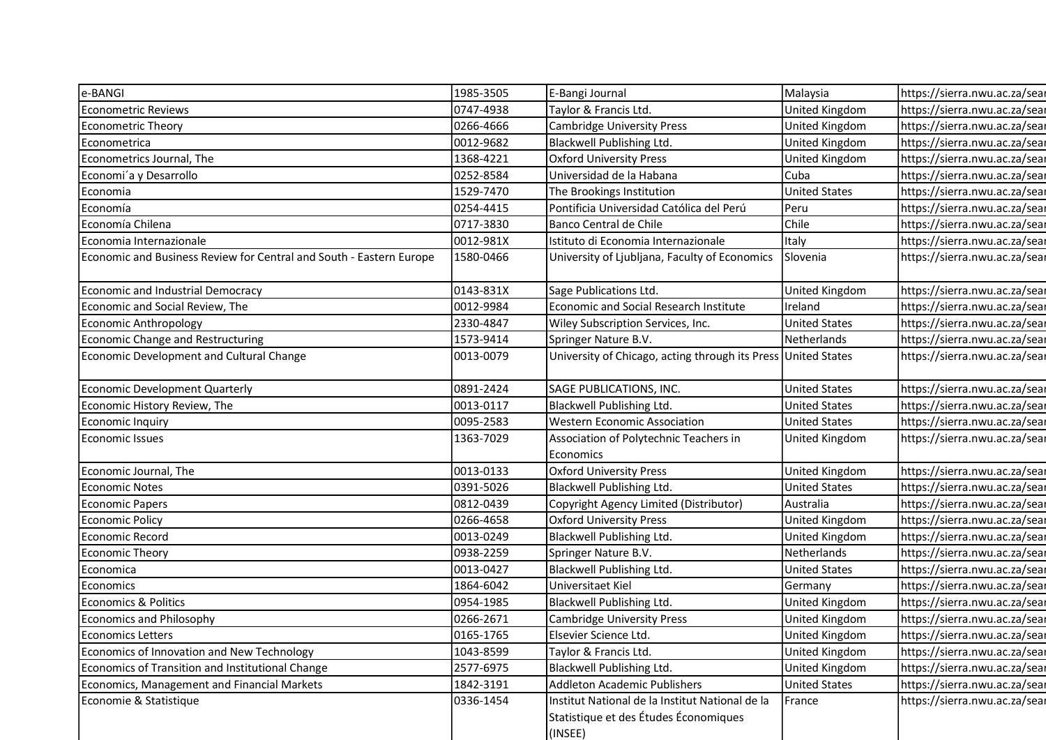| | | | | |
|---|---|---|---|---|
| e-BANGI | 1985-3505 | E-Bangi Journal | Malaysia | https://sierra.nwu.ac.za/sear |
| Econometric Reviews | 0747-4938 | Taylor & Francis Ltd. | United Kingdom | https://sierra.nwu.ac.za/sear |
| Econometric Theory | 0266-4666 | Cambridge University Press | United Kingdom | https://sierra.nwu.ac.za/sear |
| Econometrica | 0012-9682 | Blackwell Publishing Ltd. | United Kingdom | https://sierra.nwu.ac.za/sear |
| Econometrics Journal, The | 1368-4221 | Oxford University Press | United Kingdom | https://sierra.nwu.ac.za/sear |
| Economi´a y Desarrollo | 0252-8584 | Universidad de la Habana | Cuba | https://sierra.nwu.ac.za/sear |
| Economia | 1529-7470 | The Brookings Institution | United States | https://sierra.nwu.ac.za/sear |
| Economía | 0254-4415 | Pontificia Universidad Católica del Perú | Peru | https://sierra.nwu.ac.za/sear |
| Economía Chilena | 0717-3830 | Banco Central de Chile | Chile | https://sierra.nwu.ac.za/sear |
| Economia Internazionale | 0012-981X | Istituto di Economia Internazionale | Italy | https://sierra.nwu.ac.za/sear |
| Economic and Business Review for Central and South - Eastern Europe | 1580-0466 | University of Ljubljana, Faculty of Economics | Slovenia | https://sierra.nwu.ac.za/sear |
| Economic and Industrial Democracy | 0143-831X | Sage Publications Ltd. | United Kingdom | https://sierra.nwu.ac.za/sear |
| Economic and Social Review, The | 0012-9984 | Economic and Social Research Institute | Ireland | https://sierra.nwu.ac.za/sear |
| Economic Anthropology | 2330-4847 | Wiley Subscription Services, Inc. | United States | https://sierra.nwu.ac.za/sear |
| Economic Change and Restructuring | 1573-9414 | Springer Nature B.V. | Netherlands | https://sierra.nwu.ac.za/sear |
| Economic Development and Cultural Change | 0013-0079 | University of Chicago, acting through its Press | United States | https://sierra.nwu.ac.za/sear |
| Economic Development Quarterly | 0891-2424 | SAGE PUBLICATIONS, INC. | United States | https://sierra.nwu.ac.za/sear |
| Economic History Review, The | 0013-0117 | Blackwell Publishing Ltd. | United States | https://sierra.nwu.ac.za/sear |
| Economic Inquiry | 0095-2583 | Western Economic Association | United States | https://sierra.nwu.ac.za/sear |
| Economic Issues | 1363-7029 | Association of Polytechnic Teachers in Economics | United Kingdom | https://sierra.nwu.ac.za/sear |
| Economic Journal, The | 0013-0133 | Oxford University Press | United Kingdom | https://sierra.nwu.ac.za/sear |
| Economic Notes | 0391-5026 | Blackwell Publishing Ltd. | United States | https://sierra.nwu.ac.za/sear |
| Economic Papers | 0812-0439 | Copyright Agency Limited (Distributor) | Australia | https://sierra.nwu.ac.za/sear |
| Economic Policy | 0266-4658 | Oxford University Press | United Kingdom | https://sierra.nwu.ac.za/sear |
| Economic Record | 0013-0249 | Blackwell Publishing Ltd. | United Kingdom | https://sierra.nwu.ac.za/sear |
| Economic Theory | 0938-2259 | Springer Nature B.V. | Netherlands | https://sierra.nwu.ac.za/sear |
| Economica | 0013-0427 | Blackwell Publishing Ltd. | United States | https://sierra.nwu.ac.za/sear |
| Economics | 1864-6042 | Universitaet Kiel | Germany | https://sierra.nwu.ac.za/sear |
| Economics & Politics | 0954-1985 | Blackwell Publishing Ltd. | United Kingdom | https://sierra.nwu.ac.za/sear |
| Economics and Philosophy | 0266-2671 | Cambridge University Press | United Kingdom | https://sierra.nwu.ac.za/sear |
| Economics Letters | 0165-1765 | Elsevier Science Ltd. | United Kingdom | https://sierra.nwu.ac.za/sear |
| Economics of Innovation and New Technology | 1043-8599 | Taylor & Francis Ltd. | United Kingdom | https://sierra.nwu.ac.za/sear |
| Economics of Transition and Institutional Change | 2577-6975 | Blackwell Publishing Ltd. | United Kingdom | https://sierra.nwu.ac.za/sear |
| Economics, Management and Financial Markets | 1842-3191 | Addleton Academic Publishers | United States | https://sierra.nwu.ac.za/sear |
| Economie & Statistique | 0336-1454 | Institut National de la Institut National de la Statistique et des Études Économiques (INSEE) | France | https://sierra.nwu.ac.za/sear |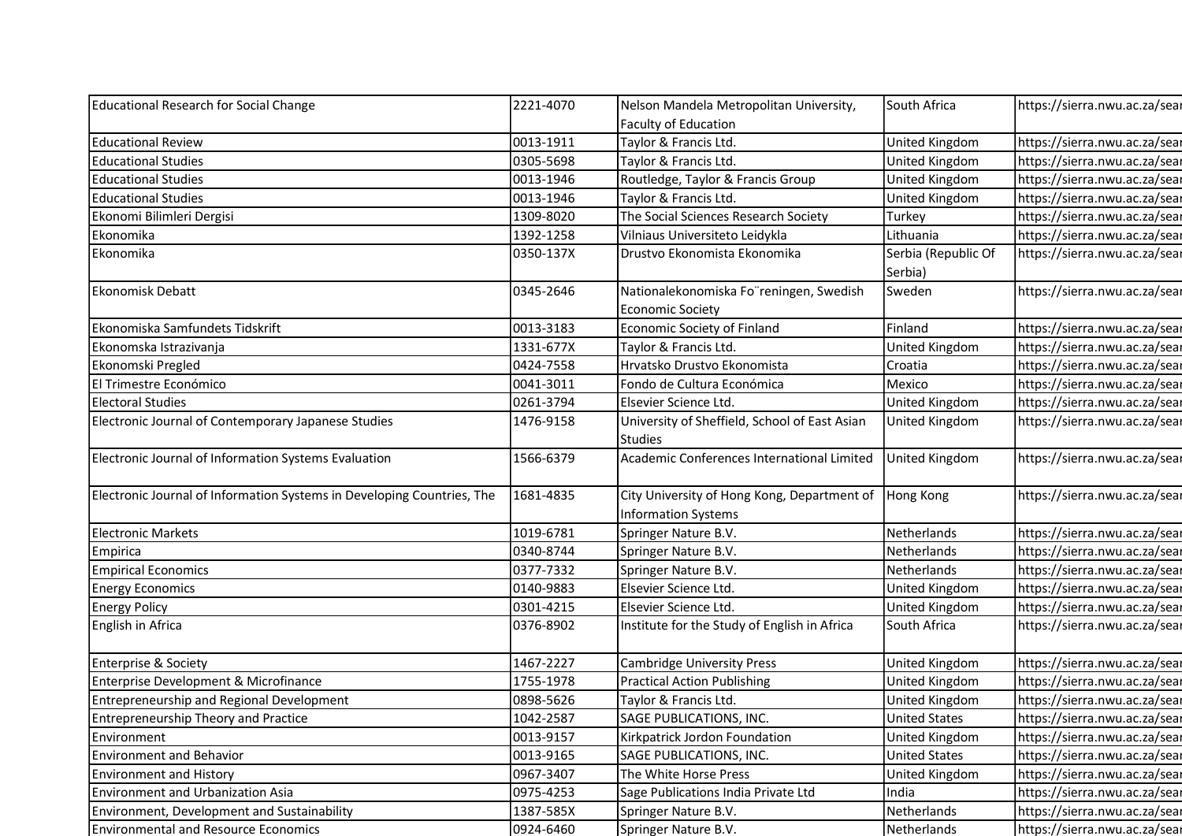| | | | | |
|---|---|---|---|---|
| Educational Research for Social Change | 2221-4070 | Nelson Mandela Metropolitan University, Faculty of Education | South Africa | https://sierra.nwu.ac.za/sear |
| Educational Review | 0013-1911 | Taylor & Francis Ltd. | United Kingdom | https://sierra.nwu.ac.za/sear |
| Educational Studies | 0305-5698 | Taylor & Francis Ltd. | United Kingdom | https://sierra.nwu.ac.za/sear |
| Educational Studies | 0013-1946 | Routledge, Taylor & Francis Group | United Kingdom | https://sierra.nwu.ac.za/sear |
| Educational Studies | 0013-1946 | Taylor & Francis Ltd. | United Kingdom | https://sierra.nwu.ac.za/sear |
| Ekonomi Bilimleri Dergisi | 1309-8020 | The Social Sciences Research Society | Turkey | https://sierra.nwu.ac.za/sear |
| Ekonomika | 1392-1258 | Vilniaus Universiteto Leidykla | Lithuania | https://sierra.nwu.ac.za/sear |
| Ekonomika | 0350-137X | Drustvo Ekonomista Ekonomika | Serbia (Republic Of Serbia) | https://sierra.nwu.ac.za/sear |
| Ekonomisk Debatt | 0345-2646 | Nationalekonomiska Fo¨reningen, Swedish Economic Society | Sweden | https://sierra.nwu.ac.za/sear |
| Ekonomiska Samfundets Tidskrift | 0013-3183 | Economic Society of Finland | Finland | https://sierra.nwu.ac.za/sear |
| Ekonomska Istrazivanja | 1331-677X | Taylor & Francis Ltd. | United Kingdom | https://sierra.nwu.ac.za/sear |
| Ekonomski Pregled | 0424-7558 | Hrvatsko Drustvo Ekonomista | Croatia | https://sierra.nwu.ac.za/sear |
| El Trimestre Económico | 0041-3011 | Fondo de Cultura Económica | Mexico | https://sierra.nwu.ac.za/sear |
| Electoral Studies | 0261-3794 | Elsevier Science Ltd. | United Kingdom | https://sierra.nwu.ac.za/sear |
| Electronic Journal of Contemporary Japanese Studies | 1476-9158 | University of Sheffield, School of East Asian Studies | United Kingdom | https://sierra.nwu.ac.za/sear |
| Electronic Journal of Information Systems Evaluation | 1566-6379 | Academic Conferences International Limited | United Kingdom | https://sierra.nwu.ac.za/sear |
| Electronic Journal of Information Systems in Developing Countries, The | 1681-4835 | City University of Hong Kong, Department of Information Systems | Hong Kong | https://sierra.nwu.ac.za/sear |
| Electronic Markets | 1019-6781 | Springer Nature B.V. | Netherlands | https://sierra.nwu.ac.za/sear |
| Empirica | 0340-8744 | Springer Nature B.V. | Netherlands | https://sierra.nwu.ac.za/sear |
| Empirical Economics | 0377-7332 | Springer Nature B.V. | Netherlands | https://sierra.nwu.ac.za/sear |
| Energy Economics | 0140-9883 | Elsevier Science Ltd. | United Kingdom | https://sierra.nwu.ac.za/sear |
| Energy Policy | 0301-4215 | Elsevier Science Ltd. | United Kingdom | https://sierra.nwu.ac.za/sear |
| English in Africa | 0376-8902 | Institute for the Study of English in Africa | South Africa | https://sierra.nwu.ac.za/sear |
| Enterprise & Society | 1467-2227 | Cambridge University Press | United Kingdom | https://sierra.nwu.ac.za/sear |
| Enterprise Development & Microfinance | 1755-1978 | Practical Action Publishing | United Kingdom | https://sierra.nwu.ac.za/sear |
| Entrepreneurship and Regional Development | 0898-5626 | Taylor & Francis Ltd. | United Kingdom | https://sierra.nwu.ac.za/sear |
| Entrepreneurship Theory and Practice | 1042-2587 | SAGE PUBLICATIONS, INC. | United States | https://sierra.nwu.ac.za/sear |
| Environment | 0013-9157 | Kirkpatrick Jordon Foundation | United Kingdom | https://sierra.nwu.ac.za/sear |
| Environment and Behavior | 0013-9165 | SAGE PUBLICATIONS, INC. | United States | https://sierra.nwu.ac.za/sear |
| Environment and History | 0967-3407 | The White Horse Press | United Kingdom | https://sierra.nwu.ac.za/sear |
| Environment and Urbanization Asia | 0975-4253 | Sage Publications India Private Ltd | India | https://sierra.nwu.ac.za/sear |
| Environment, Development and Sustainability | 1387-585X | Springer Nature B.V. | Netherlands | https://sierra.nwu.ac.za/sear |
| Environmental and Resource Economics | 0924-6460 | Springer Nature B.V. | Netherlands | https://sierra.nwu.ac.za/sear |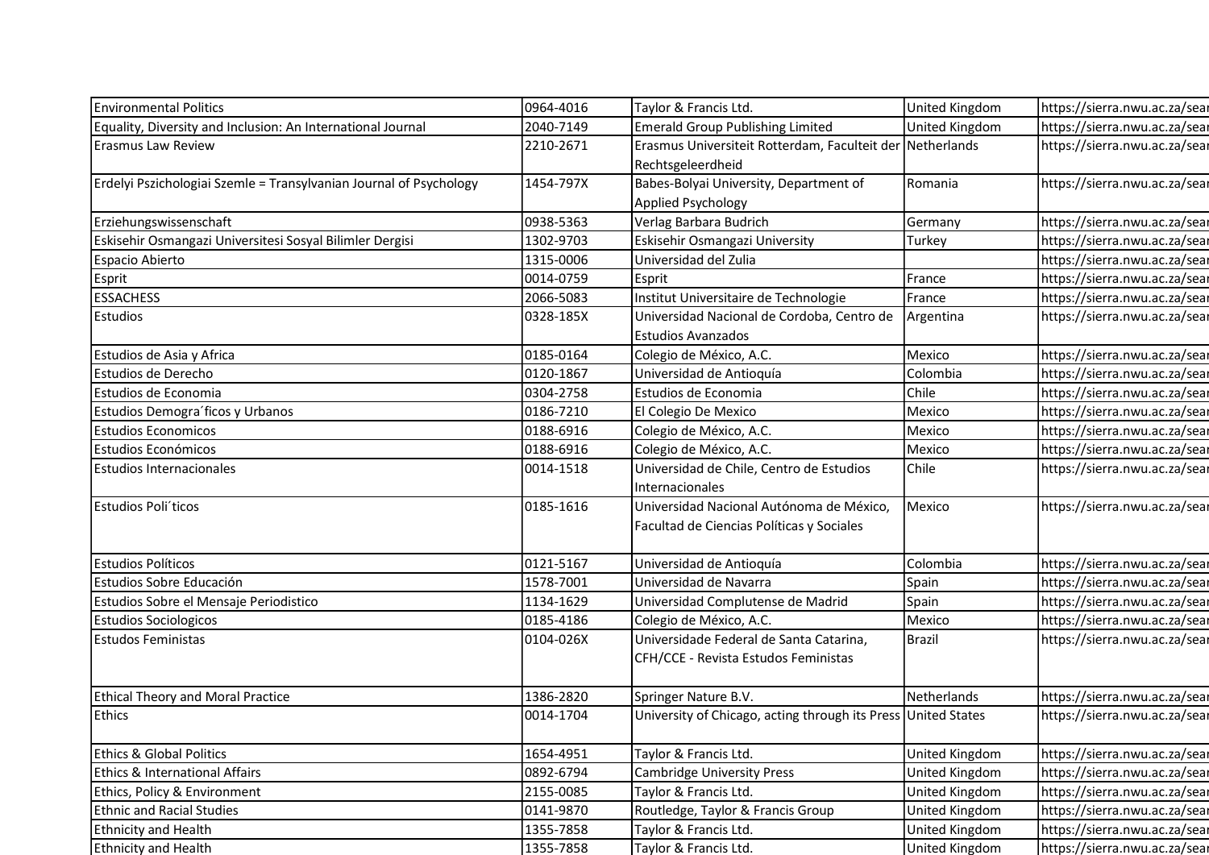| | | | | |
|---|---|---|---|---|
| Environmental Politics | 0964-4016 | Taylor & Francis Ltd. | United Kingdom | https://sierra.nwu.ac.za/sear |
| Equality, Diversity and Inclusion: An International Journal | 2040-7149 | Emerald Group Publishing Limited | United Kingdom | https://sierra.nwu.ac.za/sear |
| Erasmus Law Review | 2210-2671 | Erasmus Universiteit Rotterdam, Faculteit der Rechtsgeleerdheid | Netherlands | https://sierra.nwu.ac.za/sear |
| Erdelyi Pszichologiai Szemle = Transylvanian Journal of Psychology | 1454-797X | Babes-Bolyai University, Department of Applied Psychology | Romania | https://sierra.nwu.ac.za/sear |
| Erziehungswissenschaft | 0938-5363 | Verlag Barbara Budrich | Germany | https://sierra.nwu.ac.za/sear |
| Eskisehir Osmangazi Universitesi Sosyal Bilimler Dergisi | 1302-9703 | Eskisehir Osmangazi University | Turkey | https://sierra.nwu.ac.za/sear |
| Espacio Abierto | 1315-0006 | Universidad del Zulia | | https://sierra.nwu.ac.za/sear |
| Esprit | 0014-0759 | Esprit | France | https://sierra.nwu.ac.za/sear |
| ESSACHESS | 2066-5083 | Institut Universitaire de Technologie | France | https://sierra.nwu.ac.za/sear |
| Estudios | 0328-185X | Universidad Nacional de Cordoba, Centro de Estudios Avanzados | Argentina | https://sierra.nwu.ac.za/sear |
| Estudios de Asia y Africa | 0185-0164 | Colegio de México, A.C. | Mexico | https://sierra.nwu.ac.za/sear |
| Estudios de Derecho | 0120-1867 | Universidad de Antioquía | Colombia | https://sierra.nwu.ac.za/sear |
| Estudios de Economia | 0304-2758 | Estudios de Economia | Chile | https://sierra.nwu.ac.za/sear |
| Estudios Demogra´ficos y Urbanos | 0186-7210 | El Colegio De Mexico | Mexico | https://sierra.nwu.ac.za/sear |
| Estudios Economicos | 0188-6916 | Colegio de México, A.C. | Mexico | https://sierra.nwu.ac.za/sear |
| Estudios Económicos | 0188-6916 | Colegio de México, A.C. | Mexico | https://sierra.nwu.ac.za/sear |
| Estudios Internacionales | 0014-1518 | Universidad de Chile, Centro de Estudios Internacionales | Chile | https://sierra.nwu.ac.za/sear |
| Estudios Poli´ticos | 0185-1616 | Universidad Nacional Autónoma de México, Facultad de Ciencias Políticas y Sociales | Mexico | https://sierra.nwu.ac.za/sear |
| Estudios Políticos | 0121-5167 | Universidad de Antioquía | Colombia | https://sierra.nwu.ac.za/sear |
| Estudios Sobre Educación | 1578-7001 | Universidad de Navarra | Spain | https://sierra.nwu.ac.za/sear |
| Estudios Sobre el Mensaje Periodistico | 1134-1629 | Universidad Complutense de Madrid | Spain | https://sierra.nwu.ac.za/sear |
| Estudios Sociologicos | 0185-4186 | Colegio de México, A.C. | Mexico | https://sierra.nwu.ac.za/sear |
| Estudos Feministas | 0104-026X | Universidade Federal de Santa Catarina, CFH/CCE - Revista Estudos Feministas | Brazil | https://sierra.nwu.ac.za/sear |
| Ethical Theory and Moral Practice | 1386-2820 | Springer Nature B.V. | Netherlands | https://sierra.nwu.ac.za/sear |
| Ethics | 0014-1704 | University of Chicago, acting through its Press | United States | https://sierra.nwu.ac.za/sear |
| Ethics & Global Politics | 1654-4951 | Taylor & Francis Ltd. | United Kingdom | https://sierra.nwu.ac.za/sear |
| Ethics & International Affairs | 0892-6794 | Cambridge University Press | United Kingdom | https://sierra.nwu.ac.za/sear |
| Ethics, Policy & Environment | 2155-0085 | Taylor & Francis Ltd. | United Kingdom | https://sierra.nwu.ac.za/sear |
| Ethnic and Racial Studies | 0141-9870 | Routledge, Taylor & Francis Group | United Kingdom | https://sierra.nwu.ac.za/sear |
| Ethnicity and Health | 1355-7858 | Taylor & Francis Ltd. | United Kingdom | https://sierra.nwu.ac.za/sear |
| Ethnicity and Health | 1355-7858 | Taylor & Francis Ltd. | United Kingdom | https://sierra.nwu.ac.za/sear |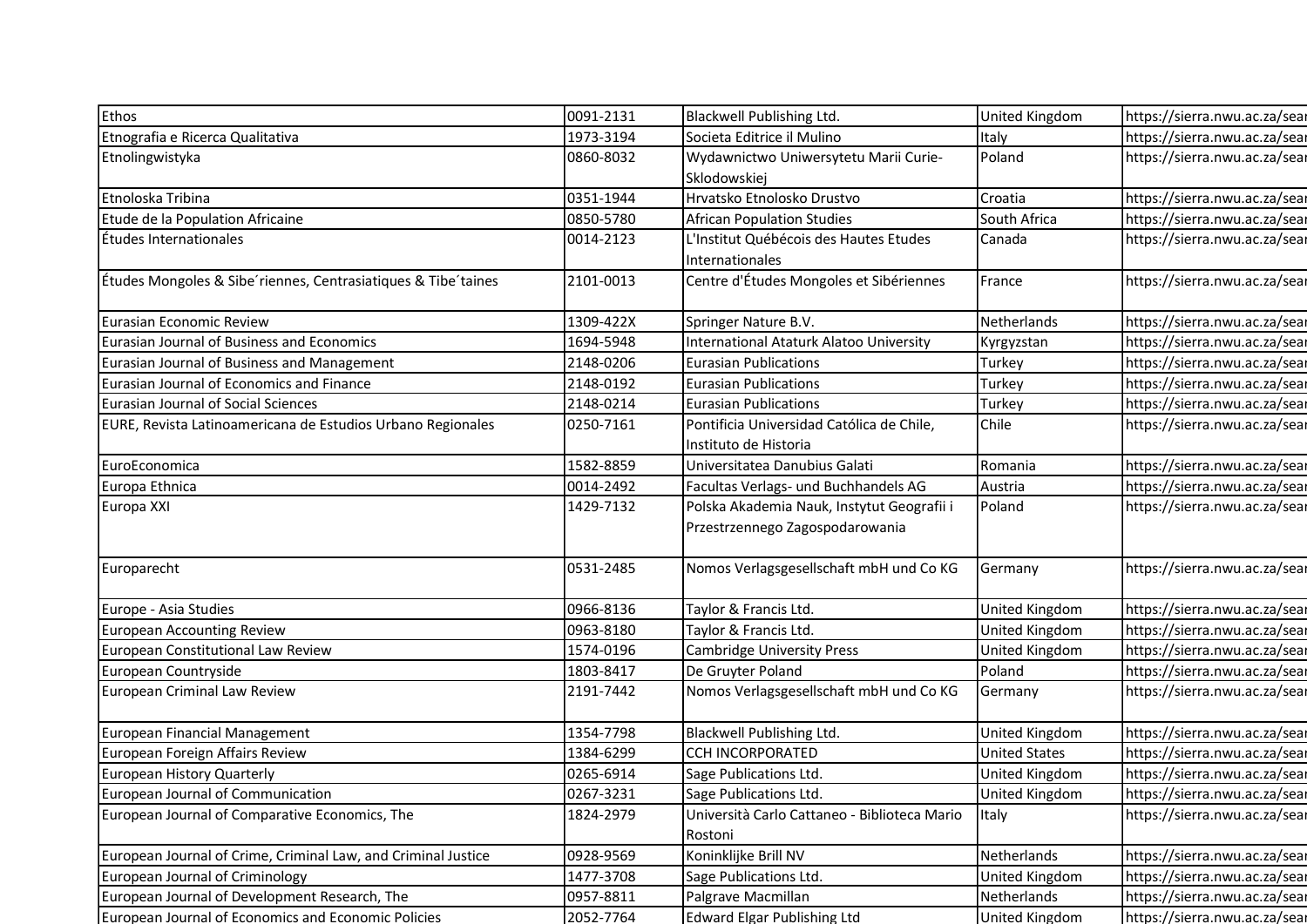| | | | | |
|---|---|---|---|---|
| Ethos | 0091-2131 | Blackwell Publishing Ltd. | United Kingdom | https://sierra.nwu.ac.za/sear |
| Etnografia e Ricerca Qualitativa | 1973-3194 | Societa Editrice il Mulino | Italy | https://sierra.nwu.ac.za/sear |
| Etnolingwistyka | 0860-8032 | Wydawnictwo Uniwersytetu Marii Curie-Sklodowskiej | Poland | https://sierra.nwu.ac.za/sear |
| Etnoloska Tribina | 0351-1944 | Hrvatsko Etnolosko Drustvo | Croatia | https://sierra.nwu.ac.za/sear |
| Etude de la Population Africaine | 0850-5780 | African Population Studies | South Africa | https://sierra.nwu.ac.za/sear |
| Études Internationales | 0014-2123 | L'Institut Québécois des Hautes Etudes Internationales | Canada | https://sierra.nwu.ac.za/sear |
| Études Mongoles & Sibe´riennes, Centrasiatiques & Tibe´taines | 2101-0013 | Centre d'Études Mongoles et Sibériennes | France | https://sierra.nwu.ac.za/sear |
| Eurasian Economic Review | 1309-422X | Springer Nature B.V. | Netherlands | https://sierra.nwu.ac.za/sear |
| Eurasian Journal of Business and Economics | 1694-5948 | International Ataturk Alatoo University | Kyrgyzstan | https://sierra.nwu.ac.za/sear |
| Eurasian Journal of Business and Management | 2148-0206 | Eurasian Publications | Turkey | https://sierra.nwu.ac.za/sear |
| Eurasian Journal of Economics and Finance | 2148-0192 | Eurasian Publications | Turkey | https://sierra.nwu.ac.za/sear |
| Eurasian Journal of Social Sciences | 2148-0214 | Eurasian Publications | Turkey | https://sierra.nwu.ac.za/sear |
| EURE, Revista Latinoamericana de Estudios Urbano Regionales | 0250-7161 | Pontificia Universidad Católica de Chile, Instituto de Historia | Chile | https://sierra.nwu.ac.za/sear |
| EuroEconomica | 1582-8859 | Universitatea Danubius Galati | Romania | https://sierra.nwu.ac.za/sear |
| Europa Ethnica | 0014-2492 | Facultas Verlags- und Buchhandels AG | Austria | https://sierra.nwu.ac.za/sear |
| Europa XXI | 1429-7132 | Polska Akademia Nauk, Instytut Geografii i Przestrzennego Zagospodarowania | Poland | https://sierra.nwu.ac.za/sear |
| Europarecht | 0531-2485 | Nomos Verlagsgesellschaft mbH und Co KG | Germany | https://sierra.nwu.ac.za/sear |
| Europe - Asia Studies | 0966-8136 | Taylor & Francis Ltd. | United Kingdom | https://sierra.nwu.ac.za/sear |
| European Accounting Review | 0963-8180 | Taylor & Francis Ltd. | United Kingdom | https://sierra.nwu.ac.za/sear |
| European Constitutional Law Review | 1574-0196 | Cambridge University Press | United Kingdom | https://sierra.nwu.ac.za/sear |
| European Countryside | 1803-8417 | De Gruyter Poland | Poland | https://sierra.nwu.ac.za/sear |
| European Criminal Law Review | 2191-7442 | Nomos Verlagsgesellschaft mbH und Co KG | Germany | https://sierra.nwu.ac.za/sear |
| European Financial Management | 1354-7798 | Blackwell Publishing Ltd. | United Kingdom | https://sierra.nwu.ac.za/sear |
| European Foreign Affairs Review | 1384-6299 | CCH INCORPORATED | United States | https://sierra.nwu.ac.za/sear |
| European History Quarterly | 0265-6914 | Sage Publications Ltd. | United Kingdom | https://sierra.nwu.ac.za/sear |
| European Journal of Communication | 0267-3231 | Sage Publications Ltd. | United Kingdom | https://sierra.nwu.ac.za/sear |
| European Journal of Comparative Economics, The | 1824-2979 | Università Carlo Cattaneo - Biblioteca Mario Rostoni | Italy | https://sierra.nwu.ac.za/sear |
| European Journal of Crime, Criminal Law, and Criminal Justice | 0928-9569 | Koninklijke Brill NV | Netherlands | https://sierra.nwu.ac.za/sear |
| European Journal of Criminology | 1477-3708 | Sage Publications Ltd. | United Kingdom | https://sierra.nwu.ac.za/sear |
| European Journal of Development Research, The | 0957-8811 | Palgrave Macmillan | Netherlands | https://sierra.nwu.ac.za/sear |
| European Journal of Economics and Economic Policies | 2052-7764 | Edward Elgar Publishing Ltd | United Kingdom | https://sierra.nwu.ac.za/sear |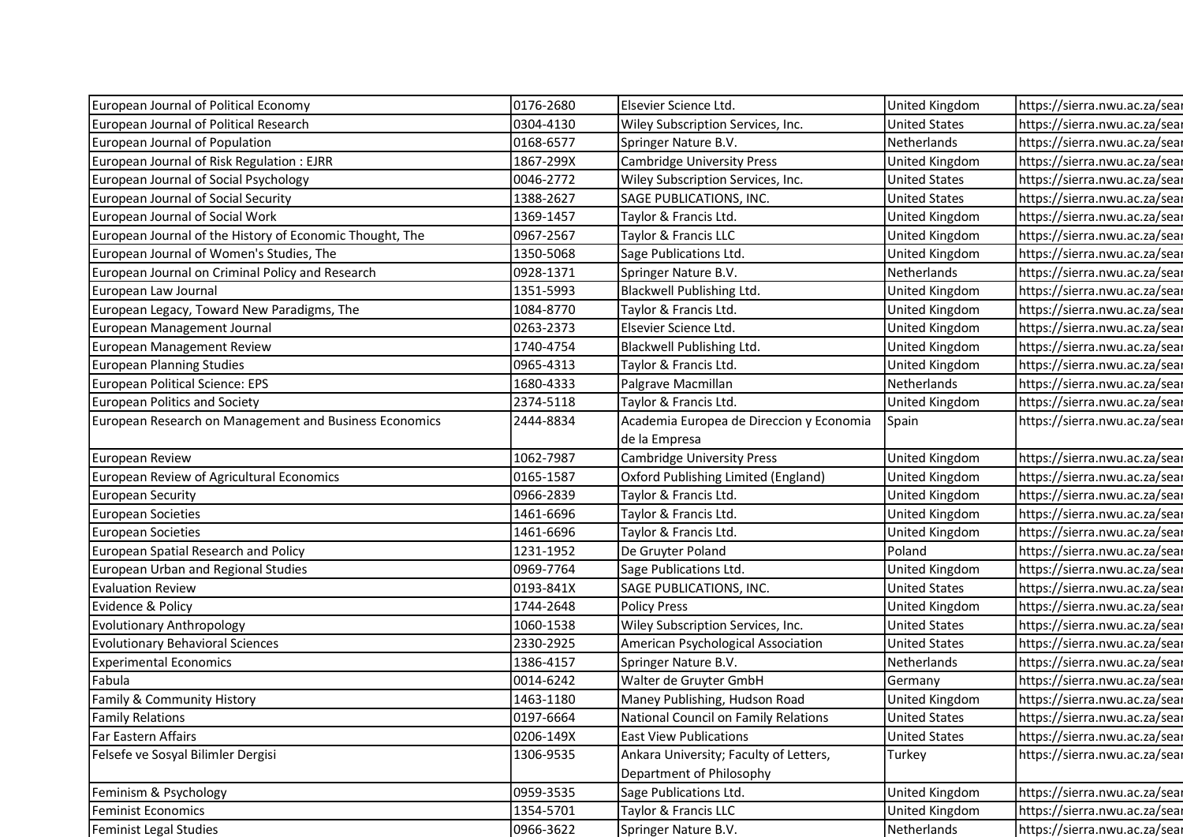| | | | | |
|---|---|---|---|---|
| European Journal of Political Economy | 0176-2680 | Elsevier Science Ltd. | United Kingdom | https://sierra.nwu.ac.za/sear |
| European Journal of Political Research | 0304-4130 | Wiley Subscription Services, Inc. | United States | https://sierra.nwu.ac.za/sear |
| European Journal of Population | 0168-6577 | Springer Nature B.V. | Netherlands | https://sierra.nwu.ac.za/sear |
| European Journal of Risk Regulation : EJRR | 1867-299X | Cambridge University Press | United Kingdom | https://sierra.nwu.ac.za/sear |
| European Journal of Social Psychology | 0046-2772 | Wiley Subscription Services, Inc. | United States | https://sierra.nwu.ac.za/sear |
| European Journal of Social Security | 1388-2627 | SAGE PUBLICATIONS, INC. | United States | https://sierra.nwu.ac.za/sear |
| European Journal of Social Work | 1369-1457 | Taylor & Francis Ltd. | United Kingdom | https://sierra.nwu.ac.za/sear |
| European Journal of the History of Economic Thought, The | 0967-2567 | Taylor & Francis LLC | United Kingdom | https://sierra.nwu.ac.za/sear |
| European Journal of Women's Studies, The | 1350-5068 | Sage Publications Ltd. | United Kingdom | https://sierra.nwu.ac.za/sear |
| European Journal on Criminal Policy and Research | 0928-1371 | Springer Nature B.V. | Netherlands | https://sierra.nwu.ac.za/sear |
| European Law Journal | 1351-5993 | Blackwell Publishing Ltd. | United Kingdom | https://sierra.nwu.ac.za/sear |
| European Legacy, Toward New Paradigms, The | 1084-8770 | Taylor & Francis Ltd. | United Kingdom | https://sierra.nwu.ac.za/sear |
| European Management Journal | 0263-2373 | Elsevier Science Ltd. | United Kingdom | https://sierra.nwu.ac.za/sear |
| European Management Review | 1740-4754 | Blackwell Publishing Ltd. | United Kingdom | https://sierra.nwu.ac.za/sear |
| European Planning Studies | 0965-4313 | Taylor & Francis Ltd. | United Kingdom | https://sierra.nwu.ac.za/sear |
| European Political Science: EPS | 1680-4333 | Palgrave Macmillan | Netherlands | https://sierra.nwu.ac.za/sear |
| European Politics and Society | 2374-5118 | Taylor & Francis Ltd. | United Kingdom | https://sierra.nwu.ac.za/sear |
| European Research on Management and Business Economics | 2444-8834 | Academia Europea de Direccion y Economia de la Empresa | Spain | https://sierra.nwu.ac.za/sear |
| European Review | 1062-7987 | Cambridge University Press | United Kingdom | https://sierra.nwu.ac.za/sear |
| European Review of Agricultural Economics | 0165-1587 | Oxford Publishing Limited (England) | United Kingdom | https://sierra.nwu.ac.za/sear |
| European Security | 0966-2839 | Taylor & Francis Ltd. | United Kingdom | https://sierra.nwu.ac.za/sear |
| European Societies | 1461-6696 | Taylor & Francis Ltd. | United Kingdom | https://sierra.nwu.ac.za/sear |
| European Societies | 1461-6696 | Taylor & Francis Ltd. | United Kingdom | https://sierra.nwu.ac.za/sear |
| European Spatial Research and Policy | 1231-1952 | De Gruyter Poland | Poland | https://sierra.nwu.ac.za/sear |
| European Urban and Regional Studies | 0969-7764 | Sage Publications Ltd. | United Kingdom | https://sierra.nwu.ac.za/sear |
| Evaluation Review | 0193-841X | SAGE PUBLICATIONS, INC. | United States | https://sierra.nwu.ac.za/sear |
| Evidence & Policy | 1744-2648 | Policy Press | United Kingdom | https://sierra.nwu.ac.za/sear |
| Evolutionary Anthropology | 1060-1538 | Wiley Subscription Services, Inc. | United States | https://sierra.nwu.ac.za/sear |
| Evolutionary Behavioral Sciences | 2330-2925 | American Psychological Association | United States | https://sierra.nwu.ac.za/sear |
| Experimental Economics | 1386-4157 | Springer Nature B.V. | Netherlands | https://sierra.nwu.ac.za/sear |
| Fabula | 0014-6242 | Walter de Gruyter GmbH | Germany | https://sierra.nwu.ac.za/sear |
| Family & Community History | 1463-1180 | Maney Publishing, Hudson Road | United Kingdom | https://sierra.nwu.ac.za/sear |
| Family Relations | 0197-6664 | National Council on Family Relations | United States | https://sierra.nwu.ac.za/sear |
| Far Eastern Affairs | 0206-149X | East View Publications | United States | https://sierra.nwu.ac.za/sear |
| Felsefe ve Sosyal Bilimler Dergisi | 1306-9535 | Ankara University; Faculty of Letters, Department of Philosophy | Turkey | https://sierra.nwu.ac.za/sear |
| Feminism & Psychology | 0959-3535 | Sage Publications Ltd. | United Kingdom | https://sierra.nwu.ac.za/sear |
| Feminist Economics | 1354-5701 | Taylor & Francis LLC | United Kingdom | https://sierra.nwu.ac.za/sear |
| Feminist Legal Studies | 0966-3622 | Springer Nature B.V. | Netherlands | https://sierra.nwu.ac.za/sear |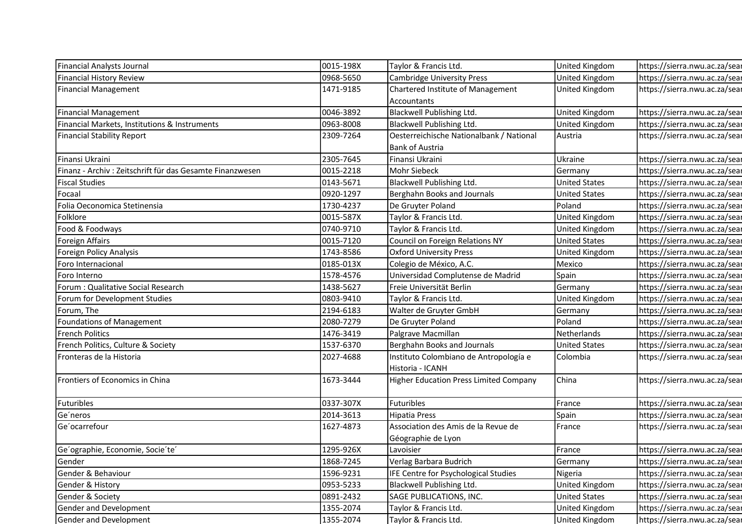| | | | | |
|---|---|---|---|---|
| Financial Analysts Journal | 0015-198X | Taylor & Francis Ltd. | United Kingdom | https://sierra.nwu.ac.za/sear |
| Financial History Review | 0968-5650 | Cambridge University Press | United Kingdom | https://sierra.nwu.ac.za/sear |
| Financial Management | 1471-9185 | Chartered Institute of Management Accountants | United Kingdom | https://sierra.nwu.ac.za/sear |
| Financial Management | 0046-3892 | Blackwell Publishing Ltd. | United Kingdom | https://sierra.nwu.ac.za/sear |
| Financial Markets, Institutions & Instruments | 0963-8008 | Blackwell Publishing Ltd. | United Kingdom | https://sierra.nwu.ac.za/sear |
| Financial Stability Report | 2309-7264 | Oesterreichische Nationalbank / National Bank of Austria | Austria | https://sierra.nwu.ac.za/sear |
| Finansi Ukraini | 2305-7645 | Finansi Ukraini | Ukraine | https://sierra.nwu.ac.za/sear |
| Finanz - Archiv : Zeitschrift für das Gesamte Finanzwesen | 0015-2218 | Mohr Siebeck | Germany | https://sierra.nwu.ac.za/sear |
| Fiscal Studies | 0143-5671 | Blackwell Publishing Ltd. | United States | https://sierra.nwu.ac.za/sear |
| Focaal | 0920-1297 | Berghahn Books and Journals | United States | https://sierra.nwu.ac.za/sear |
| Folia Oeconomica Stetinensia | 1730-4237 | De Gruyter Poland | Poland | https://sierra.nwu.ac.za/sear |
| Folklore | 0015-587X | Taylor & Francis Ltd. | United Kingdom | https://sierra.nwu.ac.za/sear |
| Food & Foodways | 0740-9710 | Taylor & Francis Ltd. | United Kingdom | https://sierra.nwu.ac.za/sear |
| Foreign Affairs | 0015-7120 | Council on Foreign Relations NY | United States | https://sierra.nwu.ac.za/sear |
| Foreign Policy Analysis | 1743-8586 | Oxford University Press | United Kingdom | https://sierra.nwu.ac.za/sear |
| Foro Internacional | 0185-013X | Colegio de México, A.C. | Mexico | https://sierra.nwu.ac.za/sear |
| Foro Interno | 1578-4576 | Universidad Complutense de Madrid | Spain | https://sierra.nwu.ac.za/sear |
| Forum : Qualitative Social Research | 1438-5627 | Freie Universität Berlin | Germany | https://sierra.nwu.ac.za/sear |
| Forum for Development Studies | 0803-9410 | Taylor & Francis Ltd. | United Kingdom | https://sierra.nwu.ac.za/sear |
| Forum, The | 2194-6183 | Walter de Gruyter GmbH | Germany | https://sierra.nwu.ac.za/sear |
| Foundations of Management | 2080-7279 | De Gruyter Poland | Poland | https://sierra.nwu.ac.za/sear |
| French Politics | 1476-3419 | Palgrave Macmillan | Netherlands | https://sierra.nwu.ac.za/sear |
| French Politics, Culture & Society | 1537-6370 | Berghahn Books and Journals | United States | https://sierra.nwu.ac.za/sear |
| Fronteras de la Historia | 2027-4688 | Instituto Colombiano de Antropología e Historia - ICANH | Colombia | https://sierra.nwu.ac.za/sear |
| Frontiers of Economics in China | 1673-3444 | Higher Education Press Limited Company | China | https://sierra.nwu.ac.za/sear |
| Futuribles | 0337-307X | Futuribles | France | https://sierra.nwu.ac.za/sear |
| Ge´neros | 2014-3613 | Hipatia Press | Spain | https://sierra.nwu.ac.za/sear |
| Ge´ocarrefour | 1627-4873 | Association des Amis de la Revue de Géographie de Lyon | France | https://sierra.nwu.ac.za/sear |
| Ge´ographie, Economie, Socie´te´ | 1295-926X | Lavoisier | France | https://sierra.nwu.ac.za/sear |
| Gender | 1868-7245 | Verlag Barbara Budrich | Germany | https://sierra.nwu.ac.za/sear |
| Gender & Behaviour | 1596-9231 | IFE Centre for Psychological Studies | Nigeria | https://sierra.nwu.ac.za/sear |
| Gender & History | 0953-5233 | Blackwell Publishing Ltd. | United Kingdom | https://sierra.nwu.ac.za/sear |
| Gender & Society | 0891-2432 | SAGE PUBLICATIONS, INC. | United States | https://sierra.nwu.ac.za/sear |
| Gender and Development | 1355-2074 | Taylor & Francis Ltd. | United Kingdom | https://sierra.nwu.ac.za/sear |
| Gender and Development | 1355-2074 | Taylor & Francis Ltd. | United Kingdom | https://sierra.nwu.ac.za/sear |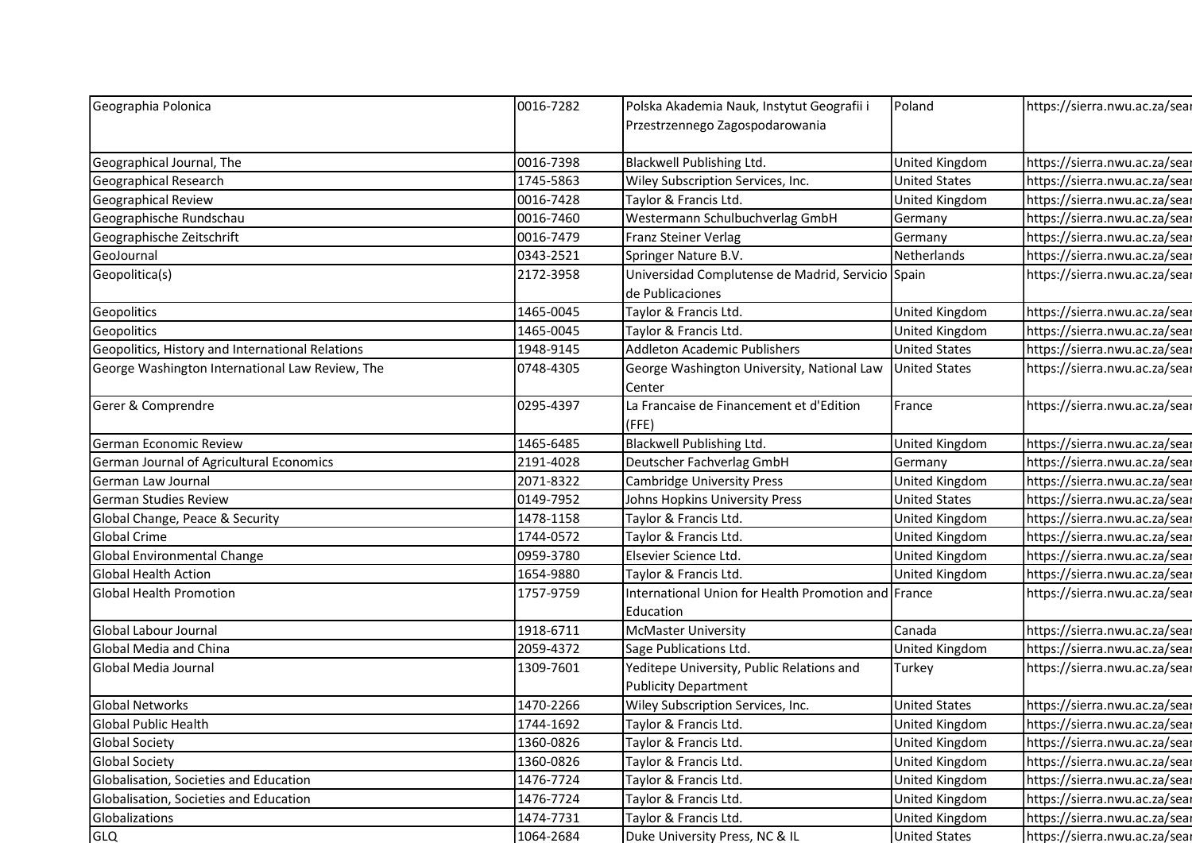| | | | | |
|---|---|---|---|---|
| Geographia Polonica | 0016-7282 | Polska Akademia Nauk, Instytut Geografii i Przestrzennego Zagospodarowania | Poland | https://sierra.nwu.ac.za/sear |
| Geographical Journal, The | 0016-7398 | Blackwell Publishing Ltd. | United Kingdom | https://sierra.nwu.ac.za/sear |
| Geographical Research | 1745-5863 | Wiley Subscription Services, Inc. | United States | https://sierra.nwu.ac.za/sear |
| Geographical Review | 0016-7428 | Taylor & Francis Ltd. | United Kingdom | https://sierra.nwu.ac.za/sear |
| Geographische Rundschau | 0016-7460 | Westermann Schulbuchverlag GmbH | Germany | https://sierra.nwu.ac.za/sear |
| Geographische Zeitschrift | 0016-7479 | Franz Steiner Verlag | Germany | https://sierra.nwu.ac.za/sear |
| GeoJournal | 0343-2521 | Springer Nature B.V. | Netherlands | https://sierra.nwu.ac.za/sear |
| Geopolitica(s) | 2172-3958 | Universidad Complutense de Madrid, Servicio de Publicaciones | Spain | https://sierra.nwu.ac.za/sear |
| Geopolitics | 1465-0045 | Taylor & Francis Ltd. | United Kingdom | https://sierra.nwu.ac.za/sear |
| Geopolitics | 1465-0045 | Taylor & Francis Ltd. | United Kingdom | https://sierra.nwu.ac.za/sear |
| Geopolitics, History and International Relations | 1948-9145 | Addleton Academic Publishers | United States | https://sierra.nwu.ac.za/sear |
| George Washington International Law Review, The | 0748-4305 | George Washington University, National Law Center | United States | https://sierra.nwu.ac.za/sear |
| Gerer & Comprendre | 0295-4397 | La Francaise de Financement et d'Edition (FFE) | France | https://sierra.nwu.ac.za/sear |
| German Economic Review | 1465-6485 | Blackwell Publishing Ltd. | United Kingdom | https://sierra.nwu.ac.za/sear |
| German Journal of Agricultural Economics | 2191-4028 | Deutscher Fachverlag GmbH | Germany | https://sierra.nwu.ac.za/sear |
| German Law Journal | 2071-8322 | Cambridge University Press | United Kingdom | https://sierra.nwu.ac.za/sear |
| German Studies Review | 0149-7952 | Johns Hopkins University Press | United States | https://sierra.nwu.ac.za/sear |
| Global Change, Peace & Security | 1478-1158 | Taylor & Francis Ltd. | United Kingdom | https://sierra.nwu.ac.za/sear |
| Global Crime | 1744-0572 | Taylor & Francis Ltd. | United Kingdom | https://sierra.nwu.ac.za/sear |
| Global Environmental Change | 0959-3780 | Elsevier Science Ltd. | United Kingdom | https://sierra.nwu.ac.za/sear |
| Global Health Action | 1654-9880 | Taylor & Francis Ltd. | United Kingdom | https://sierra.nwu.ac.za/sear |
| Global Health Promotion | 1757-9759 | International Union for Health Promotion and Education | France | https://sierra.nwu.ac.za/sear |
| Global Labour Journal | 1918-6711 | McMaster University | Canada | https://sierra.nwu.ac.za/sear |
| Global Media and China | 2059-4372 | Sage Publications Ltd. | United Kingdom | https://sierra.nwu.ac.za/sear |
| Global Media Journal | 1309-7601 | Yeditepe University, Public Relations and Publicity Department | Turkey | https://sierra.nwu.ac.za/sear |
| Global Networks | 1470-2266 | Wiley Subscription Services, Inc. | United States | https://sierra.nwu.ac.za/sear |
| Global Public Health | 1744-1692 | Taylor & Francis Ltd. | United Kingdom | https://sierra.nwu.ac.za/sear |
| Global Society | 1360-0826 | Taylor & Francis Ltd. | United Kingdom | https://sierra.nwu.ac.za/sear |
| Global Society | 1360-0826 | Taylor & Francis Ltd. | United Kingdom | https://sierra.nwu.ac.za/sear |
| Globalisation, Societies and Education | 1476-7724 | Taylor & Francis Ltd. | United Kingdom | https://sierra.nwu.ac.za/sear |
| Globalisation, Societies and Education | 1476-7724 | Taylor & Francis Ltd. | United Kingdom | https://sierra.nwu.ac.za/sear |
| Globalizations | 1474-7731 | Taylor & Francis Ltd. | United Kingdom | https://sierra.nwu.ac.za/sear |
| GLQ | 1064-2684 | Duke University Press, NC & IL | United States | https://sierra.nwu.ac.za/sear |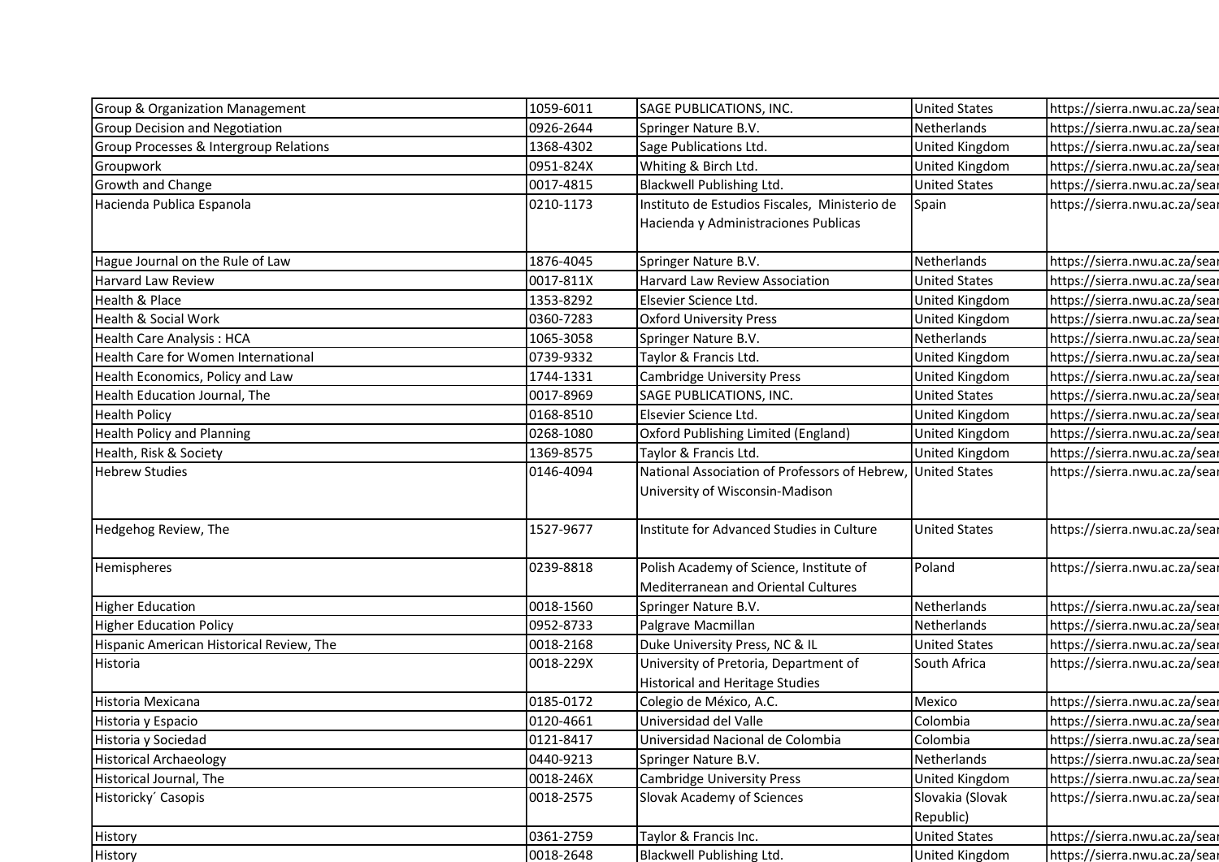| | | | | |
|---|---|---|---|---|
| Group & Organization Management | 1059-6011 | SAGE PUBLICATIONS, INC. | United States | https://sierra.nwu.ac.za/sear |
| Group Decision and Negotiation | 0926-2644 | Springer Nature B.V. | Netherlands | https://sierra.nwu.ac.za/sear |
| Group Processes & Intergroup Relations | 1368-4302 | Sage Publications Ltd. | United Kingdom | https://sierra.nwu.ac.za/sear |
| Groupwork | 0951-824X | Whiting & Birch Ltd. | United Kingdom | https://sierra.nwu.ac.za/sear |
| Growth and Change | 0017-4815 | Blackwell Publishing Ltd. | United States | https://sierra.nwu.ac.za/sear |
| Hacienda Publica Espanola | 0210-1173 | Instituto de Estudios Fiscales, Ministerio de Hacienda y Administraciones Publicas | Spain | https://sierra.nwu.ac.za/sear |
| Hague Journal on the Rule of Law | 1876-4045 | Springer Nature B.V. | Netherlands | https://sierra.nwu.ac.za/sear |
| Harvard Law Review | 0017-811X | Harvard Law Review Association | United States | https://sierra.nwu.ac.za/sear |
| Health & Place | 1353-8292 | Elsevier Science Ltd. | United Kingdom | https://sierra.nwu.ac.za/sear |
| Health & Social Work | 0360-7283 | Oxford University Press | United Kingdom | https://sierra.nwu.ac.za/sear |
| Health Care Analysis : HCA | 1065-3058 | Springer Nature B.V. | Netherlands | https://sierra.nwu.ac.za/sear |
| Health Care for Women International | 0739-9332 | Taylor & Francis Ltd. | United Kingdom | https://sierra.nwu.ac.za/sear |
| Health Economics, Policy and Law | 1744-1331 | Cambridge University Press | United Kingdom | https://sierra.nwu.ac.za/sear |
| Health Education Journal, The | 0017-8969 | SAGE PUBLICATIONS, INC. | United States | https://sierra.nwu.ac.za/sear |
| Health Policy | 0168-8510 | Elsevier Science Ltd. | United Kingdom | https://sierra.nwu.ac.za/sear |
| Health Policy and Planning | 0268-1080 | Oxford Publishing Limited (England) | United Kingdom | https://sierra.nwu.ac.za/sear |
| Health, Risk & Society | 1369-8575 | Taylor & Francis Ltd. | United Kingdom | https://sierra.nwu.ac.za/sear |
| Hebrew Studies | 0146-4094 | National Association of Professors of Hebrew, University of Wisconsin-Madison | United States | https://sierra.nwu.ac.za/sear |
| Hedgehog Review, The | 1527-9677 | Institute for Advanced Studies in Culture | United States | https://sierra.nwu.ac.za/sear |
| Hemispheres | 0239-8818 | Polish Academy of Science, Institute of Mediterranean and Oriental Cultures | Poland | https://sierra.nwu.ac.za/sear |
| Higher Education | 0018-1560 | Springer Nature B.V. | Netherlands | https://sierra.nwu.ac.za/sear |
| Higher Education Policy | 0952-8733 | Palgrave Macmillan | Netherlands | https://sierra.nwu.ac.za/sear |
| Hispanic American Historical Review, The | 0018-2168 | Duke University Press, NC & IL | United States | https://sierra.nwu.ac.za/sear |
| Historia | 0018-229X | University of Pretoria, Department of Historical and Heritage Studies | South Africa | https://sierra.nwu.ac.za/sear |
| Historia Mexicana | 0185-0172 | Colegio de México, A.C. | Mexico | https://sierra.nwu.ac.za/sear |
| Historia y Espacio | 0120-4661 | Universidad del Valle | Colombia | https://sierra.nwu.ac.za/sear |
| Historia y Sociedad | 0121-8417 | Universidad Nacional de Colombia | Colombia | https://sierra.nwu.ac.za/sear |
| Historical Archaeology | 0440-9213 | Springer Nature B.V. | Netherlands | https://sierra.nwu.ac.za/sear |
| Historical Journal, The | 0018-246X | Cambridge University Press | United Kingdom | https://sierra.nwu.ac.za/sear |
| Historicky´ Casopis | 0018-2575 | Slovak Academy of Sciences | Slovakia (Slovak Republic) | https://sierra.nwu.ac.za/sear |
| History | 0361-2759 | Taylor & Francis Inc. | United States | https://sierra.nwu.ac.za/sear |
| History | 0018-2648 | Blackwell Publishing Ltd. | United Kingdom | https://sierra.nwu.ac.za/sear |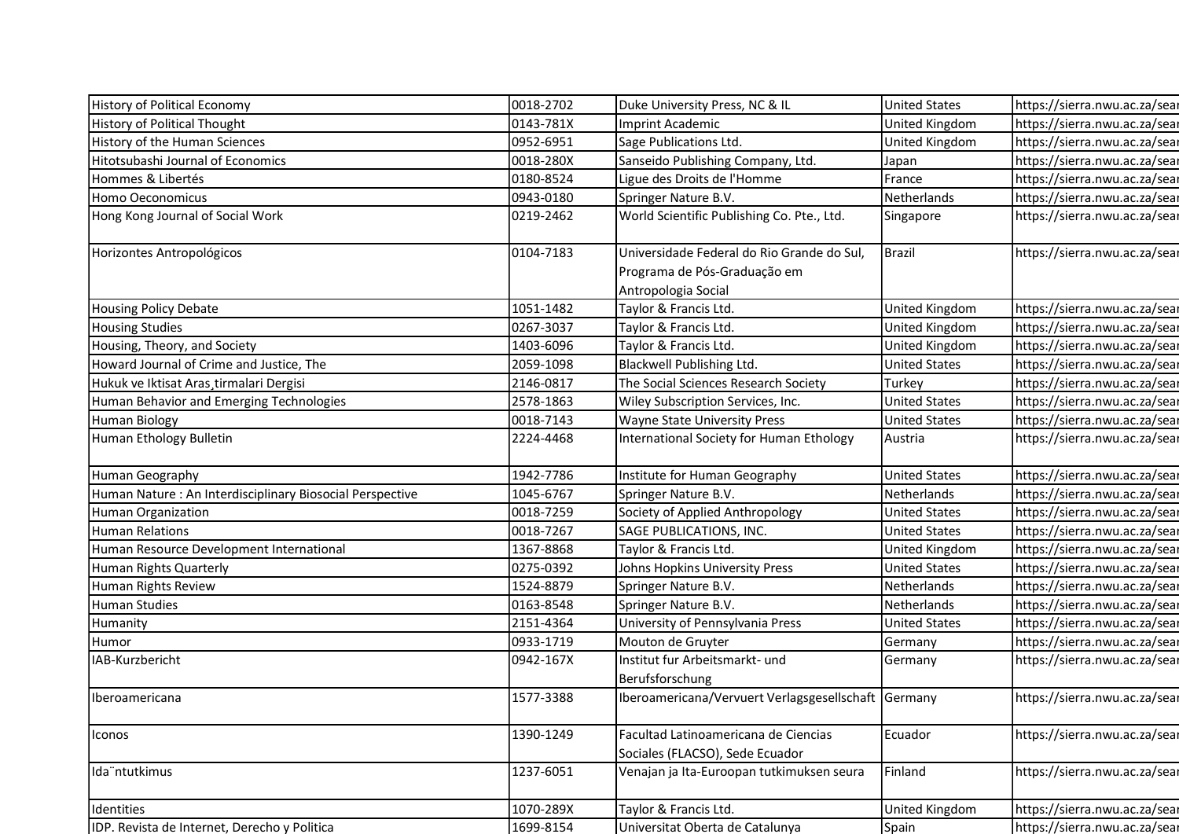| | | | | |
|---|---|---|---|---|
| History of Political Economy | 0018-2702 | Duke University Press, NC & IL | United States | https://sierra.nwu.ac.za/sear |
| History of Political Thought | 0143-781X | Imprint Academic | United Kingdom | https://sierra.nwu.ac.za/sear |
| History of the Human Sciences | 0952-6951 | Sage Publications Ltd. | United Kingdom | https://sierra.nwu.ac.za/sear |
| Hitotsubashi Journal of Economics | 0018-280X | Sanseido Publishing Company, Ltd. | Japan | https://sierra.nwu.ac.za/sear |
| Hommes & Libertés | 0180-8524 | Ligue des Droits de l'Homme | France | https://sierra.nwu.ac.za/sear |
| Homo Oeconomicus | 0943-0180 | Springer Nature B.V. | Netherlands | https://sierra.nwu.ac.za/sear |
| Hong Kong Journal of Social Work | 0219-2462 | World Scientific Publishing Co. Pte., Ltd. | Singapore | https://sierra.nwu.ac.za/sear |
| Horizontes Antropológicos | 0104-7183 | Universidade Federal do Rio Grande do Sul, Programa de Pós-Graduação em Antropologia Social | Brazil | https://sierra.nwu.ac.za/sear |
| Housing Policy Debate | 1051-1482 | Taylor & Francis Ltd. | United Kingdom | https://sierra.nwu.ac.za/sear |
| Housing Studies | 0267-3037 | Taylor & Francis Ltd. | United Kingdom | https://sierra.nwu.ac.za/sear |
| Housing, Theory, and Society | 1403-6096 | Taylor & Francis Ltd. | United Kingdom | https://sierra.nwu.ac.za/sear |
| Howard Journal of Crime and Justice, The | 2059-1098 | Blackwell Publishing Ltd. | United States | https://sierra.nwu.ac.za/sear |
| Hukuk ve Iktisat Aras¸tirmalari Dergisi | 2146-0817 | The Social Sciences Research Society | Turkey | https://sierra.nwu.ac.za/sear |
| Human Behavior and Emerging Technologies | 2578-1863 | Wiley Subscription Services, Inc. | United States | https://sierra.nwu.ac.za/sear |
| Human Biology | 0018-7143 | Wayne State University Press | United States | https://sierra.nwu.ac.za/sear |
| Human Ethology Bulletin | 2224-4468 | International Society for Human Ethology | Austria | https://sierra.nwu.ac.za/sear |
| Human Geography | 1942-7786 | Institute for Human Geography | United States | https://sierra.nwu.ac.za/sear |
| Human Nature : An Interdisciplinary Biosocial Perspective | 1045-6767 | Springer Nature B.V. | Netherlands | https://sierra.nwu.ac.za/sear |
| Human Organization | 0018-7259 | Society of Applied Anthropology | United States | https://sierra.nwu.ac.za/sear |
| Human Relations | 0018-7267 | SAGE PUBLICATIONS, INC. | United States | https://sierra.nwu.ac.za/sear |
| Human Resource Development International | 1367-8868 | Taylor & Francis Ltd. | United Kingdom | https://sierra.nwu.ac.za/sear |
| Human Rights Quarterly | 0275-0392 | Johns Hopkins University Press | United States | https://sierra.nwu.ac.za/sear |
| Human Rights Review | 1524-8879 | Springer Nature B.V. | Netherlands | https://sierra.nwu.ac.za/sear |
| Human Studies | 0163-8548 | Springer Nature B.V. | Netherlands | https://sierra.nwu.ac.za/sear |
| Humanity | 2151-4364 | University of Pennsylvania Press | United States | https://sierra.nwu.ac.za/sear |
| Humor | 0933-1719 | Mouton de Gruyter | Germany | https://sierra.nwu.ac.za/sear |
| IAB-Kurzbericht | 0942-167X | Institut fur Arbeitsmarkt- und Berufsforschung | Germany | https://sierra.nwu.ac.za/sear |
| Iberoamericana | 1577-3388 | Iberoamericana/Vervuert Verlagsgesellschaft | Germany | https://sierra.nwu.ac.za/sear |
| Iconos | 1390-1249 | Facultad Latinoamericana de Ciencias Sociales (FLACSO), Sede Ecuador | Ecuador | https://sierra.nwu.ac.za/sear |
| Ida¨ntutkimus | 1237-6051 | Venajan ja Ita-Euroopan tutkimuksen seura | Finland | https://sierra.nwu.ac.za/sear |
| Identities | 1070-289X | Taylor & Francis Ltd. | United Kingdom | https://sierra.nwu.ac.za/sear |
| IDP. Revista de Internet, Derecho y Politica | 1699-8154 | Universitat Oberta de Catalunya | Spain | https://sierra.nwu.ac.za/sear |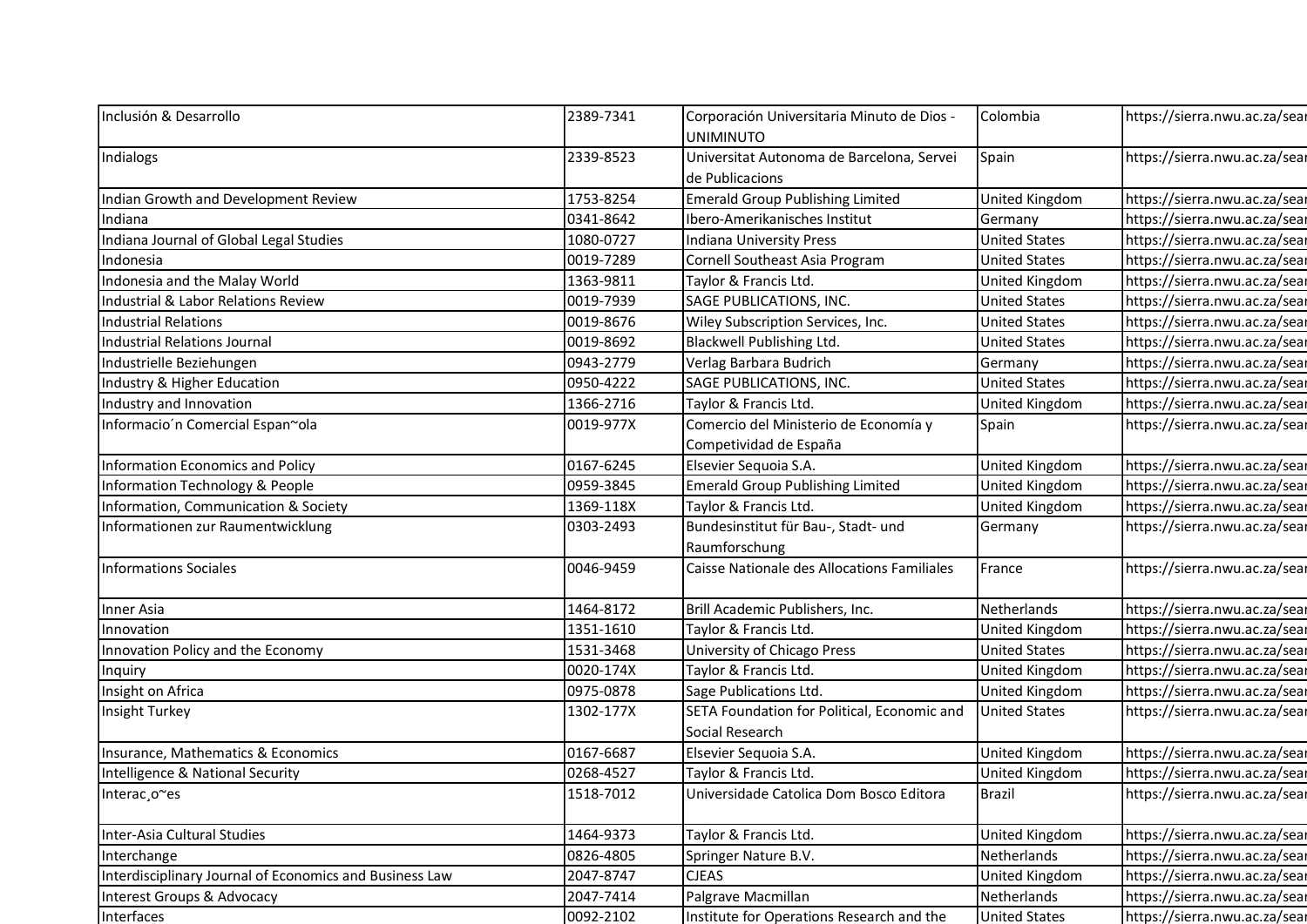| | | | | |
|---|---|---|---|---|
| Inclusión & Desarrollo | 2389-7341 | Corporación Universitaria Minuto de Dios - UNIMINUTO | Colombia | https://sierra.nwu.ac.za/sear |
| Indialogs | 2339-8523 | Universitat Autonoma de Barcelona, Servei de Publicacions | Spain | https://sierra.nwu.ac.za/sear |
| Indian Growth and Development Review | 1753-8254 | Emerald Group Publishing Limited | United Kingdom | https://sierra.nwu.ac.za/sear |
| Indiana | 0341-8642 | Ibero-Amerikanisches Institut | Germany | https://sierra.nwu.ac.za/sear |
| Indiana Journal of Global Legal Studies | 1080-0727 | Indiana University Press | United States | https://sierra.nwu.ac.za/sear |
| Indonesia | 0019-7289 | Cornell Southeast Asia Program | United States | https://sierra.nwu.ac.za/sear |
| Indonesia and the Malay World | 1363-9811 | Taylor & Francis Ltd. | United Kingdom | https://sierra.nwu.ac.za/sear |
| Industrial & Labor Relations Review | 0019-7939 | SAGE PUBLICATIONS, INC. | United States | https://sierra.nwu.ac.za/sear |
| Industrial Relations | 0019-8676 | Wiley Subscription Services, Inc. | United States | https://sierra.nwu.ac.za/sear |
| Industrial Relations Journal | 0019-8692 | Blackwell Publishing Ltd. | United States | https://sierra.nwu.ac.za/sear |
| Industrielle Beziehungen | 0943-2779 | Verlag Barbara Budrich | Germany | https://sierra.nwu.ac.za/sear |
| Industry & Higher Education | 0950-4222 | SAGE PUBLICATIONS, INC. | United States | https://sierra.nwu.ac.za/sear |
| Industry and Innovation | 1366-2716 | Taylor & Francis Ltd. | United Kingdom | https://sierra.nwu.ac.za/sear |
| Informacio´n Comercial Espan~ola | 0019-977X | Comercio del Ministerio de Economía y Competividad de España | Spain | https://sierra.nwu.ac.za/sear |
| Information Economics and Policy | 0167-6245 | Elsevier Sequoia S.A. | United Kingdom | https://sierra.nwu.ac.za/sear |
| Information Technology & People | 0959-3845 | Emerald Group Publishing Limited | United Kingdom | https://sierra.nwu.ac.za/sear |
| Information, Communication & Society | 1369-118X | Taylor & Francis Ltd. | United Kingdom | https://sierra.nwu.ac.za/sear |
| Informationen zur Raumentwicklung | 0303-2493 | Bundesinstitut für Bau-, Stadt- und Raumforschung | Germany | https://sierra.nwu.ac.za/sear |
| Informations Sociales | 0046-9459 | Caisse Nationale des Allocations Familiales | France | https://sierra.nwu.ac.za/sear |
| Inner Asia | 1464-8172 | Brill Academic Publishers, Inc. | Netherlands | https://sierra.nwu.ac.za/sear |
| Innovation | 1351-1610 | Taylor & Francis Ltd. | United Kingdom | https://sierra.nwu.ac.za/sear |
| Innovation Policy and the Economy | 1531-3468 | University of Chicago Press | United States | https://sierra.nwu.ac.za/sear |
| Inquiry | 0020-174X | Taylor & Francis Ltd. | United Kingdom | https://sierra.nwu.ac.za/sear |
| Insight on Africa | 0975-0878 | Sage Publications Ltd. | United Kingdom | https://sierra.nwu.ac.za/sear |
| Insight Turkey | 1302-177X | SETA Foundation for Political, Economic and Social Research | United States | https://sierra.nwu.ac.za/sear |
| Insurance, Mathematics & Economics | 0167-6687 | Elsevier Sequoia S.A. | United Kingdom | https://sierra.nwu.ac.za/sear |
| Intelligence & National Security | 0268-4527 | Taylor & Francis Ltd. | United Kingdom | https://sierra.nwu.ac.za/sear |
| Interac¸o~es | 1518-7012 | Universidade Catolica Dom Bosco Editora | Brazil | https://sierra.nwu.ac.za/sear |
| Inter-Asia Cultural Studies | 1464-9373 | Taylor & Francis Ltd. | United Kingdom | https://sierra.nwu.ac.za/sear |
| Interchange | 0826-4805 | Springer Nature B.V. | Netherlands | https://sierra.nwu.ac.za/sear |
| Interdisciplinary Journal of Economics and Business Law | 2047-8747 | CJEAS | United Kingdom | https://sierra.nwu.ac.za/sear |
| Interest Groups & Advocacy | 2047-7414 | Palgrave Macmillan | Netherlands | https://sierra.nwu.ac.za/sear |
| Interfaces | 0092-2102 | Institute for Operations Research and the | United States | https://sierra.nwu.ac.za/sear |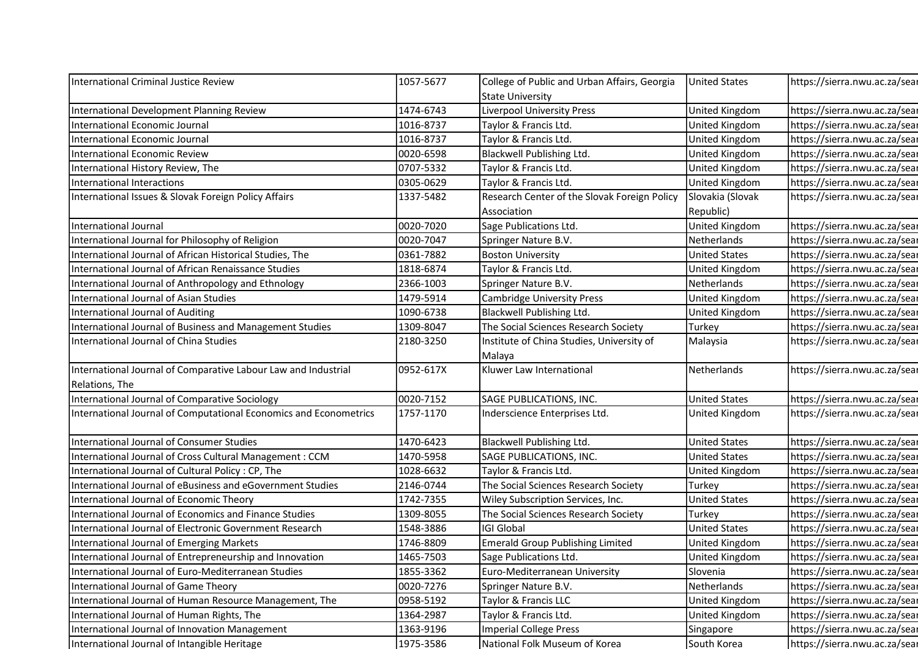| | | | | |
|---|---|---|---|---|
| International Criminal Justice Review | 1057-5677 | College of Public and Urban Affairs, Georgia State University | United States | https://sierra.nwu.ac.za/sear |
| International Development Planning Review | 1474-6743 | Liverpool University Press | United Kingdom | https://sierra.nwu.ac.za/sear |
| International Economic Journal | 1016-8737 | Taylor & Francis Ltd. | United Kingdom | https://sierra.nwu.ac.za/sear |
| International Economic Journal | 1016-8737 | Taylor & Francis Ltd. | United Kingdom | https://sierra.nwu.ac.za/sear |
| International Economic Review | 0020-6598 | Blackwell Publishing Ltd. | United Kingdom | https://sierra.nwu.ac.za/sear |
| International History Review, The | 0707-5332 | Taylor & Francis Ltd. | United Kingdom | https://sierra.nwu.ac.za/sear |
| International Interactions | 0305-0629 | Taylor & Francis Ltd. | United Kingdom | https://sierra.nwu.ac.za/sear |
| International Issues & Slovak Foreign Policy Affairs | 1337-5482 | Research Center of the Slovak Foreign Policy Association | Slovakia (Slovak Republic) | https://sierra.nwu.ac.za/sear |
| International Journal | 0020-7020 | Sage Publications Ltd. | United Kingdom | https://sierra.nwu.ac.za/sear |
| International Journal for Philosophy of Religion | 0020-7047 | Springer Nature B.V. | Netherlands | https://sierra.nwu.ac.za/sear |
| International Journal of African Historical Studies, The | 0361-7882 | Boston University | United States | https://sierra.nwu.ac.za/sear |
| International Journal of African Renaissance Studies | 1818-6874 | Taylor & Francis Ltd. | United Kingdom | https://sierra.nwu.ac.za/sear |
| International Journal of Anthropology and Ethnology | 2366-1003 | Springer Nature B.V. | Netherlands | https://sierra.nwu.ac.za/sear |
| International Journal of Asian Studies | 1479-5914 | Cambridge University Press | United Kingdom | https://sierra.nwu.ac.za/sear |
| International Journal of Auditing | 1090-6738 | Blackwell Publishing Ltd. | United Kingdom | https://sierra.nwu.ac.za/sear |
| International Journal of Business and Management Studies | 1309-8047 | The Social Sciences Research Society | Turkey | https://sierra.nwu.ac.za/sear |
| International Journal of China Studies | 2180-3250 | Institute of China Studies, University of Malaya | Malaysia | https://sierra.nwu.ac.za/sear |
| International Journal of Comparative Labour Law and Industrial Relations, The | 0952-617X | Kluwer Law International | Netherlands | https://sierra.nwu.ac.za/sear |
| International Journal of Comparative Sociology | 0020-7152 | SAGE PUBLICATIONS, INC. | United States | https://sierra.nwu.ac.za/sear |
| International Journal of Computational Economics and Econometrics | 1757-1170 | Inderscience Enterprises Ltd. | United Kingdom | https://sierra.nwu.ac.za/sear |
| International Journal of Consumer Studies | 1470-6423 | Blackwell Publishing Ltd. | United States | https://sierra.nwu.ac.za/sear |
| International Journal of Cross Cultural Management : CCM | 1470-5958 | SAGE PUBLICATIONS, INC. | United States | https://sierra.nwu.ac.za/sear |
| International Journal of Cultural Policy : CP, The | 1028-6632 | Taylor & Francis Ltd. | United Kingdom | https://sierra.nwu.ac.za/sear |
| International Journal of eBusiness and eGovernment Studies | 2146-0744 | The Social Sciences Research Society | Turkey | https://sierra.nwu.ac.za/sear |
| International Journal of Economic Theory | 1742-7355 | Wiley Subscription Services, Inc. | United States | https://sierra.nwu.ac.za/sear |
| International Journal of Economics and Finance Studies | 1309-8055 | The Social Sciences Research Society | Turkey | https://sierra.nwu.ac.za/sear |
| International Journal of Electronic Government Research | 1548-3886 | IGI Global | United States | https://sierra.nwu.ac.za/sear |
| International Journal of Emerging Markets | 1746-8809 | Emerald Group Publishing Limited | United Kingdom | https://sierra.nwu.ac.za/sear |
| International Journal of Entrepreneurship and Innovation | 1465-7503 | Sage Publications Ltd. | United Kingdom | https://sierra.nwu.ac.za/sear |
| International Journal of Euro-Mediterranean Studies | 1855-3362 | Euro-Mediterranean University | Slovenia | https://sierra.nwu.ac.za/sear |
| International Journal of Game Theory | 0020-7276 | Springer Nature B.V. | Netherlands | https://sierra.nwu.ac.za/sear |
| International Journal of Human Resource Management, The | 0958-5192 | Taylor & Francis LLC | United Kingdom | https://sierra.nwu.ac.za/sear |
| International Journal of Human Rights, The | 1364-2987 | Taylor & Francis Ltd. | United Kingdom | https://sierra.nwu.ac.za/sear |
| International Journal of Innovation Management | 1363-9196 | Imperial College Press | Singapore | https://sierra.nwu.ac.za/sear |
| International Journal of Intangible Heritage | 1975-3586 | National Folk Museum of Korea | South Korea | https://sierra.nwu.ac.za/sear |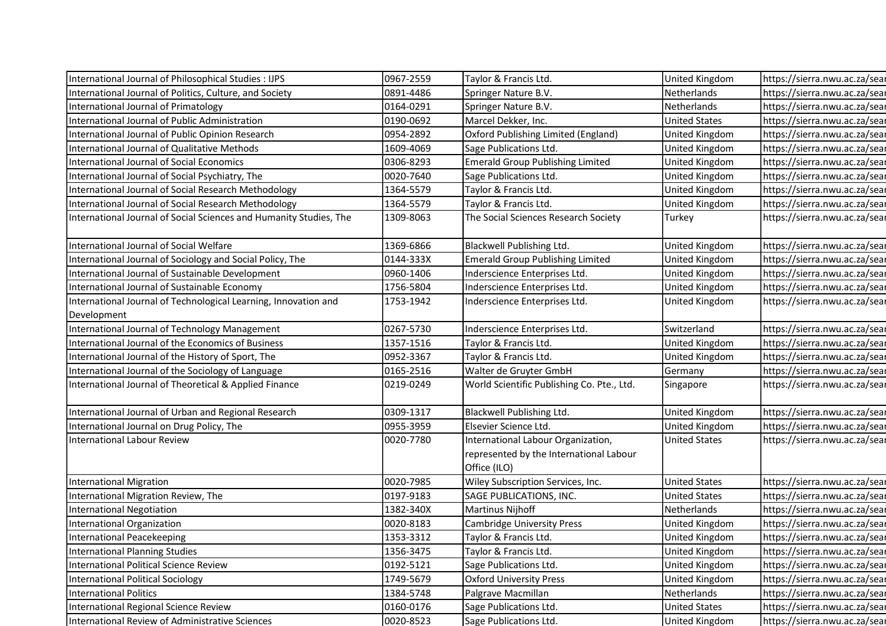| | | | | |
|---|---|---|---|---|
| International Journal of Philosophical Studies : IJPS | 0967-2559 | Taylor & Francis Ltd. | United Kingdom | https://sierra.nwu.ac.za/sear |
| International Journal of Politics, Culture, and Society | 0891-4486 | Springer Nature B.V. | Netherlands | https://sierra.nwu.ac.za/sear |
| International Journal of Primatology | 0164-0291 | Springer Nature B.V. | Netherlands | https://sierra.nwu.ac.za/sear |
| International Journal of Public Administration | 0190-0692 | Marcel Dekker, Inc. | United States | https://sierra.nwu.ac.za/sear |
| International Journal of Public Opinion Research | 0954-2892 | Oxford Publishing Limited (England) | United Kingdom | https://sierra.nwu.ac.za/sear |
| International Journal of Qualitative Methods | 1609-4069 | Sage Publications Ltd. | United Kingdom | https://sierra.nwu.ac.za/sear |
| International Journal of Social Economics | 0306-8293 | Emerald Group Publishing Limited | United Kingdom | https://sierra.nwu.ac.za/sear |
| International Journal of Social Psychiatry, The | 0020-7640 | Sage Publications Ltd. | United Kingdom | https://sierra.nwu.ac.za/sear |
| International Journal of Social Research Methodology | 1364-5579 | Taylor & Francis Ltd. | United Kingdom | https://sierra.nwu.ac.za/sear |
| International Journal of Social Research Methodology | 1364-5579 | Taylor & Francis Ltd. | United Kingdom | https://sierra.nwu.ac.za/sear |
| International Journal of Social Sciences and Humanity Studies, The | 1309-8063 | The Social Sciences Research Society | Turkey | https://sierra.nwu.ac.za/sear |
| International Journal of Social Welfare | 1369-6866 | Blackwell Publishing Ltd. | United Kingdom | https://sierra.nwu.ac.za/sear |
| International Journal of Sociology and Social Policy, The | 0144-333X | Emerald Group Publishing Limited | United Kingdom | https://sierra.nwu.ac.za/sear |
| International Journal of Sustainable Development | 0960-1406 | Inderscience Enterprises Ltd. | United Kingdom | https://sierra.nwu.ac.za/sear |
| International Journal of Sustainable Economy | 1756-5804 | Inderscience Enterprises Ltd. | United Kingdom | https://sierra.nwu.ac.za/sear |
| International Journal of Technological Learning, Innovation and Development | 1753-1942 | Inderscience Enterprises Ltd. | United Kingdom | https://sierra.nwu.ac.za/sear |
| International Journal of Technology Management | 0267-5730 | Inderscience Enterprises Ltd. | Switzerland | https://sierra.nwu.ac.za/sear |
| International Journal of the Economics of Business | 1357-1516 | Taylor & Francis Ltd. | United Kingdom | https://sierra.nwu.ac.za/sear |
| International Journal of the History of Sport, The | 0952-3367 | Taylor & Francis Ltd. | United Kingdom | https://sierra.nwu.ac.za/sear |
| International Journal of the Sociology of Language | 0165-2516 | Walter de Gruyter GmbH | Germany | https://sierra.nwu.ac.za/sear |
| International Journal of Theoretical & Applied Finance | 0219-0249 | World Scientific Publishing Co. Pte., Ltd. | Singapore | https://sierra.nwu.ac.za/sear |
| International Journal of Urban and Regional Research | 0309-1317 | Blackwell Publishing Ltd. | United Kingdom | https://sierra.nwu.ac.za/sear |
| International Journal on Drug Policy, The | 0955-3959 | Elsevier Science Ltd. | United Kingdom | https://sierra.nwu.ac.za/sear |
| International Labour Review | 0020-7780 | International Labour Organization, represented by the International Labour Office (ILO) | United States | https://sierra.nwu.ac.za/sear |
| International Migration | 0020-7985 | Wiley Subscription Services, Inc. | United States | https://sierra.nwu.ac.za/sear |
| International Migration Review, The | 0197-9183 | SAGE PUBLICATIONS, INC. | United States | https://sierra.nwu.ac.za/sear |
| International Negotiation | 1382-340X | Martinus Nijhoff | Netherlands | https://sierra.nwu.ac.za/sear |
| International Organization | 0020-8183 | Cambridge University Press | United Kingdom | https://sierra.nwu.ac.za/sear |
| International Peacekeeping | 1353-3312 | Taylor & Francis Ltd. | United Kingdom | https://sierra.nwu.ac.za/sear |
| International Planning Studies | 1356-3475 | Taylor & Francis Ltd. | United Kingdom | https://sierra.nwu.ac.za/sear |
| International Political Science Review | 0192-5121 | Sage Publications Ltd. | United Kingdom | https://sierra.nwu.ac.za/sear |
| International Political Sociology | 1749-5679 | Oxford University Press | United Kingdom | https://sierra.nwu.ac.za/sear |
| International Politics | 1384-5748 | Palgrave Macmillan | Netherlands | https://sierra.nwu.ac.za/sear |
| International Regional Science Review | 0160-0176 | Sage Publications Ltd. | United States | https://sierra.nwu.ac.za/sear |
| International Review of Administrative Sciences | 0020-8523 | Sage Publications Ltd. | United Kingdom | https://sierra.nwu.ac.za/sear |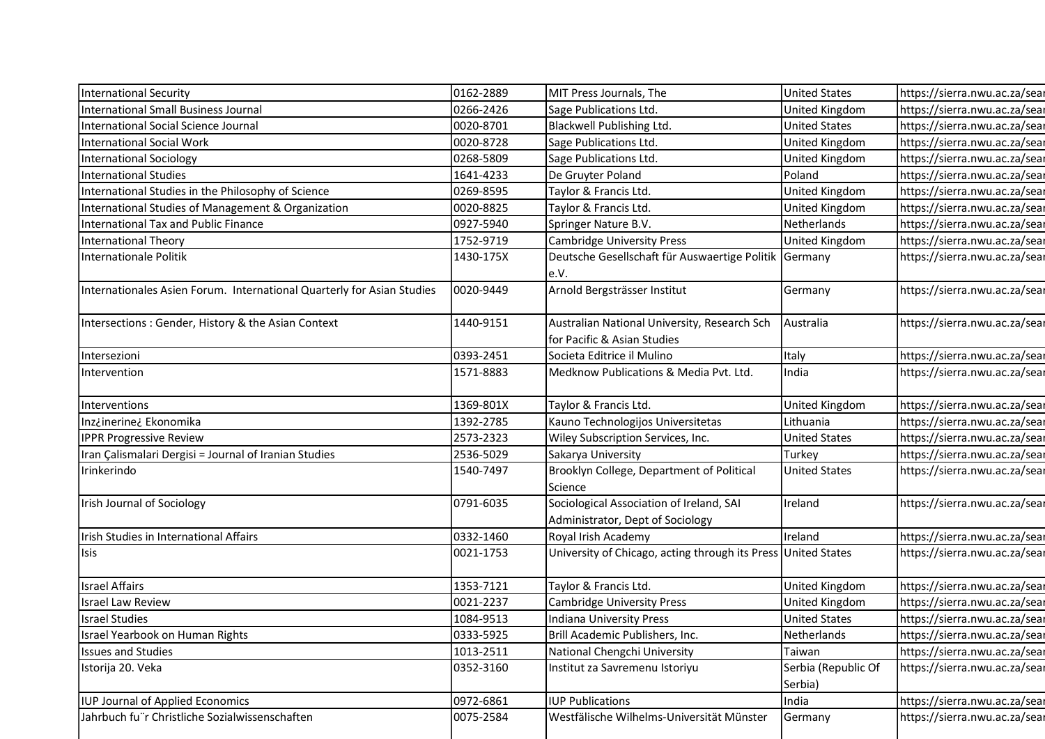| | | | | |
|---|---|---|---|---|
| International Security | 0162-2889 | MIT Press Journals, The | United States | https://sierra.nwu.ac.za/sear |
| International Small Business Journal | 0266-2426 | Sage Publications Ltd. | United Kingdom | https://sierra.nwu.ac.za/sear |
| International Social Science Journal | 0020-8701 | Blackwell Publishing Ltd. | United States | https://sierra.nwu.ac.za/sear |
| International Social Work | 0020-8728 | Sage Publications Ltd. | United Kingdom | https://sierra.nwu.ac.za/sear |
| International Sociology | 0268-5809 | Sage Publications Ltd. | United Kingdom | https://sierra.nwu.ac.za/sear |
| International Studies | 1641-4233 | De Gruyter Poland | Poland | https://sierra.nwu.ac.za/sear |
| International Studies in the Philosophy of Science | 0269-8595 | Taylor & Francis Ltd. | United Kingdom | https://sierra.nwu.ac.za/sear |
| International Studies of Management & Organization | 0020-8825 | Taylor & Francis Ltd. | United Kingdom | https://sierra.nwu.ac.za/sear |
| International Tax and Public Finance | 0927-5940 | Springer Nature B.V. | Netherlands | https://sierra.nwu.ac.za/sear |
| International Theory | 1752-9719 | Cambridge University Press | United Kingdom | https://sierra.nwu.ac.za/sear |
| Internationale Politik | 1430-175X | Deutsche Gesellschaft für Auswaertige Politik e.V. | Germany | https://sierra.nwu.ac.za/sear |
| Internationales Asien Forum. International Quarterly for Asian Studies | 0020-9449 | Arnold Bergsträsser Institut | Germany | https://sierra.nwu.ac.za/sear |
| Intersections : Gender, History & the Asian Context | 1440-9151 | Australian National University, Research Sch for Pacific & Asian Studies | Australia | https://sierra.nwu.ac.za/sear |
| Intersezioni | 0393-2451 | Societa Editrice il Mulino | Italy | https://sierra.nwu.ac.za/sear |
| Intervention | 1571-8883 | Medknow Publications & Media Pvt. Ltd. | India | https://sierra.nwu.ac.za/sear |
| Interventions | 1369-801X | Taylor & Francis Ltd. | United Kingdom | https://sierra.nwu.ac.za/sear |
| Inz¿inerine¿ Ekonomika | 1392-2785 | Kauno Technologijos Universitetas | Lithuania | https://sierra.nwu.ac.za/sear |
| IPPR Progressive Review | 2573-2323 | Wiley Subscription Services, Inc. | United States | https://sierra.nwu.ac.za/sear |
| Iran Çalismalari Dergisi = Journal of Iranian Studies | 2536-5029 | Sakarya University | Turkey | https://sierra.nwu.ac.za/sear |
| Irinkerindo | 1540-7497 | Brooklyn College, Department of Political Science | United States | https://sierra.nwu.ac.za/sear |
| Irish Journal of Sociology | 0791-6035 | Sociological Association of Ireland, SAI Administrator, Dept of Sociology | Ireland | https://sierra.nwu.ac.za/sear |
| Irish Studies in International Affairs | 0332-1460 | Royal Irish Academy | Ireland | https://sierra.nwu.ac.za/sear |
| Isis | 0021-1753 | University of Chicago, acting through its Press | United States | https://sierra.nwu.ac.za/sear |
| Israel Affairs | 1353-7121 | Taylor & Francis Ltd. | United Kingdom | https://sierra.nwu.ac.za/sear |
| Israel Law Review | 0021-2237 | Cambridge University Press | United Kingdom | https://sierra.nwu.ac.za/sear |
| Israel Studies | 1084-9513 | Indiana University Press | United States | https://sierra.nwu.ac.za/sear |
| Israel Yearbook on Human Rights | 0333-5925 | Brill Academic Publishers, Inc. | Netherlands | https://sierra.nwu.ac.za/sear |
| Issues and Studies | 1013-2511 | National Chengchi University | Taiwan | https://sierra.nwu.ac.za/sear |
| Istorija 20. Veka | 0352-3160 | Institut za Savremenu Istoriyu | Serbia (Republic Of Serbia) | https://sierra.nwu.ac.za/sear |
| IUP Journal of Applied Economics | 0972-6861 | IUP Publications | India | https://sierra.nwu.ac.za/sear |
| Jahrbuch fu¨r Christliche Sozialwissenschaften | 0075-2584 | Westfälische Wilhelms-Universität Münster | Germany | https://sierra.nwu.ac.za/sear |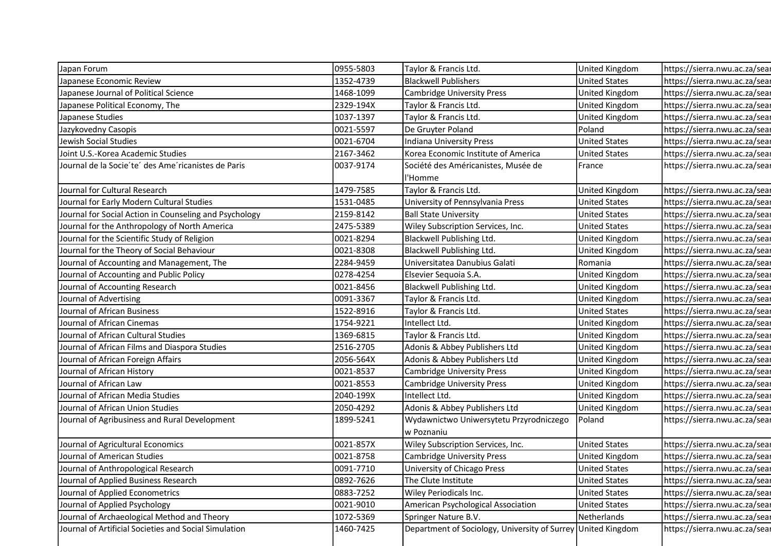| | | | | |
|---|---|---|---|---|
| Japan Forum | 0955-5803 | Taylor & Francis Ltd. | United Kingdom | https://sierra.nwu.ac.za/sear |
| Japanese Economic Review | 1352-4739 | Blackwell Publishers | United States | https://sierra.nwu.ac.za/sear |
| Japanese Journal of Political Science | 1468-1099 | Cambridge University Press | United Kingdom | https://sierra.nwu.ac.za/sear |
| Japanese Political Economy, The | 2329-194X | Taylor & Francis Ltd. | United Kingdom | https://sierra.nwu.ac.za/sear |
| Japanese Studies | 1037-1397 | Taylor & Francis Ltd. | United Kingdom | https://sierra.nwu.ac.za/sear |
| Jazykovedny Casopis | 0021-5597 | De Gruyter Poland | Poland | https://sierra.nwu.ac.za/sear |
| Jewish Social Studies | 0021-6704 | Indiana University Press | United States | https://sierra.nwu.ac.za/sear |
| Joint U.S.-Korea Academic Studies | 2167-3462 | Korea Economic Institute of America | United States | https://sierra.nwu.ac.za/sear |
| Journal de la Socie´te´ des Ame´ricanistes de Paris | 0037-9174 | Société des Américanistes, Musée de l'Homme | France | https://sierra.nwu.ac.za/sear |
| Journal for Cultural Research | 1479-7585 | Taylor & Francis Ltd. | United Kingdom | https://sierra.nwu.ac.za/sear |
| Journal for Early Modern Cultural Studies | 1531-0485 | University of Pennsylvania Press | United States | https://sierra.nwu.ac.za/sear |
| Journal for Social Action in Counseling and Psychology | 2159-8142 | Ball State University | United States | https://sierra.nwu.ac.za/sear |
| Journal for the Anthropology of North America | 2475-5389 | Wiley Subscription Services, Inc. | United States | https://sierra.nwu.ac.za/sear |
| Journal for the Scientific Study of Religion | 0021-8294 | Blackwell Publishing Ltd. | United Kingdom | https://sierra.nwu.ac.za/sear |
| Journal for the Theory of Social Behaviour | 0021-8308 | Blackwell Publishing Ltd. | United Kingdom | https://sierra.nwu.ac.za/sear |
| Journal of Accounting and Management, The | 2284-9459 | Universitatea Danubius Galati | Romania | https://sierra.nwu.ac.za/sear |
| Journal of Accounting and Public Policy | 0278-4254 | Elsevier Sequoia S.A. | United Kingdom | https://sierra.nwu.ac.za/sear |
| Journal of Accounting Research | 0021-8456 | Blackwell Publishing Ltd. | United Kingdom | https://sierra.nwu.ac.za/sear |
| Journal of Advertising | 0091-3367 | Taylor & Francis Ltd. | United Kingdom | https://sierra.nwu.ac.za/sear |
| Journal of African Business | 1522-8916 | Taylor & Francis Ltd. | United States | https://sierra.nwu.ac.za/sear |
| Journal of African Cinemas | 1754-9221 | Intellect Ltd. | United Kingdom | https://sierra.nwu.ac.za/sear |
| Journal of African Cultural Studies | 1369-6815 | Taylor & Francis Ltd. | United Kingdom | https://sierra.nwu.ac.za/sear |
| Journal of African Films and Diaspora Studies | 2516-2705 | Adonis & Abbey Publishers Ltd | United Kingdom | https://sierra.nwu.ac.za/sear |
| Journal of African Foreign Affairs | 2056-564X | Adonis & Abbey Publishers Ltd | United Kingdom | https://sierra.nwu.ac.za/sear |
| Journal of African History | 0021-8537 | Cambridge University Press | United Kingdom | https://sierra.nwu.ac.za/sear |
| Journal of African Law | 0021-8553 | Cambridge University Press | United Kingdom | https://sierra.nwu.ac.za/sear |
| Journal of African Media Studies | 2040-199X | Intellect Ltd. | United Kingdom | https://sierra.nwu.ac.za/sear |
| Journal of African Union Studies | 2050-4292 | Adonis & Abbey Publishers Ltd | United Kingdom | https://sierra.nwu.ac.za/sear |
| Journal of Agribusiness and Rural Development | 1899-5241 | Wydawnictwo Uniwersytetu Przyrodniczego w Poznaniu | Poland | https://sierra.nwu.ac.za/sear |
| Journal of Agricultural Economics | 0021-857X | Wiley Subscription Services, Inc. | United States | https://sierra.nwu.ac.za/sear |
| Journal of American Studies | 0021-8758 | Cambridge University Press | United Kingdom | https://sierra.nwu.ac.za/sear |
| Journal of Anthropological Research | 0091-7710 | University of Chicago Press | United States | https://sierra.nwu.ac.za/sear |
| Journal of Applied Business Research | 0892-7626 | The Clute Institute | United States | https://sierra.nwu.ac.za/sear |
| Journal of Applied Econometrics | 0883-7252 | Wiley Periodicals Inc. | United States | https://sierra.nwu.ac.za/sear |
| Journal of Applied Psychology | 0021-9010 | American Psychological Association | United States | https://sierra.nwu.ac.za/sear |
| Journal of Archaeological Method and Theory | 1072-5369 | Springer Nature B.V. | Netherlands | https://sierra.nwu.ac.za/sear |
| Journal of Artificial Societies and Social Simulation | 1460-7425 | Department of Sociology, University of Surrey | United Kingdom | https://sierra.nwu.ac.za/sear |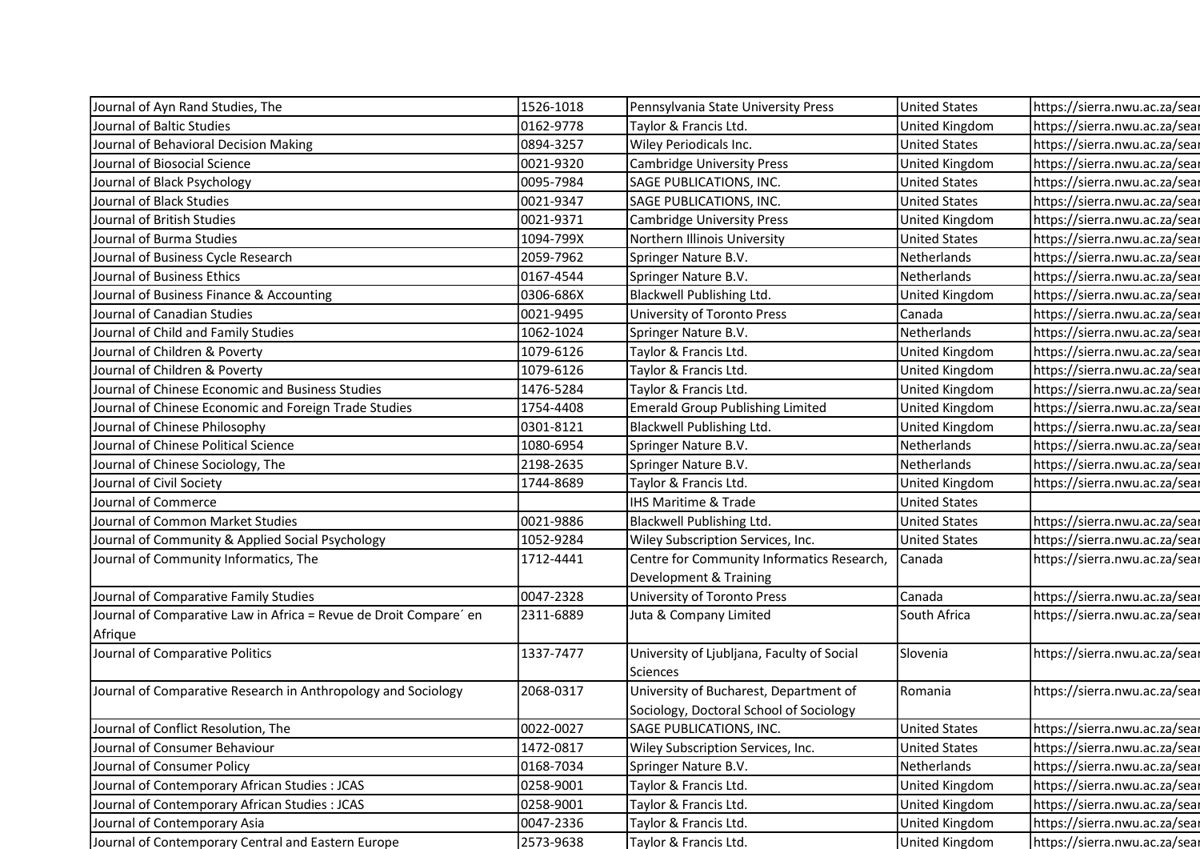| | | | | |
|---|---|---|---|---|
| Journal of Ayn Rand Studies, The | 1526-1018 | Pennsylvania State University Press | United States | https://sierra.nwu.ac.za/sear |
| Journal of Baltic Studies | 0162-9778 | Taylor & Francis Ltd. | United Kingdom | https://sierra.nwu.ac.za/sear |
| Journal of Behavioral Decision Making | 0894-3257 | Wiley Periodicals Inc. | United States | https://sierra.nwu.ac.za/sear |
| Journal of Biosocial Science | 0021-9320 | Cambridge University Press | United Kingdom | https://sierra.nwu.ac.za/sear |
| Journal of Black Psychology | 0095-7984 | SAGE PUBLICATIONS, INC. | United States | https://sierra.nwu.ac.za/sear |
| Journal of Black Studies | 0021-9347 | SAGE PUBLICATIONS, INC. | United States | https://sierra.nwu.ac.za/sear |
| Journal of British Studies | 0021-9371 | Cambridge University Press | United Kingdom | https://sierra.nwu.ac.za/sear |
| Journal of Burma Studies | 1094-799X | Northern Illinois University | United States | https://sierra.nwu.ac.za/sear |
| Journal of Business Cycle Research | 2059-7962 | Springer Nature B.V. | Netherlands | https://sierra.nwu.ac.za/sear |
| Journal of Business Ethics | 0167-4544 | Springer Nature B.V. | Netherlands | https://sierra.nwu.ac.za/sear |
| Journal of Business Finance & Accounting | 0306-686X | Blackwell Publishing Ltd. | United Kingdom | https://sierra.nwu.ac.za/sear |
| Journal of Canadian Studies | 0021-9495 | University of Toronto Press | Canada | https://sierra.nwu.ac.za/sear |
| Journal of Child and Family Studies | 1062-1024 | Springer Nature B.V. | Netherlands | https://sierra.nwu.ac.za/sear |
| Journal of Children & Poverty | 1079-6126 | Taylor & Francis Ltd. | United Kingdom | https://sierra.nwu.ac.za/sear |
| Journal of Children & Poverty | 1079-6126 | Taylor & Francis Ltd. | United Kingdom | https://sierra.nwu.ac.za/sear |
| Journal of Chinese Economic and Business Studies | 1476-5284 | Taylor & Francis Ltd. | United Kingdom | https://sierra.nwu.ac.za/sear |
| Journal of Chinese Economic and Foreign Trade Studies | 1754-4408 | Emerald Group Publishing Limited | United Kingdom | https://sierra.nwu.ac.za/sear |
| Journal of Chinese Philosophy | 0301-8121 | Blackwell Publishing Ltd. | United Kingdom | https://sierra.nwu.ac.za/sear |
| Journal of Chinese Political Science | 1080-6954 | Springer Nature B.V. | Netherlands | https://sierra.nwu.ac.za/sear |
| Journal of Chinese Sociology, The | 2198-2635 | Springer Nature B.V. | Netherlands | https://sierra.nwu.ac.za/sear |
| Journal of Civil Society | 1744-8689 | Taylor & Francis Ltd. | United Kingdom | https://sierra.nwu.ac.za/sear |
| Journal of Commerce | | IHS Maritime & Trade | United States | |
| Journal of Common Market Studies | 0021-9886 | Blackwell Publishing Ltd. | United States | https://sierra.nwu.ac.za/sear |
| Journal of Community & Applied Social Psychology | 1052-9284 | Wiley Subscription Services, Inc. | United States | https://sierra.nwu.ac.za/sear |
| Journal of Community Informatics, The | 1712-4441 | Centre for Community Informatics Research, Development & Training | Canada | https://sierra.nwu.ac.za/sear |
| Journal of Comparative Family Studies | 0047-2328 | University of Toronto Press | Canada | https://sierra.nwu.ac.za/sear |
| Journal of Comparative Law in Africa = Revue de Droit Compare´ en Afrique | 2311-6889 | Juta & Company Limited | South Africa | https://sierra.nwu.ac.za/sear |
| Journal of Comparative Politics | 1337-7477 | University of Ljubljana, Faculty of Social Sciences | Slovenia | https://sierra.nwu.ac.za/sear |
| Journal of Comparative Research in Anthropology and Sociology | 2068-0317 | University of Bucharest, Department of Sociology, Doctoral School of Sociology | Romania | https://sierra.nwu.ac.za/sear |
| Journal of Conflict Resolution, The | 0022-0027 | SAGE PUBLICATIONS, INC. | United States | https://sierra.nwu.ac.za/sear |
| Journal of Consumer Behaviour | 1472-0817 | Wiley Subscription Services, Inc. | United States | https://sierra.nwu.ac.za/sear |
| Journal of Consumer Policy | 0168-7034 | Springer Nature B.V. | Netherlands | https://sierra.nwu.ac.za/sear |
| Journal of Contemporary African Studies : JCAS | 0258-9001 | Taylor & Francis Ltd. | United Kingdom | https://sierra.nwu.ac.za/sear |
| Journal of Contemporary African Studies : JCAS | 0258-9001 | Taylor & Francis Ltd. | United Kingdom | https://sierra.nwu.ac.za/sear |
| Journal of Contemporary Asia | 0047-2336 | Taylor & Francis Ltd. | United Kingdom | https://sierra.nwu.ac.za/sear |
| Journal of Contemporary Central and Eastern Europe | 2573-9638 | Taylor & Francis Ltd. | United Kingdom | https://sierra.nwu.ac.za/sear |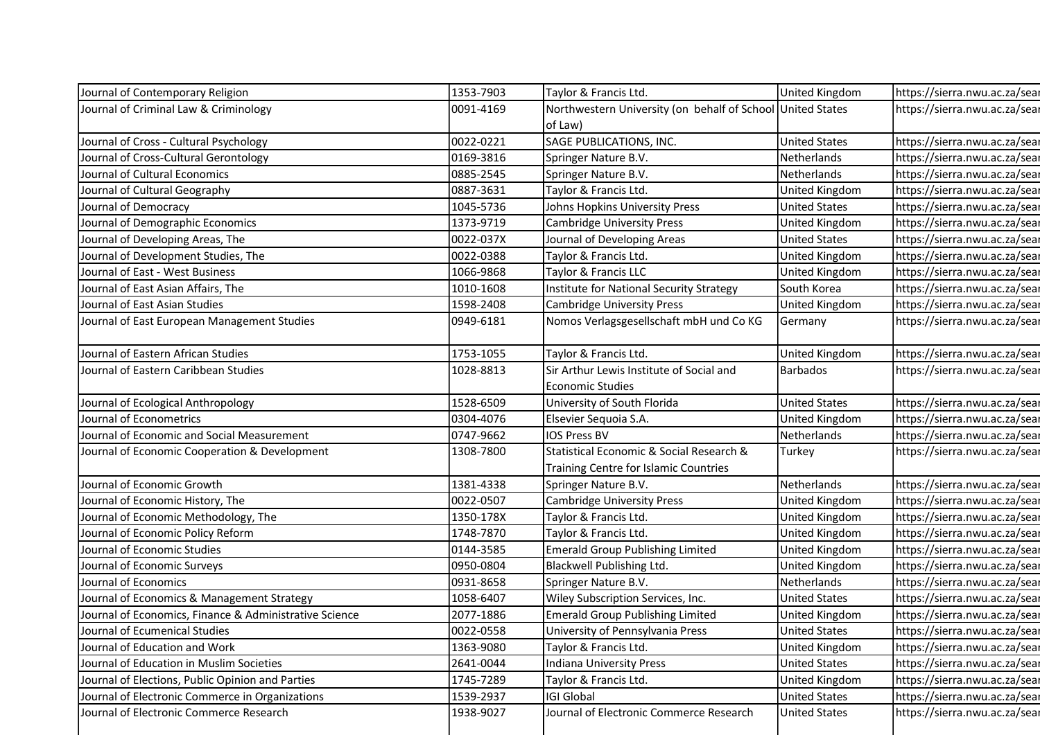| | | | | |
|---|---|---|---|---|
| Journal of Contemporary Religion | 1353-7903 | Taylor & Francis Ltd. | United Kingdom | https://sierra.nwu.ac.za/sear |
| Journal of Criminal Law & Criminology | 0091-4169 | Northwestern University (on behalf of School of Law) | United States | https://sierra.nwu.ac.za/sear |
| Journal of Cross - Cultural Psychology | 0022-0221 | SAGE PUBLICATIONS, INC. | United States | https://sierra.nwu.ac.za/sear |
| Journal of Cross-Cultural Gerontology | 0169-3816 | Springer Nature B.V. | Netherlands | https://sierra.nwu.ac.za/sear |
| Journal of Cultural Economics | 0885-2545 | Springer Nature B.V. | Netherlands | https://sierra.nwu.ac.za/sear |
| Journal of Cultural Geography | 0887-3631 | Taylor & Francis Ltd. | United Kingdom | https://sierra.nwu.ac.za/sear |
| Journal of Democracy | 1045-5736 | Johns Hopkins University Press | United States | https://sierra.nwu.ac.za/sear |
| Journal of Demographic Economics | 1373-9719 | Cambridge University Press | United Kingdom | https://sierra.nwu.ac.za/sear |
| Journal of Developing Areas, The | 0022-037X | Journal of Developing Areas | United States | https://sierra.nwu.ac.za/sear |
| Journal of Development Studies, The | 0022-0388 | Taylor & Francis Ltd. | United Kingdom | https://sierra.nwu.ac.za/sear |
| Journal of East - West Business | 1066-9868 | Taylor & Francis LLC | United Kingdom | https://sierra.nwu.ac.za/sear |
| Journal of East Asian Affairs, The | 1010-1608 | Institute for National Security Strategy | South Korea | https://sierra.nwu.ac.za/sear |
| Journal of East Asian Studies | 1598-2408 | Cambridge University Press | United Kingdom | https://sierra.nwu.ac.za/sear |
| Journal of East European Management Studies | 0949-6181 | Nomos Verlagsgesellschaft mbH und Co KG | Germany | https://sierra.nwu.ac.za/sear |
| Journal of Eastern African Studies | 1753-1055 | Taylor & Francis Ltd. | United Kingdom | https://sierra.nwu.ac.za/sear |
| Journal of Eastern Caribbean Studies | 1028-8813 | Sir Arthur Lewis Institute of Social and Economic Studies | Barbados | https://sierra.nwu.ac.za/sear |
| Journal of Ecological Anthropology | 1528-6509 | University of South Florida | United States | https://sierra.nwu.ac.za/sear |
| Journal of Econometrics | 0304-4076 | Elsevier Sequoia S.A. | United Kingdom | https://sierra.nwu.ac.za/sear |
| Journal of Economic and Social Measurement | 0747-9662 | IOS Press BV | Netherlands | https://sierra.nwu.ac.za/sear |
| Journal of Economic Cooperation & Development | 1308-7800 | Statistical Economic & Social Research & Training Centre for Islamic Countries | Turkey | https://sierra.nwu.ac.za/sear |
| Journal of Economic Growth | 1381-4338 | Springer Nature B.V. | Netherlands | https://sierra.nwu.ac.za/sear |
| Journal of Economic History, The | 0022-0507 | Cambridge University Press | United Kingdom | https://sierra.nwu.ac.za/sear |
| Journal of Economic Methodology, The | 1350-178X | Taylor & Francis Ltd. | United Kingdom | https://sierra.nwu.ac.za/sear |
| Journal of Economic Policy Reform | 1748-7870 | Taylor & Francis Ltd. | United Kingdom | https://sierra.nwu.ac.za/sear |
| Journal of Economic Studies | 0144-3585 | Emerald Group Publishing Limited | United Kingdom | https://sierra.nwu.ac.za/sear |
| Journal of Economic Surveys | 0950-0804 | Blackwell Publishing Ltd. | United Kingdom | https://sierra.nwu.ac.za/sear |
| Journal of Economics | 0931-8658 | Springer Nature B.V. | Netherlands | https://sierra.nwu.ac.za/sear |
| Journal of Economics & Management Strategy | 1058-6407 | Wiley Subscription Services, Inc. | United States | https://sierra.nwu.ac.za/sear |
| Journal of Economics, Finance & Administrative Science | 2077-1886 | Emerald Group Publishing Limited | United Kingdom | https://sierra.nwu.ac.za/sear |
| Journal of Ecumenical Studies | 0022-0558 | University of Pennsylvania Press | United States | https://sierra.nwu.ac.za/sear |
| Journal of Education and Work | 1363-9080 | Taylor & Francis Ltd. | United Kingdom | https://sierra.nwu.ac.za/sear |
| Journal of Education in Muslim Societies | 2641-0044 | Indiana University Press | United States | https://sierra.nwu.ac.za/sear |
| Journal of Elections, Public Opinion and Parties | 1745-7289 | Taylor & Francis Ltd. | United Kingdom | https://sierra.nwu.ac.za/sear |
| Journal of Electronic Commerce in Organizations | 1539-2937 | IGI Global | United States | https://sierra.nwu.ac.za/sear |
| Journal of Electronic Commerce Research | 1938-9027 | Journal of Electronic Commerce Research | United States | https://sierra.nwu.ac.za/sear |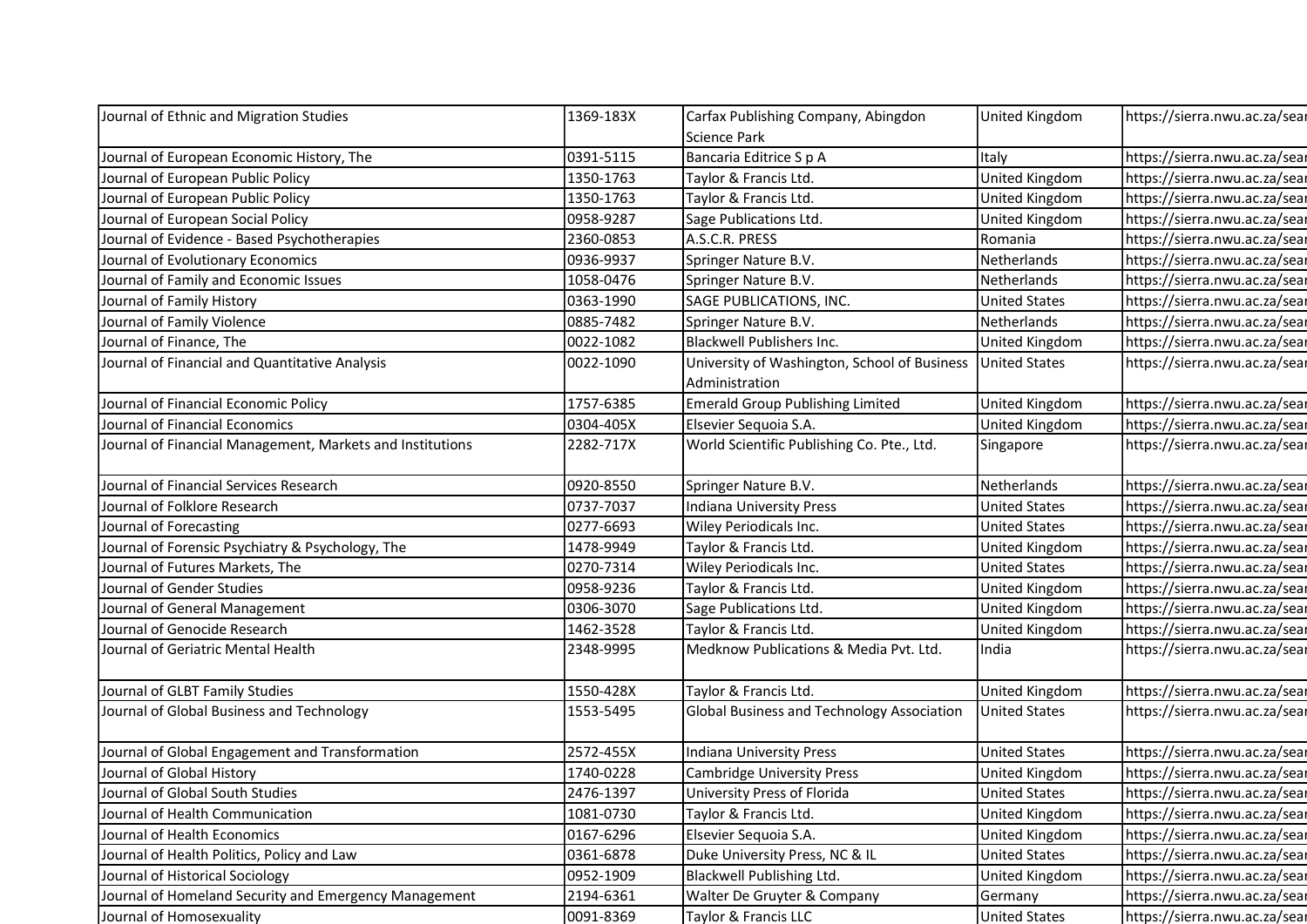| Journal of Ethnic and Migration Studies | 1369-183X | Carfax Publishing Company, Abingdon Science Park | United Kingdom | https://sierra.nwu.ac.za/sear |
|---|---|---|---|---|
| Journal of European Economic History, The | 0391-5115 | Bancaria Editrice S p A | Italy | https://sierra.nwu.ac.za/sear |
| Journal of European Public Policy | 1350-1763 | Taylor & Francis Ltd. | United Kingdom | https://sierra.nwu.ac.za/sear |
| Journal of European Public Policy | 1350-1763 | Taylor & Francis Ltd. | United Kingdom | https://sierra.nwu.ac.za/sear |
| Journal of European Social Policy | 0958-9287 | Sage Publications Ltd. | United Kingdom | https://sierra.nwu.ac.za/sear |
| Journal of Evidence - Based Psychotherapies | 2360-0853 | A.S.C.R. PRESS | Romania | https://sierra.nwu.ac.za/sear |
| Journal of Evolutionary Economics | 0936-9937 | Springer Nature B.V. | Netherlands | https://sierra.nwu.ac.za/sear |
| Journal of Family and Economic Issues | 1058-0476 | Springer Nature B.V. | Netherlands | https://sierra.nwu.ac.za/sear |
| Journal of Family History | 0363-1990 | SAGE PUBLICATIONS, INC. | United States | https://sierra.nwu.ac.za/sear |
| Journal of Family Violence | 0885-7482 | Springer Nature B.V. | Netherlands | https://sierra.nwu.ac.za/sear |
| Journal of Finance, The | 0022-1082 | Blackwell Publishers Inc. | United Kingdom | https://sierra.nwu.ac.za/sear |
| Journal of Financial and Quantitative Analysis | 0022-1090 | University of Washington, School of Business Administration | United States | https://sierra.nwu.ac.za/sear |
| Journal of Financial Economic Policy | 1757-6385 | Emerald Group Publishing Limited | United Kingdom | https://sierra.nwu.ac.za/sear |
| Journal of Financial Economics | 0304-405X | Elsevier Sequoia S.A. | United Kingdom | https://sierra.nwu.ac.za/sear |
| Journal of Financial Management, Markets and Institutions | 2282-717X | World Scientific Publishing Co. Pte., Ltd. | Singapore | https://sierra.nwu.ac.za/sear |
| Journal of Financial Services Research | 0920-8550 | Springer Nature B.V. | Netherlands | https://sierra.nwu.ac.za/sear |
| Journal of Folklore Research | 0737-7037 | Indiana University Press | United States | https://sierra.nwu.ac.za/sear |
| Journal of Forecasting | 0277-6693 | Wiley Periodicals Inc. | United States | https://sierra.nwu.ac.za/sear |
| Journal of Forensic Psychiatry & Psychology, The | 1478-9949 | Taylor & Francis Ltd. | United Kingdom | https://sierra.nwu.ac.za/sear |
| Journal of Futures Markets, The | 0270-7314 | Wiley Periodicals Inc. | United States | https://sierra.nwu.ac.za/sear |
| Journal of Gender Studies | 0958-9236 | Taylor & Francis Ltd. | United Kingdom | https://sierra.nwu.ac.za/sear |
| Journal of General Management | 0306-3070 | Sage Publications Ltd. | United Kingdom | https://sierra.nwu.ac.za/sear |
| Journal of Genocide Research | 1462-3528 | Taylor & Francis Ltd. | United Kingdom | https://sierra.nwu.ac.za/sear |
| Journal of Geriatric Mental Health | 2348-9995 | Medknow Publications & Media Pvt. Ltd. | India | https://sierra.nwu.ac.za/sear |
| Journal of GLBT Family Studies | 1550-428X | Taylor & Francis Ltd. | United Kingdom | https://sierra.nwu.ac.za/sear |
| Journal of Global Business and Technology | 1553-5495 | Global Business and Technology Association | United States | https://sierra.nwu.ac.za/sear |
| Journal of Global Engagement and Transformation | 2572-455X | Indiana University Press | United States | https://sierra.nwu.ac.za/sear |
| Journal of Global History | 1740-0228 | Cambridge University Press | United Kingdom | https://sierra.nwu.ac.za/sear |
| Journal of Global South Studies | 2476-1397 | University Press of Florida | United States | https://sierra.nwu.ac.za/sear |
| Journal of Health Communication | 1081-0730 | Taylor & Francis Ltd. | United Kingdom | https://sierra.nwu.ac.za/sear |
| Journal of Health Economics | 0167-6296 | Elsevier Sequoia S.A. | United Kingdom | https://sierra.nwu.ac.za/sear |
| Journal of Health Politics, Policy and Law | 0361-6878 | Duke University Press, NC & IL | United States | https://sierra.nwu.ac.za/sear |
| Journal of Historical Sociology | 0952-1909 | Blackwell Publishing Ltd. | United Kingdom | https://sierra.nwu.ac.za/sear |
| Journal of Homeland Security and Emergency Management | 2194-6361 | Walter De Gruyter & Company | Germany | https://sierra.nwu.ac.za/sear |
| Journal of Homosexuality | 0091-8369 | Taylor & Francis LLC | United States | https://sierra.nwu.ac.za/sear |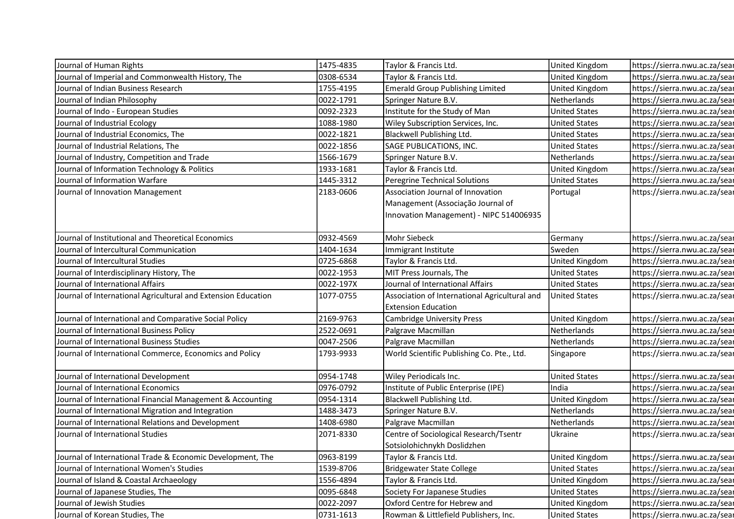| | | | | |
|---|---|---|---|---|
| Journal of Human Rights | 1475-4835 | Taylor & Francis Ltd. | United Kingdom | https://sierra.nwu.ac.za/sear |
| Journal of Imperial and Commonwealth History, The | 0308-6534 | Taylor & Francis Ltd. | United Kingdom | https://sierra.nwu.ac.za/sear |
| Journal of Indian Business Research | 1755-4195 | Emerald Group Publishing Limited | United Kingdom | https://sierra.nwu.ac.za/sear |
| Journal of Indian Philosophy | 0022-1791 | Springer Nature B.V. | Netherlands | https://sierra.nwu.ac.za/sear |
| Journal of Indo - European Studies | 0092-2323 | Institute for the Study of Man | United States | https://sierra.nwu.ac.za/sear |
| Journal of Industrial Ecology | 1088-1980 | Wiley Subscription Services, Inc. | United States | https://sierra.nwu.ac.za/sear |
| Journal of Industrial Economics, The | 0022-1821 | Blackwell Publishing Ltd. | United States | https://sierra.nwu.ac.za/sear |
| Journal of Industrial Relations, The | 0022-1856 | SAGE PUBLICATIONS, INC. | United States | https://sierra.nwu.ac.za/sear |
| Journal of Industry, Competition and Trade | 1566-1679 | Springer Nature B.V. | Netherlands | https://sierra.nwu.ac.za/sear |
| Journal of Information Technology & Politics | 1933-1681 | Taylor & Francis Ltd. | United Kingdom | https://sierra.nwu.ac.za/sear |
| Journal of Information Warfare | 1445-3312 | Peregrine Technical Solutions | United States | https://sierra.nwu.ac.za/sear |
| Journal of Innovation Management | 2183-0606 | Association Journal of Innovation Management (Associação Journal of Innovation Management) - NIPC 514006935 | Portugal | https://sierra.nwu.ac.za/sear |
| Journal of Institutional and Theoretical Economics | 0932-4569 | Mohr Siebeck | Germany | https://sierra.nwu.ac.za/sear |
| Journal of Intercultural Communication | 1404-1634 | Immigrant Institute | Sweden | https://sierra.nwu.ac.za/sear |
| Journal of Intercultural Studies | 0725-6868 | Taylor & Francis Ltd. | United Kingdom | https://sierra.nwu.ac.za/sear |
| Journal of Interdisciplinary History, The | 0022-1953 | MIT Press Journals, The | United States | https://sierra.nwu.ac.za/sear |
| Journal of International Affairs | 0022-197X | Journal of International Affairs | United States | https://sierra.nwu.ac.za/sear |
| Journal of International Agricultural and Extension Education | 1077-0755 | Association of International Agricultural and Extension Education | United States | https://sierra.nwu.ac.za/sear |
| Journal of International and Comparative Social Policy | 2169-9763 | Cambridge University Press | United Kingdom | https://sierra.nwu.ac.za/sear |
| Journal of International Business Policy | 2522-0691 | Palgrave Macmillan | Netherlands | https://sierra.nwu.ac.za/sear |
| Journal of International Business Studies | 0047-2506 | Palgrave Macmillan | Netherlands | https://sierra.nwu.ac.za/sear |
| Journal of International Commerce, Economics and Policy | 1793-9933 | World Scientific Publishing Co. Pte., Ltd. | Singapore | https://sierra.nwu.ac.za/sear |
| Journal of International Development | 0954-1748 | Wiley Periodicals Inc. | United States | https://sierra.nwu.ac.za/sear |
| Journal of International Economics | 0976-0792 | Institute of Public Enterprise (IPE) | India | https://sierra.nwu.ac.za/sear |
| Journal of International Financial Management & Accounting | 0954-1314 | Blackwell Publishing Ltd. | United Kingdom | https://sierra.nwu.ac.za/sear |
| Journal of International Migration and Integration | 1488-3473 | Springer Nature B.V. | Netherlands | https://sierra.nwu.ac.za/sear |
| Journal of International Relations and Development | 1408-6980 | Palgrave Macmillan | Netherlands | https://sierra.nwu.ac.za/sear |
| Journal of International Studies | 2071-8330 | Centre of Sociological Research/Tsentr Sotsiolohichnykh Doslidzhen | Ukraine | https://sierra.nwu.ac.za/sear |
| Journal of International Trade & Economic Development, The | 0963-8199 | Taylor & Francis Ltd. | United Kingdom | https://sierra.nwu.ac.za/sear |
| Journal of International Women's Studies | 1539-8706 | Bridgewater State College | United States | https://sierra.nwu.ac.za/sear |
| Journal of Island & Coastal Archaeology | 1556-4894 | Taylor & Francis Ltd. | United Kingdom | https://sierra.nwu.ac.za/sear |
| Journal of Japanese Studies, The | 0095-6848 | Society For Japanese Studies | United States | https://sierra.nwu.ac.za/sear |
| Journal of Jewish Studies | 0022-2097 | Oxford Centre for Hebrew and | United Kingdom | https://sierra.nwu.ac.za/sear |
| Journal of Korean Studies, The | 0731-1613 | Rowman & Littlefield Publishers, Inc. | United States | https://sierra.nwu.ac.za/sear |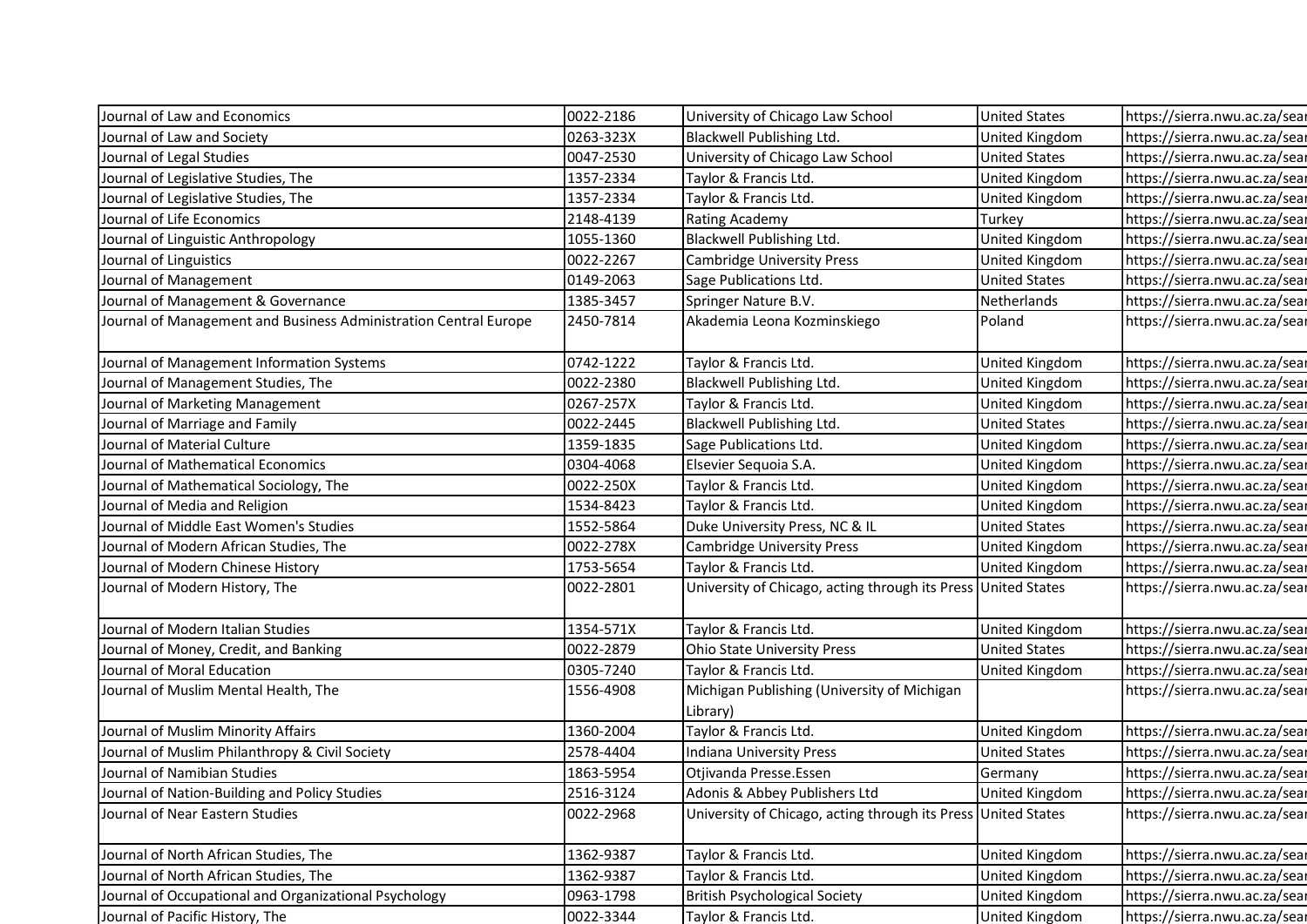| | | | | |
|---|---|---|---|---|
| Journal of Law and Economics | 0022-2186 | University of Chicago Law School | United States | https://sierra.nwu.ac.za/sear |
| Journal of Law and Society | 0263-323X | Blackwell Publishing Ltd. | United Kingdom | https://sierra.nwu.ac.za/sear |
| Journal of Legal Studies | 0047-2530 | University of Chicago Law School | United States | https://sierra.nwu.ac.za/sear |
| Journal of Legislative Studies, The | 1357-2334 | Taylor & Francis Ltd. | United Kingdom | https://sierra.nwu.ac.za/sear |
| Journal of Legislative Studies, The | 1357-2334 | Taylor & Francis Ltd. | United Kingdom | https://sierra.nwu.ac.za/sear |
| Journal of Life Economics | 2148-4139 | Rating Academy | Turkey | https://sierra.nwu.ac.za/sear |
| Journal of Linguistic Anthropology | 1055-1360 | Blackwell Publishing Ltd. | United Kingdom | https://sierra.nwu.ac.za/sear |
| Journal of Linguistics | 0022-2267 | Cambridge University Press | United Kingdom | https://sierra.nwu.ac.za/sear |
| Journal of Management | 0149-2063 | Sage Publications Ltd. | United States | https://sierra.nwu.ac.za/sear |
| Journal of Management & Governance | 1385-3457 | Springer Nature B.V. | Netherlands | https://sierra.nwu.ac.za/sear |
| Journal of Management and Business Administration Central Europe | 2450-7814 | Akademia Leona Kozminskiego | Poland | https://sierra.nwu.ac.za/sear |
| Journal of Management Information Systems | 0742-1222 | Taylor & Francis Ltd. | United Kingdom | https://sierra.nwu.ac.za/sear |
| Journal of Management Studies, The | 0022-2380 | Blackwell Publishing Ltd. | United Kingdom | https://sierra.nwu.ac.za/sear |
| Journal of Marketing Management | 0267-257X | Taylor & Francis Ltd. | United Kingdom | https://sierra.nwu.ac.za/sear |
| Journal of Marriage and Family | 0022-2445 | Blackwell Publishing Ltd. | United States | https://sierra.nwu.ac.za/sear |
| Journal of Material Culture | 1359-1835 | Sage Publications Ltd. | United Kingdom | https://sierra.nwu.ac.za/sear |
| Journal of Mathematical Economics | 0304-4068 | Elsevier Sequoia S.A. | United Kingdom | https://sierra.nwu.ac.za/sear |
| Journal of Mathematical Sociology, The | 0022-250X | Taylor & Francis Ltd. | United Kingdom | https://sierra.nwu.ac.za/sear |
| Journal of Media and Religion | 1534-8423 | Taylor & Francis Ltd. | United Kingdom | https://sierra.nwu.ac.za/sear |
| Journal of Middle East Women's Studies | 1552-5864 | Duke University Press, NC & IL | United States | https://sierra.nwu.ac.za/sear |
| Journal of Modern African Studies, The | 0022-278X | Cambridge University Press | United Kingdom | https://sierra.nwu.ac.za/sear |
| Journal of Modern Chinese History | 1753-5654 | Taylor & Francis Ltd. | United Kingdom | https://sierra.nwu.ac.za/sear |
| Journal of Modern History, The | 0022-2801 | University of Chicago, acting through its Press | United States | https://sierra.nwu.ac.za/sear |
| Journal of Modern Italian Studies | 1354-571X | Taylor & Francis Ltd. | United Kingdom | https://sierra.nwu.ac.za/sear |
| Journal of Money, Credit, and Banking | 0022-2879 | Ohio State University Press | United States | https://sierra.nwu.ac.za/sear |
| Journal of Moral Education | 0305-7240 | Taylor & Francis Ltd. | United Kingdom | https://sierra.nwu.ac.za/sear |
| Journal of Muslim Mental Health, The | 1556-4908 | Michigan Publishing (University of Michigan Library) | | https://sierra.nwu.ac.za/sear |
| Journal of Muslim Minority Affairs | 1360-2004 | Taylor & Francis Ltd. | United Kingdom | https://sierra.nwu.ac.za/sear |
| Journal of Muslim Philanthropy & Civil Society | 2578-4404 | Indiana University Press | United States | https://sierra.nwu.ac.za/sear |
| Journal of Namibian Studies | 1863-5954 | Otjivanda Presse.Essen | Germany | https://sierra.nwu.ac.za/sear |
| Journal of Nation-Building and Policy Studies | 2516-3124 | Adonis & Abbey Publishers Ltd | United Kingdom | https://sierra.nwu.ac.za/sear |
| Journal of Near Eastern Studies | 0022-2968 | University of Chicago, acting through its Press | United States | https://sierra.nwu.ac.za/sear |
| Journal of North African Studies, The | 1362-9387 | Taylor & Francis Ltd. | United Kingdom | https://sierra.nwu.ac.za/sear |
| Journal of North African Studies, The | 1362-9387 | Taylor & Francis Ltd. | United Kingdom | https://sierra.nwu.ac.za/sear |
| Journal of Occupational and Organizational Psychology | 0963-1798 | British Psychological Society | United Kingdom | https://sierra.nwu.ac.za/sear |
| Journal of Pacific History, The | 0022-3344 | Taylor & Francis Ltd. | United Kingdom | https://sierra.nwu.ac.za/sear |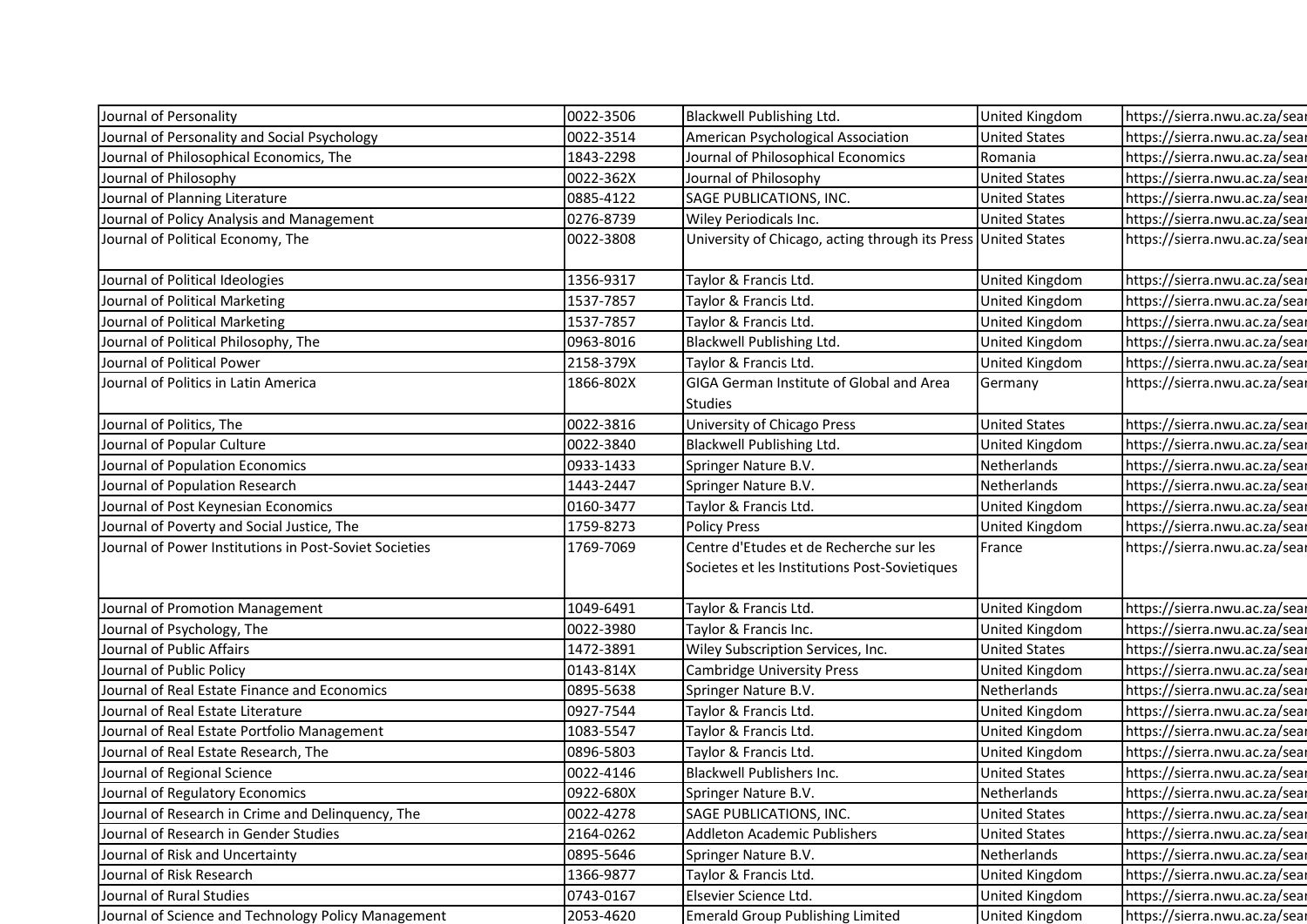| Journal of Personality | 0022-3506 | Blackwell Publishing Ltd. | United Kingdom | https://sierra.nwu.ac.za/sear |
|---|---|---|---|---|
| Journal of Personality and Social Psychology | 0022-3514 | American Psychological Association | United States | https://sierra.nwu.ac.za/sear |
| Journal of Philosophical Economics, The | 1843-2298 | Journal of Philosophical Economics | Romania | https://sierra.nwu.ac.za/sear |
| Journal of Philosophy | 0022-362X | Journal of Philosophy | United States | https://sierra.nwu.ac.za/sear |
| Journal of Planning Literature | 0885-4122 | SAGE PUBLICATIONS, INC. | United States | https://sierra.nwu.ac.za/sear |
| Journal of Policy Analysis and Management | 0276-8739 | Wiley Periodicals Inc. | United States | https://sierra.nwu.ac.za/sear |
| Journal of Political Economy, The | 0022-3808 | University of Chicago, acting through its Press | United States | https://sierra.nwu.ac.za/sear |
| Journal of Political Ideologies | 1356-9317 | Taylor & Francis Ltd. | United Kingdom | https://sierra.nwu.ac.za/sear |
| Journal of Political Marketing | 1537-7857 | Taylor & Francis Ltd. | United Kingdom | https://sierra.nwu.ac.za/sear |
| Journal of Political Marketing | 1537-7857 | Taylor & Francis Ltd. | United Kingdom | https://sierra.nwu.ac.za/sear |
| Journal of Political Philosophy, The | 0963-8016 | Blackwell Publishing Ltd. | United Kingdom | https://sierra.nwu.ac.za/sear |
| Journal of Political Power | 2158-379X | Taylor & Francis Ltd. | United Kingdom | https://sierra.nwu.ac.za/sear |
| Journal of Politics in Latin America | 1866-802X | GIGA German Institute of Global and Area Studies | Germany | https://sierra.nwu.ac.za/sear |
| Journal of Politics, The | 0022-3816 | University of Chicago Press | United States | https://sierra.nwu.ac.za/sear |
| Journal of Popular Culture | 0022-3840 | Blackwell Publishing Ltd. | United Kingdom | https://sierra.nwu.ac.za/sear |
| Journal of Population Economics | 0933-1433 | Springer Nature B.V. | Netherlands | https://sierra.nwu.ac.za/sear |
| Journal of Population Research | 1443-2447 | Springer Nature B.V. | Netherlands | https://sierra.nwu.ac.za/sear |
| Journal of Post Keynesian Economics | 0160-3477 | Taylor & Francis Ltd. | United Kingdom | https://sierra.nwu.ac.za/sear |
| Journal of Poverty and Social Justice, The | 1759-8273 | Policy Press | United Kingdom | https://sierra.nwu.ac.za/sear |
| Journal of Power Institutions in Post-Soviet Societies | 1769-7069 | Centre d'Etudes et de Recherche sur les Societes et les Institutions Post-Sovietiques | France | https://sierra.nwu.ac.za/sear |
| Journal of Promotion Management | 1049-6491 | Taylor & Francis Ltd. | United Kingdom | https://sierra.nwu.ac.za/sear |
| Journal of Psychology, The | 0022-3980 | Taylor & Francis Inc. | United Kingdom | https://sierra.nwu.ac.za/sear |
| Journal of Public Affairs | 1472-3891 | Wiley Subscription Services, Inc. | United States | https://sierra.nwu.ac.za/sear |
| Journal of Public Policy | 0143-814X | Cambridge University Press | United Kingdom | https://sierra.nwu.ac.za/sear |
| Journal of Real Estate Finance and Economics | 0895-5638 | Springer Nature B.V. | Netherlands | https://sierra.nwu.ac.za/sear |
| Journal of Real Estate Literature | 0927-7544 | Taylor & Francis Ltd. | United Kingdom | https://sierra.nwu.ac.za/sear |
| Journal of Real Estate Portfolio Management | 1083-5547 | Taylor & Francis Ltd. | United Kingdom | https://sierra.nwu.ac.za/sear |
| Journal of Real Estate Research, The | 0896-5803 | Taylor & Francis Ltd. | United Kingdom | https://sierra.nwu.ac.za/sear |
| Journal of Regional Science | 0022-4146 | Blackwell Publishers Inc. | United States | https://sierra.nwu.ac.za/sear |
| Journal of Regulatory Economics | 0922-680X | Springer Nature B.V. | Netherlands | https://sierra.nwu.ac.za/sear |
| Journal of Research in Crime and Delinquency, The | 0022-4278 | SAGE PUBLICATIONS, INC. | United States | https://sierra.nwu.ac.za/sear |
| Journal of Research in Gender Studies | 2164-0262 | Addleton Academic Publishers | United States | https://sierra.nwu.ac.za/sear |
| Journal of Risk and Uncertainty | 0895-5646 | Springer Nature B.V. | Netherlands | https://sierra.nwu.ac.za/sear |
| Journal of Risk Research | 1366-9877 | Taylor & Francis Ltd. | United Kingdom | https://sierra.nwu.ac.za/sear |
| Journal of Rural Studies | 0743-0167 | Elsevier Science Ltd. | United Kingdom | https://sierra.nwu.ac.za/sear |
| Journal of Science and Technology Policy Management | 2053-4620 | Emerald Group Publishing Limited | United Kingdom | https://sierra.nwu.ac.za/sear |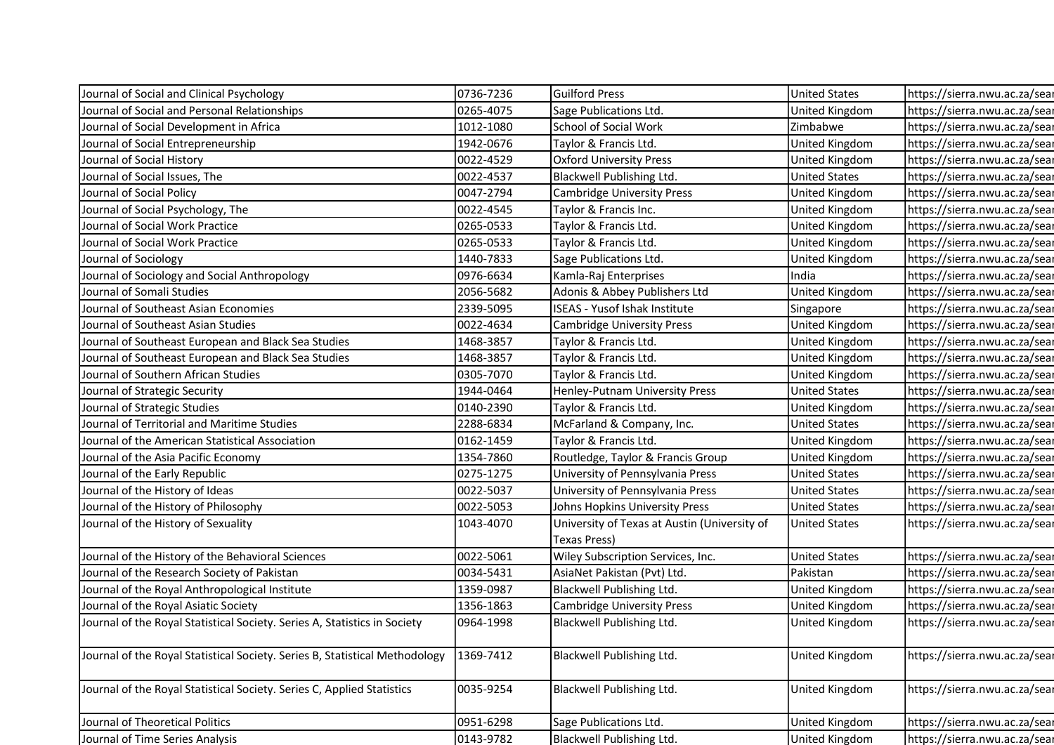| | | | | |
|---|---|---|---|---|
| Journal of Social and Clinical Psychology | 0736-7236 | Guilford Press | United States | https://sierra.nwu.ac.za/sear |
| Journal of Social and Personal Relationships | 0265-4075 | Sage Publications Ltd. | United Kingdom | https://sierra.nwu.ac.za/sear |
| Journal of Social Development in Africa | 1012-1080 | School of Social Work | Zimbabwe | https://sierra.nwu.ac.za/sear |
| Journal of Social Entrepreneurship | 1942-0676 | Taylor & Francis Ltd. | United Kingdom | https://sierra.nwu.ac.za/sear |
| Journal of Social History | 0022-4529 | Oxford University Press | United Kingdom | https://sierra.nwu.ac.za/sear |
| Journal of Social Issues, The | 0022-4537 | Blackwell Publishing Ltd. | United States | https://sierra.nwu.ac.za/sear |
| Journal of Social Policy | 0047-2794 | Cambridge University Press | United Kingdom | https://sierra.nwu.ac.za/sear |
| Journal of Social Psychology, The | 0022-4545 | Taylor & Francis Inc. | United Kingdom | https://sierra.nwu.ac.za/sear |
| Journal of Social Work Practice | 0265-0533 | Taylor & Francis Ltd. | United Kingdom | https://sierra.nwu.ac.za/sear |
| Journal of Social Work Practice | 0265-0533 | Taylor & Francis Ltd. | United Kingdom | https://sierra.nwu.ac.za/sear |
| Journal of Sociology | 1440-7833 | Sage Publications Ltd. | United Kingdom | https://sierra.nwu.ac.za/sear |
| Journal of Sociology and Social Anthropology | 0976-6634 | Kamla-Raj Enterprises | India | https://sierra.nwu.ac.za/sear |
| Journal of Somali Studies | 2056-5682 | Adonis & Abbey Publishers Ltd | United Kingdom | https://sierra.nwu.ac.za/sear |
| Journal of Southeast Asian Economies | 2339-5095 | ISEAS - Yusof Ishak Institute | Singapore | https://sierra.nwu.ac.za/sear |
| Journal of Southeast Asian Studies | 0022-4634 | Cambridge University Press | United Kingdom | https://sierra.nwu.ac.za/sear |
| Journal of Southeast European and Black Sea Studies | 1468-3857 | Taylor & Francis Ltd. | United Kingdom | https://sierra.nwu.ac.za/sear |
| Journal of Southeast European and Black Sea Studies | 1468-3857 | Taylor & Francis Ltd. | United Kingdom | https://sierra.nwu.ac.za/sear |
| Journal of Southern African Studies | 0305-7070 | Taylor & Francis Ltd. | United Kingdom | https://sierra.nwu.ac.za/sear |
| Journal of Strategic Security | 1944-0464 | Henley-Putnam University Press | United States | https://sierra.nwu.ac.za/sear |
| Journal of Strategic Studies | 0140-2390 | Taylor & Francis Ltd. | United Kingdom | https://sierra.nwu.ac.za/sear |
| Journal of Territorial and Maritime Studies | 2288-6834 | McFarland & Company, Inc. | United States | https://sierra.nwu.ac.za/sear |
| Journal of the American Statistical Association | 0162-1459 | Taylor & Francis Ltd. | United Kingdom | https://sierra.nwu.ac.za/sear |
| Journal of the Asia Pacific Economy | 1354-7860 | Routledge, Taylor & Francis Group | United Kingdom | https://sierra.nwu.ac.za/sear |
| Journal of the Early Republic | 0275-1275 | University of Pennsylvania Press | United States | https://sierra.nwu.ac.za/sear |
| Journal of the History of Ideas | 0022-5037 | University of Pennsylvania Press | United States | https://sierra.nwu.ac.za/sear |
| Journal of the History of Philosophy | 0022-5053 | Johns Hopkins University Press | United States | https://sierra.nwu.ac.za/sear |
| Journal of the History of Sexuality | 1043-4070 | University of Texas at Austin (University of Texas Press) | United States | https://sierra.nwu.ac.za/sear |
| Journal of the History of the Behavioral Sciences | 0022-5061 | Wiley Subscription Services, Inc. | United States | https://sierra.nwu.ac.za/sear |
| Journal of the Research Society of Pakistan | 0034-5431 | AsiaNet Pakistan (Pvt) Ltd. | Pakistan | https://sierra.nwu.ac.za/sear |
| Journal of the Royal Anthropological Institute | 1359-0987 | Blackwell Publishing Ltd. | United Kingdom | https://sierra.nwu.ac.za/sear |
| Journal of the Royal Asiatic Society | 1356-1863 | Cambridge University Press | United Kingdom | https://sierra.nwu.ac.za/sear |
| Journal of the Royal Statistical Society. Series A, Statistics in Society | 0964-1998 | Blackwell Publishing Ltd. | United Kingdom | https://sierra.nwu.ac.za/sear |
| Journal of the Royal Statistical Society. Series B, Statistical Methodology | 1369-7412 | Blackwell Publishing Ltd. | United Kingdom | https://sierra.nwu.ac.za/sear |
| Journal of the Royal Statistical Society. Series C, Applied Statistics | 0035-9254 | Blackwell Publishing Ltd. | United Kingdom | https://sierra.nwu.ac.za/sear |
| Journal of Theoretical Politics | 0951-6298 | Sage Publications Ltd. | United Kingdom | https://sierra.nwu.ac.za/sear |
| Journal of Time Series Analysis | 0143-9782 | Blackwell Publishing Ltd. | United Kingdom | https://sierra.nwu.ac.za/sear |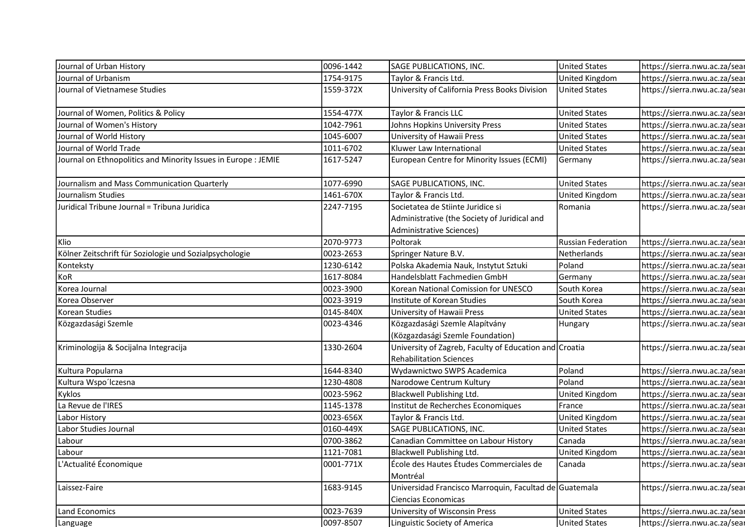| | | | | |
|---|---|---|---|---|
| Journal of Urban History | 0096-1442 | SAGE PUBLICATIONS, INC. | United States | https://sierra.nwu.ac.za/sea |
| Journal of Urbanism | 1754-9175 | Taylor & Francis Ltd. | United Kingdom | https://sierra.nwu.ac.za/sea |
| Journal of Vietnamese Studies | 1559-372X | University of California Press Books Division | United States | https://sierra.nwu.ac.za/sea |
| Journal of Women, Politics & Policy | 1554-477X | Taylor & Francis LLC | United States | https://sierra.nwu.ac.za/sea |
| Journal of Women's History | 1042-7961 | Johns Hopkins University Press | United States | https://sierra.nwu.ac.za/sea |
| Journal of World History | 1045-6007 | University of Hawaii Press | United States | https://sierra.nwu.ac.za/sea |
| Journal of World Trade | 1011-6702 | Kluwer Law International | United States | https://sierra.nwu.ac.za/sea |
| Journal on Ethnopolitics and Minority Issues in Europe : JEMIE | 1617-5247 | European Centre for Minority Issues (ECMI) | Germany | https://sierra.nwu.ac.za/sea |
| Journalism and Mass Communication Quarterly | 1077-6990 | SAGE PUBLICATIONS, INC. | United States | https://sierra.nwu.ac.za/sea |
| Journalism Studies | 1461-670X | Taylor & Francis Ltd. | United Kingdom | https://sierra.nwu.ac.za/sea |
| Juridical Tribune Journal = Tribuna Juridica | 2247-7195 | Societatea de Stiinte Juridice si Administrative (the Society of Juridical and Administrative Sciences) | Romania | https://sierra.nwu.ac.za/sea |
| Klio | 2070-9773 | Poltorak | Russian Federation | https://sierra.nwu.ac.za/sea |
| Kölner Zeitschrift für Soziologie und Sozialpsychologie | 0023-2653 | Springer Nature B.V. | Netherlands | https://sierra.nwu.ac.za/sea |
| Konteksty | 1230-6142 | Polska Akademia Nauk, Instytut Sztuki | Poland | https://sierra.nwu.ac.za/sea |
| KoR | 1617-8084 | Handelsblatt Fachmedien GmbH | Germany | https://sierra.nwu.ac.za/sea |
| Korea Journal | 0023-3900 | Korean National Comission for UNESCO | South Korea | https://sierra.nwu.ac.za/sea |
| Korea Observer | 0023-3919 | Institute of Korean Studies | South Korea | https://sierra.nwu.ac.za/sea |
| Korean Studies | 0145-840X | University of Hawaii Press | United States | https://sierra.nwu.ac.za/sea |
| Közgazdasági Szemle | 0023-4346 | Közgazdasági Szemle Alapítvány (Közgazdasági Szemle Foundation) | Hungary | https://sierra.nwu.ac.za/sea |
| Kriminologija & Socijalna Integracija | 1330-2604 | University of Zagreb, Faculty of Education and Rehabilitation Sciences | Croatia | https://sierra.nwu.ac.za/sea |
| Kultura Popularna | 1644-8340 | Wydawnictwo SWPS Academica | Poland | https://sierra.nwu.ac.za/sea |
| Kultura Wspo´lczesna | 1230-4808 | Narodowe Centrum Kultury | Poland | https://sierra.nwu.ac.za/sea |
| Kyklos | 0023-5962 | Blackwell Publishing Ltd. | United Kingdom | https://sierra.nwu.ac.za/sea |
| La Revue de l'IRES | 1145-1378 | Institut de Recherches Economiques | France | https://sierra.nwu.ac.za/sea |
| Labor History | 0023-656X | Taylor & Francis Ltd. | United Kingdom | https://sierra.nwu.ac.za/sea |
| Labor Studies Journal | 0160-449X | SAGE PUBLICATIONS, INC. | United States | https://sierra.nwu.ac.za/sea |
| Labour | 0700-3862 | Canadian Committee on Labour History | Canada | https://sierra.nwu.ac.za/sea |
| Labour | 1121-7081 | Blackwell Publishing Ltd. | United Kingdom | https://sierra.nwu.ac.za/sea |
| L'Actualité Économique | 0001-771X | École des Hautes Études Commerciales de Montréal | Canada | https://sierra.nwu.ac.za/sea |
| Laissez-Faire | 1683-9145 | Universidad Francisco Marroquin, Facultad de Ciencias Economicas | Guatemala | https://sierra.nwu.ac.za/sea |
| Land Economics | 0023-7639 | University of Wisconsin Press | United States | https://sierra.nwu.ac.za/sea |
| Language | 0097-8507 | Linguistic Society of America | United States | https://sierra.nwu.ac.za/sea |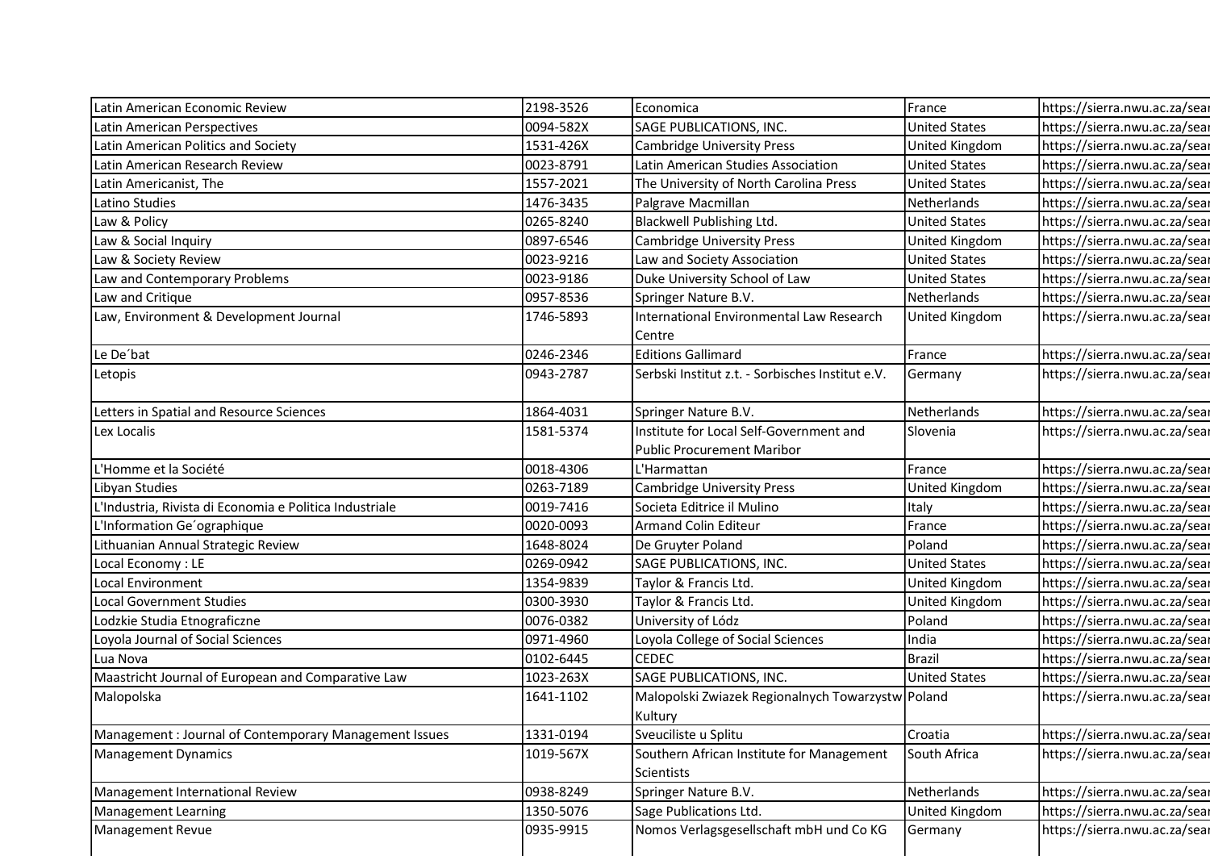| | | | | |
|---|---|---|---|---|
| Latin American Economic Review | 2198-3526 | Economica | France | https://sierra.nwu.ac.za/sear |
| Latin American Perspectives | 0094-582X | SAGE PUBLICATIONS, INC. | United States | https://sierra.nwu.ac.za/sear |
| Latin American Politics and Society | 1531-426X | Cambridge University Press | United Kingdom | https://sierra.nwu.ac.za/sear |
| Latin American Research Review | 0023-8791 | Latin American Studies Association | United States | https://sierra.nwu.ac.za/sear |
| Latin Americanist, The | 1557-2021 | The University of North Carolina Press | United States | https://sierra.nwu.ac.za/sear |
| Latino Studies | 1476-3435 | Palgrave Macmillan | Netherlands | https://sierra.nwu.ac.za/sear |
| Law & Policy | 0265-8240 | Blackwell Publishing Ltd. | United States | https://sierra.nwu.ac.za/sear |
| Law & Social Inquiry | 0897-6546 | Cambridge University Press | United Kingdom | https://sierra.nwu.ac.za/sear |
| Law & Society Review | 0023-9216 | Law and Society Association | United States | https://sierra.nwu.ac.za/sear |
| Law and Contemporary Problems | 0023-9186 | Duke University School of Law | United States | https://sierra.nwu.ac.za/sear |
| Law and Critique | 0957-8536 | Springer Nature B.V. | Netherlands | https://sierra.nwu.ac.za/sear |
| Law, Environment & Development Journal | 1746-5893 | International Environmental Law Research Centre | United Kingdom | https://sierra.nwu.ac.za/sear |
| Le De´bat | 0246-2346 | Editions Gallimard | France | https://sierra.nwu.ac.za/sear |
| Letopis | 0943-2787 | Serbski Institut z.t. - Sorbisches Institut e.V. | Germany | https://sierra.nwu.ac.za/sear |
| Letters in Spatial and Resource Sciences | 1864-4031 | Springer Nature B.V. | Netherlands | https://sierra.nwu.ac.za/sear |
| Lex Localis | 1581-5374 | Institute for Local Self-Government and Public Procurement Maribor | Slovenia | https://sierra.nwu.ac.za/sear |
| L'Homme et la Société | 0018-4306 | L'Harmattan | France | https://sierra.nwu.ac.za/sear |
| Libyan Studies | 0263-7189 | Cambridge University Press | United Kingdom | https://sierra.nwu.ac.za/sear |
| L'Industria, Rivista di Economia e Politica Industriale | 0019-7416 | Societa Editrice il Mulino | Italy | https://sierra.nwu.ac.za/sear |
| L'Information Ge´ographique | 0020-0093 | Armand Colin Editeur | France | https://sierra.nwu.ac.za/sear |
| Lithuanian Annual Strategic Review | 1648-8024 | De Gruyter Poland | Poland | https://sierra.nwu.ac.za/sear |
| Local Economy : LE | 0269-0942 | SAGE PUBLICATIONS, INC. | United States | https://sierra.nwu.ac.za/sear |
| Local Environment | 1354-9839 | Taylor & Francis Ltd. | United Kingdom | https://sierra.nwu.ac.za/sear |
| Local Government Studies | 0300-3930 | Taylor & Francis Ltd. | United Kingdom | https://sierra.nwu.ac.za/sear |
| Lodzkie Studia Etnograficzne | 0076-0382 | University of Lódz | Poland | https://sierra.nwu.ac.za/sear |
| Loyola Journal of Social Sciences | 0971-4960 | Loyola College of Social Sciences | India | https://sierra.nwu.ac.za/sear |
| Lua Nova | 0102-6445 | CEDEC | Brazil | https://sierra.nwu.ac.za/sear |
| Maastricht Journal of European and Comparative Law | 1023-263X | SAGE PUBLICATIONS, INC. | United States | https://sierra.nwu.ac.za/sear |
| Malopolska | 1641-1102 | Malopolski Zwiazek Regionalnych Towarzystw Kultury | Poland | https://sierra.nwu.ac.za/sear |
| Management : Journal of Contemporary Management Issues | 1331-0194 | Sveuciliste u Splitu | Croatia | https://sierra.nwu.ac.za/sear |
| Management Dynamics | 1019-567X | Southern African Institute for Management Scientists | South Africa | https://sierra.nwu.ac.za/sear |
| Management International Review | 0938-8249 | Springer Nature B.V. | Netherlands | https://sierra.nwu.ac.za/sear |
| Management Learning | 1350-5076 | Sage Publications Ltd. | United Kingdom | https://sierra.nwu.ac.za/sear |
| Management Revue | 0935-9915 | Nomos Verlagsgesellschaft mbH und Co KG | Germany | https://sierra.nwu.ac.za/sear |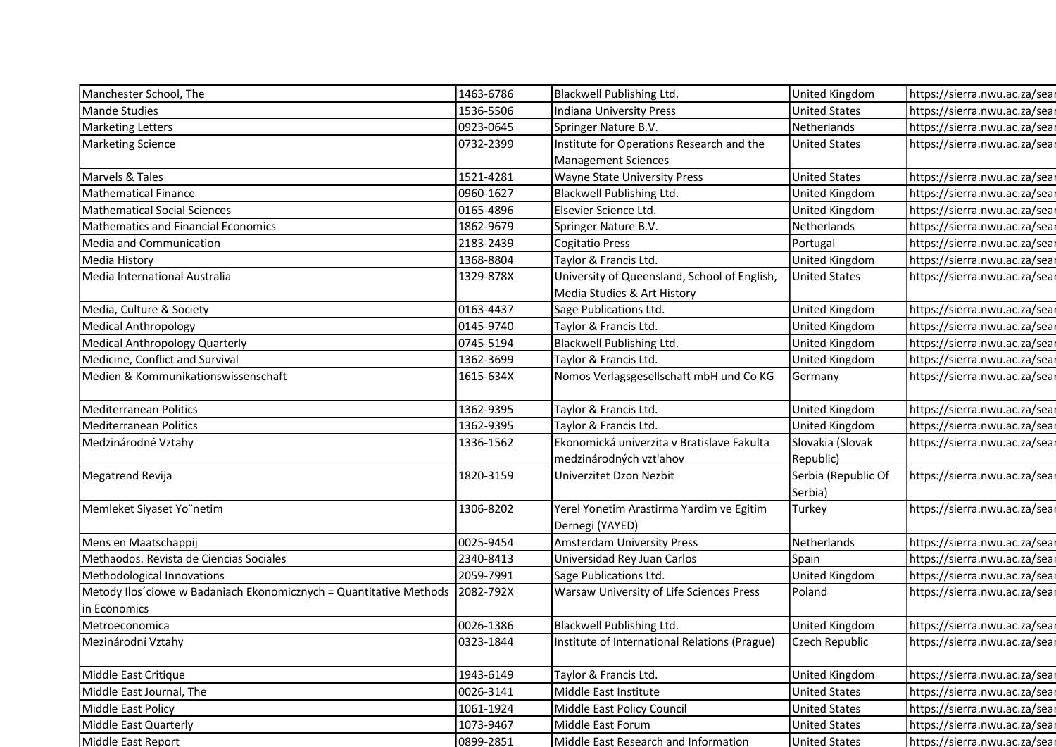| | | | | |
|---|---|---|---|---|
| Manchester School, The | 1463-6786 | Blackwell Publishing Ltd. | United Kingdom | https://sierra.nwu.ac.za/sear |
| Mande Studies | 1536-5506 | Indiana University Press | United States | https://sierra.nwu.ac.za/sear |
| Marketing Letters | 0923-0645 | Springer Nature B.V. | Netherlands | https://sierra.nwu.ac.za/sear |
| Marketing Science | 0732-2399 | Institute for Operations Research and the Management Sciences | United States | https://sierra.nwu.ac.za/sear |
| Marvels & Tales | 1521-4281 | Wayne State University Press | United States | https://sierra.nwu.ac.za/sear |
| Mathematical Finance | 0960-1627 | Blackwell Publishing Ltd. | United Kingdom | https://sierra.nwu.ac.za/sear |
| Mathematical Social Sciences | 0165-4896 | Elsevier Science Ltd. | United Kingdom | https://sierra.nwu.ac.za/sear |
| Mathematics and Financial Economics | 1862-9679 | Springer Nature B.V. | Netherlands | https://sierra.nwu.ac.za/sear |
| Media and Communication | 2183-2439 | Cogitatio Press | Portugal | https://sierra.nwu.ac.za/sear |
| Media History | 1368-8804 | Taylor & Francis Ltd. | United Kingdom | https://sierra.nwu.ac.za/sear |
| Media International Australia | 1329-878X | University of Queensland, School of English, Media Studies & Art History | United States | https://sierra.nwu.ac.za/sear |
| Media, Culture & Society | 0163-4437 | Sage Publications Ltd. | United Kingdom | https://sierra.nwu.ac.za/sear |
| Medical Anthropology | 0145-9740 | Taylor & Francis Ltd. | United Kingdom | https://sierra.nwu.ac.za/sear |
| Medical Anthropology Quarterly | 0745-5194 | Blackwell Publishing Ltd. | United Kingdom | https://sierra.nwu.ac.za/sear |
| Medicine, Conflict and Survival | 1362-3699 | Taylor & Francis Ltd. | United Kingdom | https://sierra.nwu.ac.za/sear |
| Medien & Kommunikationswissenschaft | 1615-634X | Nomos Verlagsgesellschaft mbH und Co KG | Germany | https://sierra.nwu.ac.za/sear |
| Mediterranean Politics | 1362-9395 | Taylor & Francis Ltd. | United Kingdom | https://sierra.nwu.ac.za/sear |
| Mediterranean Politics | 1362-9395 | Taylor & Francis Ltd. | United Kingdom | https://sierra.nwu.ac.za/sear |
| Medzinárodné Vztahy | 1336-1562 | Ekonomická univerzita v Bratislave Fakulta medzinárodných vzt'ahov | Slovakia (Slovak Republic) | https://sierra.nwu.ac.za/sear |
| Megatrend Revija | 1820-3159 | Univerzitet Dzon Nezbit | Serbia (Republic Of Serbia) | https://sierra.nwu.ac.za/sear |
| Memleket Siyaset Yo¨netim | 1306-8202 | Yerel Yonetim Arastirma Yardim ve Egitim Dernegi (YAYED) | Turkey | https://sierra.nwu.ac.za/sear |
| Mens en Maatschappij | 0025-9454 | Amsterdam University Press | Netherlands | https://sierra.nwu.ac.za/sear |
| Methaodos. Revista de Ciencias Sociales | 2340-8413 | Universidad Rey Juan Carlos | Spain | https://sierra.nwu.ac.za/sear |
| Methodological Innovations | 2059-7991 | Sage Publications Ltd. | United Kingdom | https://sierra.nwu.ac.za/sear |
| Metody Ilos´ciowe w Badaniach Ekonomicznych = Quantitative Methods in Economics | 2082-792X | Warsaw University of Life Sciences Press | Poland | https://sierra.nwu.ac.za/sear |
| Metroeconomica | 0026-1386 | Blackwell Publishing Ltd. | United Kingdom | https://sierra.nwu.ac.za/sear |
| Mezinárodní Vztahy | 0323-1844 | Institute of International Relations (Prague) | Czech Republic | https://sierra.nwu.ac.za/sear |
| Middle East Critique | 1943-6149 | Taylor & Francis Ltd. | United Kingdom | https://sierra.nwu.ac.za/sear |
| Middle East Journal, The | 0026-3141 | Middle East Institute | United States | https://sierra.nwu.ac.za/sear |
| Middle East Policy | 1061-1924 | Middle East Policy Council | United States | https://sierra.nwu.ac.za/sear |
| Middle East Quarterly | 1073-9467 | Middle East Forum | United States | https://sierra.nwu.ac.za/sear |
| Middle East Report | 0899-2851 | Middle East Research and Information | United States | https://sierra.nwu.ac.za/sear |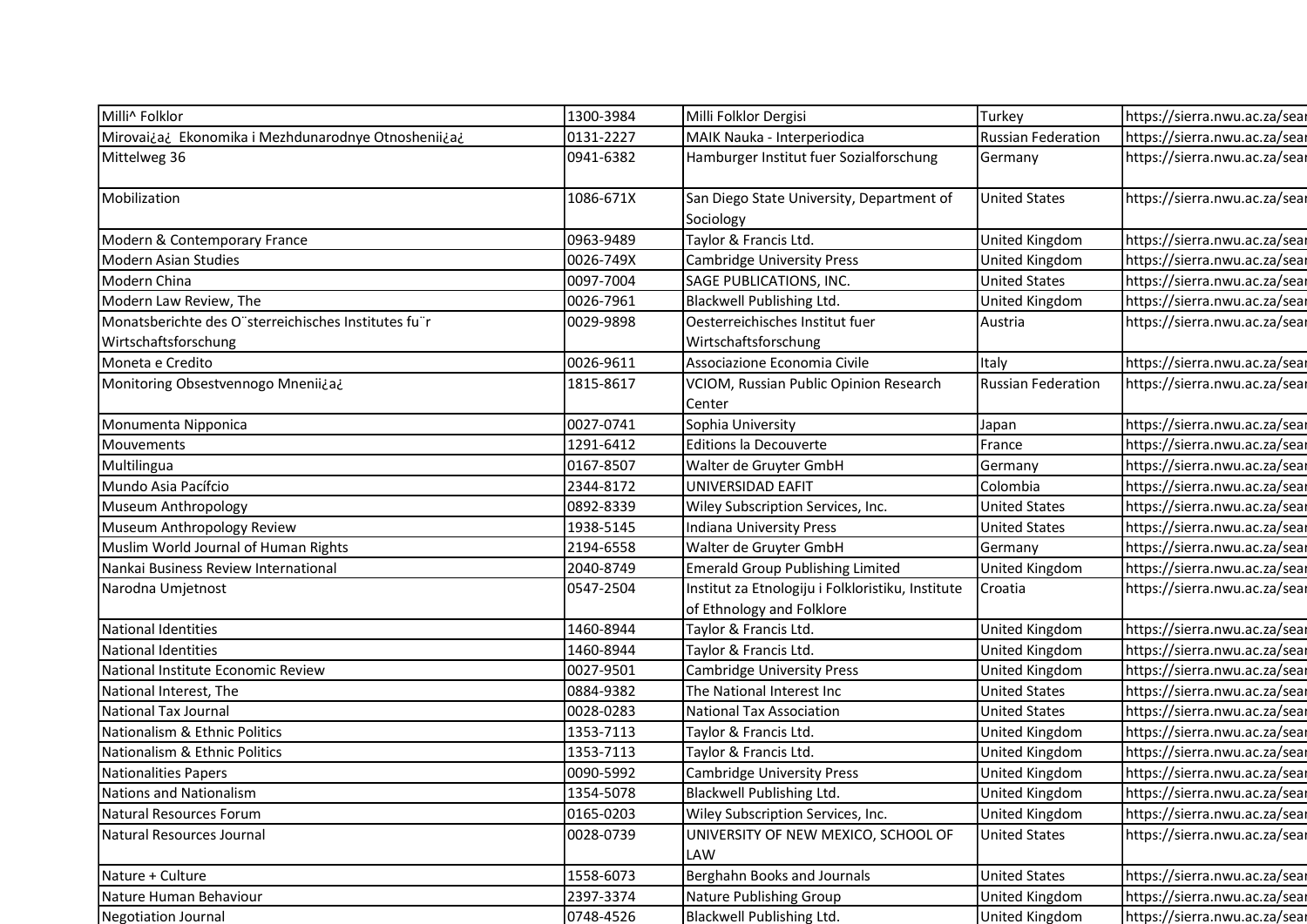| | | | | |
|---|---|---|---|---|
| Milli^ Folklor | 1300-3984 | Milli Folklor Dergisi | Turkey | https://sierra.nwu.ac.za/sear |
| Mirovai¿a¿ Ekonomika i Mezhdunarodnye Otnoshenii¿a¿ | 0131-2227 | MAIK Nauka - Interperiodica | Russian Federation | https://sierra.nwu.ac.za/sear |
| Mittelweg 36 | 0941-6382 | Hamburger Institut fuer Sozialforschung | Germany | https://sierra.nwu.ac.za/sear |
| Mobilization | 1086-671X | San Diego State University, Department of Sociology | United States | https://sierra.nwu.ac.za/sear |
| Modern & Contemporary France | 0963-9489 | Taylor & Francis Ltd. | United Kingdom | https://sierra.nwu.ac.za/sear |
| Modern Asian Studies | 0026-749X | Cambridge University Press | United Kingdom | https://sierra.nwu.ac.za/sear |
| Modern China | 0097-7004 | SAGE PUBLICATIONS, INC. | United States | https://sierra.nwu.ac.za/sear |
| Modern Law Review, The | 0026-7961 | Blackwell Publishing Ltd. | United Kingdom | https://sierra.nwu.ac.za/sear |
| Monatsberichte des O¨sterreichisches Institutes fu¨r Wirtschaftsforschung | 0029-9898 | Oesterreichisches Institut fuer Wirtschaftsforschung | Austria | https://sierra.nwu.ac.za/sear |
| Moneta e Credito | 0026-9611 | Associazione Economia Civile | Italy | https://sierra.nwu.ac.za/sear |
| Monitoring Obsestvennogo Mnenii¿a¿ | 1815-8617 | VCIOM, Russian Public Opinion Research Center | Russian Federation | https://sierra.nwu.ac.za/sear |
| Monumenta Nipponica | 0027-0741 | Sophia University | Japan | https://sierra.nwu.ac.za/sear |
| Mouvements | 1291-6412 | Editions la Decouverte | France | https://sierra.nwu.ac.za/sear |
| Multilingua | 0167-8507 | Walter de Gruyter GmbH | Germany | https://sierra.nwu.ac.za/sear |
| Mundo Asia Pacífcio | 2344-8172 | UNIVERSIDAD EAFIT | Colombia | https://sierra.nwu.ac.za/sear |
| Museum Anthropology | 0892-8339 | Wiley Subscription Services, Inc. | United States | https://sierra.nwu.ac.za/sear |
| Museum Anthropology Review | 1938-5145 | Indiana University Press | United States | https://sierra.nwu.ac.za/sear |
| Muslim World Journal of Human Rights | 2194-6558 | Walter de Gruyter GmbH | Germany | https://sierra.nwu.ac.za/sear |
| Nankai Business Review International | 2040-8749 | Emerald Group Publishing Limited | United Kingdom | https://sierra.nwu.ac.za/sear |
| Narodna Umjetnost | 0547-2504 | Institut za Etnologiju i Folkloristiku, Institute of Ethnology and Folklore | Croatia | https://sierra.nwu.ac.za/sear |
| National Identities | 1460-8944 | Taylor & Francis Ltd. | United Kingdom | https://sierra.nwu.ac.za/sear |
| National Identities | 1460-8944 | Taylor & Francis Ltd. | United Kingdom | https://sierra.nwu.ac.za/sear |
| National Institute Economic Review | 0027-9501 | Cambridge University Press | United Kingdom | https://sierra.nwu.ac.za/sear |
| National Interest, The | 0884-9382 | The National Interest Inc | United States | https://sierra.nwu.ac.za/sear |
| National Tax Journal | 0028-0283 | National Tax Association | United States | https://sierra.nwu.ac.za/sear |
| Nationalism & Ethnic Politics | 1353-7113 | Taylor & Francis Ltd. | United Kingdom | https://sierra.nwu.ac.za/sear |
| Nationalism & Ethnic Politics | 1353-7113 | Taylor & Francis Ltd. | United Kingdom | https://sierra.nwu.ac.za/sear |
| Nationalities Papers | 0090-5992 | Cambridge University Press | United Kingdom | https://sierra.nwu.ac.za/sear |
| Nations and Nationalism | 1354-5078 | Blackwell Publishing Ltd. | United Kingdom | https://sierra.nwu.ac.za/sear |
| Natural Resources Forum | 0165-0203 | Wiley Subscription Services, Inc. | United Kingdom | https://sierra.nwu.ac.za/sear |
| Natural Resources Journal | 0028-0739 | UNIVERSITY OF NEW MEXICO, SCHOOL OF LAW | United States | https://sierra.nwu.ac.za/sear |
| Nature + Culture | 1558-6073 | Berghahn Books and Journals | United States | https://sierra.nwu.ac.za/sear |
| Nature Human Behaviour | 2397-3374 | Nature Publishing Group | United Kingdom | https://sierra.nwu.ac.za/sear |
| Negotiation Journal | 0748-4526 | Blackwell Publishing Ltd. | United Kingdom | https://sierra.nwu.ac.za/sear |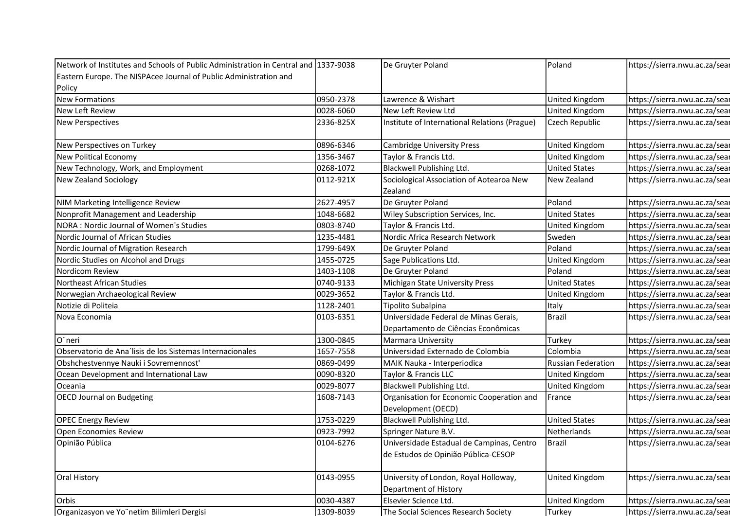| | | | | |
|---|---|---|---|---|
| Network of Institutes and Schools of Public Administration in Central and Eastern Europe. The NISPAcee Journal of Public Administration and Policy | 1337-9038 | De Gruyter Poland | Poland | https://sierra.nwu.ac.za/sear |
| New Formations | 0950-2378 | Lawrence & Wishart | United Kingdom | https://sierra.nwu.ac.za/sear |
| New Left Review | 0028-6060 | New Left Review Ltd | United Kingdom | https://sierra.nwu.ac.za/sear |
| New Perspectives | 2336-825X | Institute of International Relations (Prague) | Czech Republic | https://sierra.nwu.ac.za/sear |
| New Perspectives on Turkey | 0896-6346 | Cambridge University Press | United Kingdom | https://sierra.nwu.ac.za/sear |
| New Political Economy | 1356-3467 | Taylor & Francis Ltd. | United Kingdom | https://sierra.nwu.ac.za/sear |
| New Technology, Work, and Employment | 0268-1072 | Blackwell Publishing Ltd. | United States | https://sierra.nwu.ac.za/sear |
| New Zealand Sociology | 0112-921X | Sociological Association of Aotearoa New Zealand | New Zealand | https://sierra.nwu.ac.za/sear |
| NIM Marketing Intelligence Review | 2627-4957 | De Gruyter Poland | Poland | https://sierra.nwu.ac.za/sear |
| Nonprofit Management and Leadership | 1048-6682 | Wiley Subscription Services, Inc. | United States | https://sierra.nwu.ac.za/sear |
| NORA : Nordic Journal of Women's Studies | 0803-8740 | Taylor & Francis Ltd. | United Kingdom | https://sierra.nwu.ac.za/sear |
| Nordic Journal of African Studies | 1235-4481 | Nordic Africa Research Network | Sweden | https://sierra.nwu.ac.za/sear |
| Nordic Journal of Migration Research | 1799-649X | De Gruyter Poland | Poland | https://sierra.nwu.ac.za/sear |
| Nordic Studies on Alcohol and Drugs | 1455-0725 | Sage Publications Ltd. | United Kingdom | https://sierra.nwu.ac.za/sear |
| Nordicom Review | 1403-1108 | De Gruyter Poland | Poland | https://sierra.nwu.ac.za/sear |
| Northeast African Studies | 0740-9133 | Michigan State University Press | United States | https://sierra.nwu.ac.za/sear |
| Norwegian Archaeological Review | 0029-3652 | Taylor & Francis Ltd. | United Kingdom | https://sierra.nwu.ac.za/sear |
| Notizie di Politeia | 1128-2401 | Tipolito Subalpina | Italy | https://sierra.nwu.ac.za/sear |
| Nova Economia | 0103-6351 | Universidade Federal de Minas Gerais, Departamento de Ciências Econômicas | Brazil | https://sierra.nwu.ac.za/sear |
| O¨neri | 1300-0845 | Marmara University | Turkey | https://sierra.nwu.ac.za/sear |
| Observatorio de Ana´lisis de los Sistemas Internacionales | 1657-7558 | Universidad Externado de Colombia | Colombia | https://sierra.nwu.ac.za/sear |
| Obshchestvennye Nauki i Sovremennost' | 0869-0499 | MAIK Nauka - Interperiodica | Russian Federation | https://sierra.nwu.ac.za/sear |
| Ocean Development and International Law | 0090-8320 | Taylor & Francis LLC | United Kingdom | https://sierra.nwu.ac.za/sear |
| Oceania | 0029-8077 | Blackwell Publishing Ltd. | United Kingdom | https://sierra.nwu.ac.za/sear |
| OECD Journal on Budgeting | 1608-7143 | Organisation for Economic Cooperation and Development (OECD) | France | https://sierra.nwu.ac.za/sear |
| OPEC Energy Review | 1753-0229 | Blackwell Publishing Ltd. | United States | https://sierra.nwu.ac.za/sear |
| Open Economies Review | 0923-7992 | Springer Nature B.V. | Netherlands | https://sierra.nwu.ac.za/sear |
| Opinião Pública | 0104-6276 | Universidade Estadual de Campinas, Centro de Estudos de Opinião Pública-CESOP | Brazil | https://sierra.nwu.ac.za/sear |
| Oral History | 0143-0955 | University of London, Royal Holloway, Department of History | United Kingdom | https://sierra.nwu.ac.za/sear |
| Orbis | 0030-4387 | Elsevier Science Ltd. | United Kingdom | https://sierra.nwu.ac.za/sear |
| Organizasyon ve Yo¨netim Bilimleri Dergisi | 1309-8039 | The Social Sciences Research Society | Turkey | https://sierra.nwu.ac.za/sear |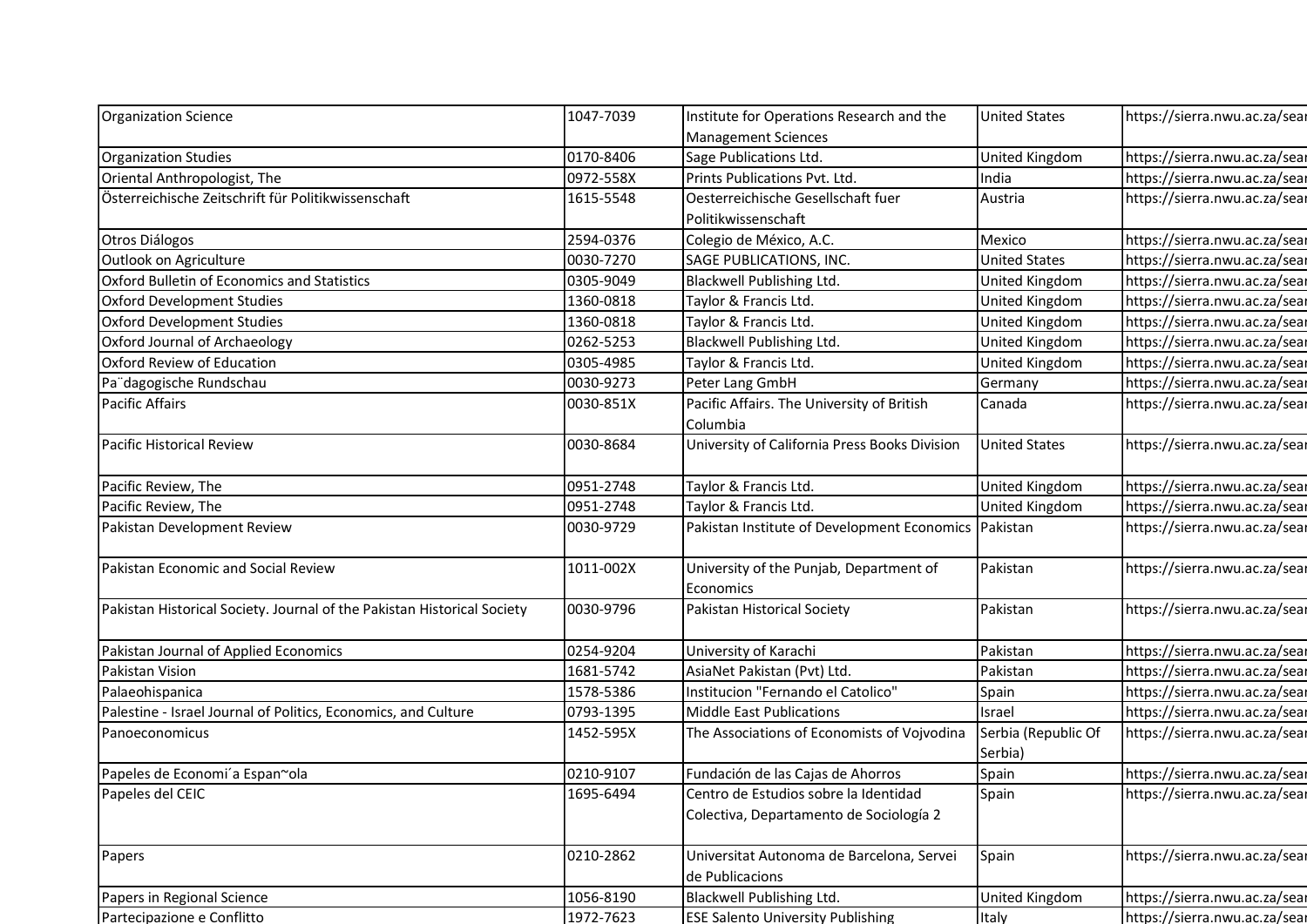| | | | | |
|---|---|---|---|---|
| Organization Science | 1047-7039 | Institute for Operations Research and the Management Sciences | United States | https://sierra.nwu.ac.za/sear |
| Organization Studies | 0170-8406 | Sage Publications Ltd. | United Kingdom | https://sierra.nwu.ac.za/sear |
| Oriental Anthropologist, The | 0972-558X | Prints Publications Pvt. Ltd. | India | https://sierra.nwu.ac.za/sear |
| Österreichische Zeitschrift für Politikwissenschaft | 1615-5548 | Oesterreichische Gesellschaft fuer Politikwissenschaft | Austria | https://sierra.nwu.ac.za/sear |
| Otros Diálogos | 2594-0376 | Colegio de México, A.C. | Mexico | https://sierra.nwu.ac.za/sear |
| Outlook on Agriculture | 0030-7270 | SAGE PUBLICATIONS, INC. | United States | https://sierra.nwu.ac.za/sear |
| Oxford Bulletin of Economics and Statistics | 0305-9049 | Blackwell Publishing Ltd. | United Kingdom | https://sierra.nwu.ac.za/sear |
| Oxford Development Studies | 1360-0818 | Taylor & Francis Ltd. | United Kingdom | https://sierra.nwu.ac.za/sear |
| Oxford Development Studies | 1360-0818 | Taylor & Francis Ltd. | United Kingdom | https://sierra.nwu.ac.za/sear |
| Oxford Journal of Archaeology | 0262-5253 | Blackwell Publishing Ltd. | United Kingdom | https://sierra.nwu.ac.za/sear |
| Oxford Review of Education | 0305-4985 | Taylor & Francis Ltd. | United Kingdom | https://sierra.nwu.ac.za/sear |
| Pa¨dagogische Rundschau | 0030-9273 | Peter Lang GmbH | Germany | https://sierra.nwu.ac.za/sear |
| Pacific Affairs | 0030-851X | Pacific Affairs. The University of British Columbia | Canada | https://sierra.nwu.ac.za/sear |
| Pacific Historical Review | 0030-8684 | University of California Press Books Division | United States | https://sierra.nwu.ac.za/sear |
| Pacific Review, The | 0951-2748 | Taylor & Francis Ltd. | United Kingdom | https://sierra.nwu.ac.za/sear |
| Pacific Review, The | 0951-2748 | Taylor & Francis Ltd. | United Kingdom | https://sierra.nwu.ac.za/sear |
| Pakistan Development Review | 0030-9729 | Pakistan Institute of Development Economics | Pakistan | https://sierra.nwu.ac.za/sear |
| Pakistan Economic and Social Review | 1011-002X | University of the Punjab, Department of Economics | Pakistan | https://sierra.nwu.ac.za/sear |
| Pakistan Historical Society. Journal of the Pakistan Historical Society | 0030-9796 | Pakistan Historical Society | Pakistan | https://sierra.nwu.ac.za/sear |
| Pakistan Journal of Applied Economics | 0254-9204 | University of Karachi | Pakistan | https://sierra.nwu.ac.za/sear |
| Pakistan Vision | 1681-5742 | AsiaNet Pakistan (Pvt) Ltd. | Pakistan | https://sierra.nwu.ac.za/sear |
| Palaeohispanica | 1578-5386 | Institucion "Fernando el Catolico" | Spain | https://sierra.nwu.ac.za/sear |
| Palestine - Israel Journal of Politics, Economics, and Culture | 0793-1395 | Middle East Publications | Israel | https://sierra.nwu.ac.za/sear |
| Panoeconomicus | 1452-595X | The Associations of Economists of Vojvodina | Serbia (Republic Of Serbia) | https://sierra.nwu.ac.za/sear |
| Papeles de Economi´a Espan~ola | 0210-9107 | Fundación de las Cajas de Ahorros | Spain | https://sierra.nwu.ac.za/sear |
| Papeles del CEIC | 1695-6494 | Centro de Estudios sobre la Identidad Colectiva, Departamento de Sociología 2 | Spain | https://sierra.nwu.ac.za/sear |
| Papers | 0210-2862 | Universitat Autonoma de Barcelona, Servei de Publicacions | Spain | https://sierra.nwu.ac.za/sear |
| Papers in Regional Science | 1056-8190 | Blackwell Publishing Ltd. | United Kingdom | https://sierra.nwu.ac.za/sear |
| Partecipazione e Conflitto | 1972-7623 | ESE Salento University Publishing | Italy | https://sierra.nwu.ac.za/sear |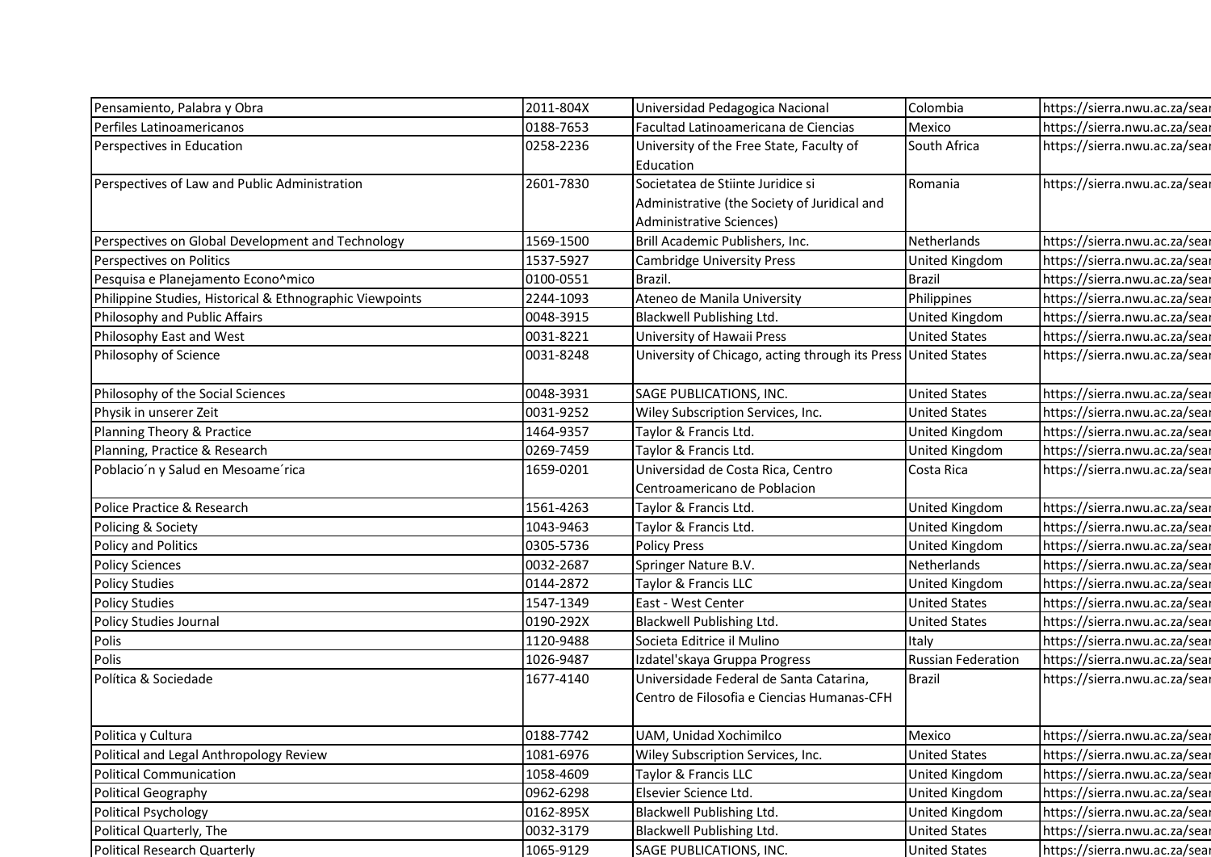| | | | | |
|---|---|---|---|---|
| Pensamiento, Palabra y Obra | 2011-804X | Universidad Pedagogica Nacional | Colombia | https://sierra.nwu.ac.za/sear |
| Perfiles Latinoamericanos | 0188-7653 | Facultad Latinoamericana de Ciencias | Mexico | https://sierra.nwu.ac.za/sear |
| Perspectives in Education | 0258-2236 | University of the Free State, Faculty of Education | South Africa | https://sierra.nwu.ac.za/sear |
| Perspectives of Law and Public Administration | 2601-7830 | Societatea de Stiinte Juridice si Administrative (the Society of Juridical and Administrative Sciences) | Romania | https://sierra.nwu.ac.za/sear |
| Perspectives on Global Development and Technology | 1569-1500 | Brill Academic Publishers, Inc. | Netherlands | https://sierra.nwu.ac.za/sear |
| Perspectives on Politics | 1537-5927 | Cambridge University Press | United Kingdom | https://sierra.nwu.ac.za/sear |
| Pesquisa e Planejamento Econo^mico | 0100-0551 | Brazil. | Brazil | https://sierra.nwu.ac.za/sear |
| Philippine Studies, Historical & Ethnographic Viewpoints | 2244-1093 | Ateneo de Manila University | Philippines | https://sierra.nwu.ac.za/sear |
| Philosophy and Public Affairs | 0048-3915 | Blackwell Publishing Ltd. | United Kingdom | https://sierra.nwu.ac.za/sear |
| Philosophy East and West | 0031-8221 | University of Hawaii Press | United States | https://sierra.nwu.ac.za/sear |
| Philosophy of Science | 0031-8248 | University of Chicago, acting through its Press | United States | https://sierra.nwu.ac.za/sear |
| Philosophy of the Social Sciences | 0048-3931 | SAGE PUBLICATIONS, INC. | United States | https://sierra.nwu.ac.za/sear |
| Physik in unserer Zeit | 0031-9252 | Wiley Subscription Services, Inc. | United States | https://sierra.nwu.ac.za/sear |
| Planning Theory & Practice | 1464-9357 | Taylor & Francis Ltd. | United Kingdom | https://sierra.nwu.ac.za/sear |
| Planning, Practice & Research | 0269-7459 | Taylor & Francis Ltd. | United Kingdom | https://sierra.nwu.ac.za/sear |
| Poblacio´n y Salud en Mesoame´rica | 1659-0201 | Universidad de Costa Rica, Centro Centroamericano de Poblacion | Costa Rica | https://sierra.nwu.ac.za/sear |
| Police Practice & Research | 1561-4263 | Taylor & Francis Ltd. | United Kingdom | https://sierra.nwu.ac.za/sear |
| Policing & Society | 1043-9463 | Taylor & Francis Ltd. | United Kingdom | https://sierra.nwu.ac.za/sear |
| Policy and Politics | 0305-5736 | Policy Press | United Kingdom | https://sierra.nwu.ac.za/sear |
| Policy Sciences | 0032-2687 | Springer Nature B.V. | Netherlands | https://sierra.nwu.ac.za/sear |
| Policy Studies | 0144-2872 | Taylor & Francis LLC | United Kingdom | https://sierra.nwu.ac.za/sear |
| Policy Studies | 1547-1349 | East - West Center | United States | https://sierra.nwu.ac.za/sear |
| Policy Studies Journal | 0190-292X | Blackwell Publishing Ltd. | United States | https://sierra.nwu.ac.za/sear |
| Polis | 1120-9488 | Societa Editrice il Mulino | Italy | https://sierra.nwu.ac.za/sear |
| Polis | 1026-9487 | Izdatel'skaya Gruppa Progress | Russian Federation | https://sierra.nwu.ac.za/sear |
| Política & Sociedade | 1677-4140 | Universidade Federal de Santa Catarina, Centro de Filosofia e Ciencias Humanas-CFH | Brazil | https://sierra.nwu.ac.za/sear |
| Politica y Cultura | 0188-7742 | UAM, Unidad Xochimilco | Mexico | https://sierra.nwu.ac.za/sear |
| Political and Legal Anthropology Review | 1081-6976 | Wiley Subscription Services, Inc. | United States | https://sierra.nwu.ac.za/sear |
| Political Communication | 1058-4609 | Taylor & Francis LLC | United Kingdom | https://sierra.nwu.ac.za/sear |
| Political Geography | 0962-6298 | Elsevier Science Ltd. | United Kingdom | https://sierra.nwu.ac.za/sear |
| Political Psychology | 0162-895X | Blackwell Publishing Ltd. | United Kingdom | https://sierra.nwu.ac.za/sear |
| Political Quarterly, The | 0032-3179 | Blackwell Publishing Ltd. | United States | https://sierra.nwu.ac.za/sear |
| Political Research Quarterly | 1065-9129 | SAGE PUBLICATIONS, INC. | United States | https://sierra.nwu.ac.za/sear |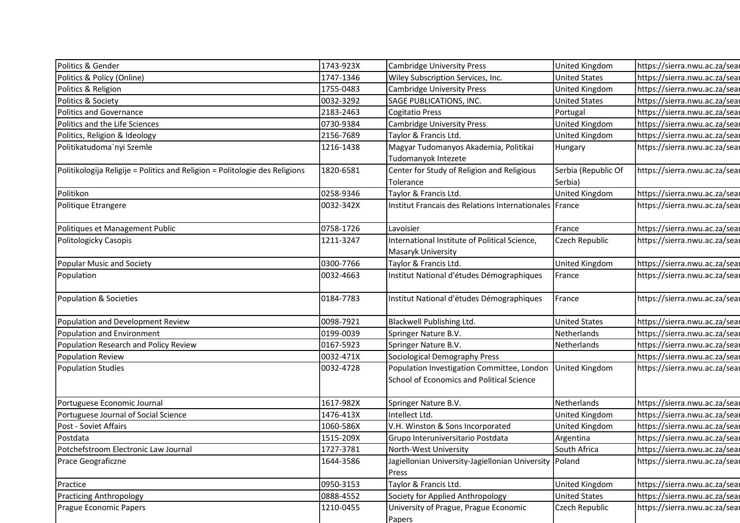| Politics & Gender | 1743-923X | Cambridge University Press | United Kingdom | https://sierra.nwu.ac.za/sear |
|---|---|---|---|---|
| Politics & Policy (Online) | 1747-1346 | Wiley Subscription Services, Inc. | United States | https://sierra.nwu.ac.za/sear |
| Politics & Religion | 1755-0483 | Cambridge University Press | United Kingdom | https://sierra.nwu.ac.za/sear |
| Politics & Society | 0032-3292 | SAGE PUBLICATIONS, INC. | United States | https://sierra.nwu.ac.za/sear |
| Politics and Governance | 2183-2463 | Cogitatio Press | Portugal | https://sierra.nwu.ac.za/sear |
| Politics and the Life Sciences | 0730-9384 | Cambridge University Press | United Kingdom | https://sierra.nwu.ac.za/sear |
| Politics, Religion & Ideology | 2156-7689 | Taylor & Francis Ltd. | United Kingdom | https://sierra.nwu.ac.za/sear |
| Politikatudoma´nyi Szemle | 1216-1438 | Magyar Tudomanyos Akademia, Politikai Tudomanyok Intezete | Hungary | https://sierra.nwu.ac.za/sear |
| Politikologija Religije = Politics and Religion = Politologie des Religions | 1820-6581 | Center for Study of Religion and Religious Tolerance | Serbia (Republic Of Serbia) | https://sierra.nwu.ac.za/sear |
| Politikon | 0258-9346 | Taylor & Francis Ltd. | United Kingdom | https://sierra.nwu.ac.za/sear |
| Politique Etrangere | 0032-342X | Institut Francais des Relations Internationales | France | https://sierra.nwu.ac.za/sear |
| Politiques et Management Public | 0758-1726 | Lavoisier | France | https://sierra.nwu.ac.za/sear |
| Politologicky Casopis | 1211-3247 | International Institute of Political Science, Masaryk University | Czech Republic | https://sierra.nwu.ac.za/sear |
| Popular Music and Society | 0300-7766 | Taylor & Francis Ltd. | United Kingdom | https://sierra.nwu.ac.za/sear |
| Population | 0032-4663 | Institut National d'études Démographiques | France | https://sierra.nwu.ac.za/sear |
| Population & Societies | 0184-7783 | Institut National d'études Démographiques | France | https://sierra.nwu.ac.za/sear |
| Population and Development Review | 0098-7921 | Blackwell Publishing Ltd. | United States | https://sierra.nwu.ac.za/sear |
| Population and Environment | 0199-0039 | Springer Nature B.V. | Netherlands | https://sierra.nwu.ac.za/sear |
| Population Research and Policy Review | 0167-5923 | Springer Nature B.V. | Netherlands | https://sierra.nwu.ac.za/sear |
| Population Review | 0032-471X | Sociological Demography Press | | https://sierra.nwu.ac.za/sear |
| Population Studies | 0032-4728 | Population Investigation Committee, London School of Economics and Political Science | United Kingdom | https://sierra.nwu.ac.za/sear |
| Portuguese Economic Journal | 1617-982X | Springer Nature B.V. | Netherlands | https://sierra.nwu.ac.za/sear |
| Portuguese Journal of Social Science | 1476-413X | Intellect Ltd. | United Kingdom | https://sierra.nwu.ac.za/sear |
| Post - Soviet Affairs | 1060-586X | V.H. Winston & Sons Incorporated | United Kingdom | https://sierra.nwu.ac.za/sear |
| Postdata | 1515-209X | Grupo Interuniversitario Postdata | Argentina | https://sierra.nwu.ac.za/sear |
| Potchefstroom Electronic Law Journal | 1727-3781 | North-West University | South Africa | https://sierra.nwu.ac.za/sear |
| Prace Geograficzne | 1644-3586 | Jagiellonian University-Jagiellonian University Press | Poland | https://sierra.nwu.ac.za/sear |
| Practice | 0950-3153 | Taylor & Francis Ltd. | United Kingdom | https://sierra.nwu.ac.za/sear |
| Practicing Anthropology | 0888-4552 | Society for Applied Anthropology | United States | https://sierra.nwu.ac.za/sear |
| Prague Economic Papers | 1210-0455 | University of Prague, Prague Economic Papers | Czech Republic | https://sierra.nwu.ac.za/sear |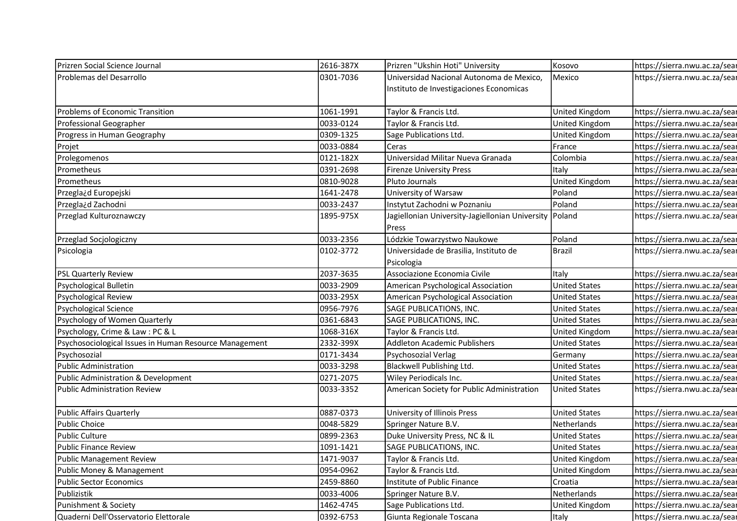| | | | | |
|---|---|---|---|---|
| Prizren Social Science Journal | 2616-387X | Prizren "Ukshin Hoti" University | Kosovo | https://sierra.nwu.ac.za/sear |
| Problemas del Desarrollo | 0301-7036 | Universidad Nacional Autonoma de Mexico, Instituto de Investigaciones Economicas | Mexico | https://sierra.nwu.ac.za/sear |
| Problems of Economic Transition | 1061-1991 | Taylor & Francis Ltd. | United Kingdom | https://sierra.nwu.ac.za/sear |
| Professional Geographer | 0033-0124 | Taylor & Francis Ltd. | United Kingdom | https://sierra.nwu.ac.za/sear |
| Progress in Human Geography | 0309-1325 | Sage Publications Ltd. | United Kingdom | https://sierra.nwu.ac.za/sear |
| Projet | 0033-0884 | Ceras | France | https://sierra.nwu.ac.za/sear |
| Prolegomenos | 0121-182X | Universidad Militar Nueva Granada | Colombia | https://sierra.nwu.ac.za/sear |
| Prometheus | 0391-2698 | Firenze University Press | Italy | https://sierra.nwu.ac.za/sear |
| Prometheus | 0810-9028 | Pluto Journals | United Kingdom | https://sierra.nwu.ac.za/sear |
| Przegla¿d Europejski | 1641-2478 | University of Warsaw | Poland | https://sierra.nwu.ac.za/sear |
| Przegla¿d Zachodni | 0033-2437 | Instytut Zachodni w Poznaniu | Poland | https://sierra.nwu.ac.za/sear |
| Przeglad Kulturoznawczy | 1895-975X | Jagiellonian University-Jagiellonian University Press | Poland | https://sierra.nwu.ac.za/sear |
| Przeglad Socjologiczny | 0033-2356 | Lódzkie Towarzystwo Naukowe | Poland | https://sierra.nwu.ac.za/sear |
| Psicologia | 0102-3772 | Universidade de Brasilia, Instituto de Psicologia | Brazil | https://sierra.nwu.ac.za/sear |
| PSL Quarterly Review | 2037-3635 | Associazione Economia Civile | Italy | https://sierra.nwu.ac.za/sear |
| Psychological Bulletin | 0033-2909 | American Psychological Association | United States | https://sierra.nwu.ac.za/sear |
| Psychological Review | 0033-295X | American Psychological Association | United States | https://sierra.nwu.ac.za/sear |
| Psychological Science | 0956-7976 | SAGE PUBLICATIONS, INC. | United States | https://sierra.nwu.ac.za/sear |
| Psychology of Women Quarterly | 0361-6843 | SAGE PUBLICATIONS, INC. | United States | https://sierra.nwu.ac.za/sear |
| Psychology, Crime & Law : PC & L | 1068-316X | Taylor & Francis Ltd. | United Kingdom | https://sierra.nwu.ac.za/sear |
| Psychosociological Issues in Human Resource Management | 2332-399X | Addleton Academic Publishers | United States | https://sierra.nwu.ac.za/sear |
| Psychosozial | 0171-3434 | Psychosozial Verlag | Germany | https://sierra.nwu.ac.za/sear |
| Public Administration | 0033-3298 | Blackwell Publishing Ltd. | United States | https://sierra.nwu.ac.za/sear |
| Public Administration & Development | 0271-2075 | Wiley Periodicals Inc. | United States | https://sierra.nwu.ac.za/sear |
| Public Administration Review | 0033-3352 | American Society for Public Administration | United States | https://sierra.nwu.ac.za/sear |
| Public Affairs Quarterly | 0887-0373 | University of Illinois Press | United States | https://sierra.nwu.ac.za/sear |
| Public Choice | 0048-5829 | Springer Nature B.V. | Netherlands | https://sierra.nwu.ac.za/sear |
| Public Culture | 0899-2363 | Duke University Press, NC & IL | United States | https://sierra.nwu.ac.za/sear |
| Public Finance Review | 1091-1421 | SAGE PUBLICATIONS, INC. | United States | https://sierra.nwu.ac.za/sear |
| Public Management Review | 1471-9037 | Taylor & Francis Ltd. | United Kingdom | https://sierra.nwu.ac.za/sear |
| Public Money & Management | 0954-0962 | Taylor & Francis Ltd. | United Kingdom | https://sierra.nwu.ac.za/sear |
| Public Sector Economics | 2459-8860 | Institute of Public Finance | Croatia | https://sierra.nwu.ac.za/sear |
| Publizistik | 0033-4006 | Springer Nature B.V. | Netherlands | https://sierra.nwu.ac.za/sear |
| Punishment & Society | 1462-4745 | Sage Publications Ltd. | United Kingdom | https://sierra.nwu.ac.za/sear |
| Quaderni Dell'Osservatorio Elettorale | 0392-6753 | Giunta Regionale Toscana | Italy | https://sierra.nwu.ac.za/sear |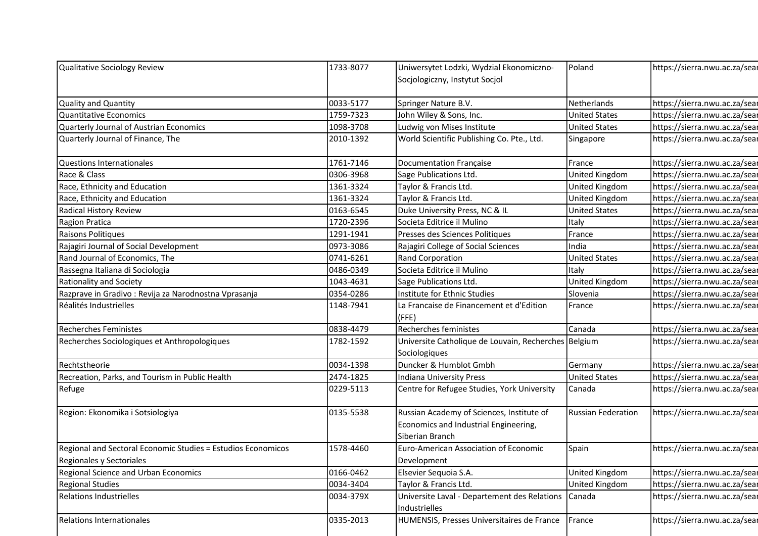| | | | | |
|---|---|---|---|---|
| Qualitative Sociology Review | 1733-8077 | Uniwersytet Lodzki, Wydzial Ekonomiczno-Socjologiczny, Instytut Socjol | Poland | https://sierra.nwu.ac.za/sear |
| Quality and Quantity | 0033-5177 | Springer Nature B.V. | Netherlands | https://sierra.nwu.ac.za/sear |
| Quantitative Economics | 1759-7323 | John Wiley & Sons, Inc. | United States | https://sierra.nwu.ac.za/sear |
| Quarterly Journal of Austrian Economics | 1098-3708 | Ludwig von Mises Institute | United States | https://sierra.nwu.ac.za/sear |
| Quarterly Journal of Finance, The | 2010-1392 | World Scientific Publishing Co. Pte., Ltd. | Singapore | https://sierra.nwu.ac.za/sear |
| Questions Internationales | 1761-7146 | Documentation Française | France | https://sierra.nwu.ac.za/sear |
| Race & Class | 0306-3968 | Sage Publications Ltd. | United Kingdom | https://sierra.nwu.ac.za/sear |
| Race, Ethnicity and Education | 1361-3324 | Taylor & Francis Ltd. | United Kingdom | https://sierra.nwu.ac.za/sear |
| Race, Ethnicity and Education | 1361-3324 | Taylor & Francis Ltd. | United Kingdom | https://sierra.nwu.ac.za/sear |
| Radical History Review | 0163-6545 | Duke University Press, NC & IL | United States | https://sierra.nwu.ac.za/sear |
| Ragion Pratica | 1720-2396 | Societa Editrice il Mulino | Italy | https://sierra.nwu.ac.za/sear |
| Raisons Politiques | 1291-1941 | Presses des Sciences Politiques | France | https://sierra.nwu.ac.za/sear |
| Rajagiri Journal of Social Development | 0973-3086 | Rajagiri College of Social Sciences | India | https://sierra.nwu.ac.za/sear |
| Rand Journal of Economics, The | 0741-6261 | Rand Corporation | United States | https://sierra.nwu.ac.za/sear |
| Rassegna Italiana di Sociologia | 0486-0349 | Societa Editrice il Mulino | Italy | https://sierra.nwu.ac.za/sear |
| Rationality and Society | 1043-4631 | Sage Publications Ltd. | United Kingdom | https://sierra.nwu.ac.za/sear |
| Razprave in Gradivo : Revija za Narodnostna Vprasanja | 0354-0286 | Institute for Ethnic Studies | Slovenia | https://sierra.nwu.ac.za/sear |
| Réalités Industrielles | 1148-7941 | La Francaise de Financement et d'Edition (FFE) | France | https://sierra.nwu.ac.za/sear |
| Recherches Feministes | 0838-4479 | Recherches feministes | Canada | https://sierra.nwu.ac.za/sear |
| Recherches Sociologiques et Anthropologiques | 1782-1592 | Universite Catholique de Louvain, Recherches Sociologiques | Belgium | https://sierra.nwu.ac.za/sear |
| Rechtstheorie | 0034-1398 | Duncker & Humblot Gmbh | Germany | https://sierra.nwu.ac.za/sear |
| Recreation, Parks, and Tourism in Public Health | 2474-1825 | Indiana University Press | United States | https://sierra.nwu.ac.za/sear |
| Refuge | 0229-5113 | Centre for Refugee Studies, York University | Canada | https://sierra.nwu.ac.za/sear |
| Region: Ekonomika i Sotsiologiya | 0135-5538 | Russian Academy of Sciences, Institute of Economics and Industrial Engineering, Siberian Branch | Russian Federation | https://sierra.nwu.ac.za/sear |
| Regional and Sectoral Economic Studies = Estudios Economicos Regionales y Sectoriales | 1578-4460 | Euro-American Association of Economic Development | Spain | https://sierra.nwu.ac.za/sear |
| Regional Science and Urban Economics | 0166-0462 | Elsevier Sequoia S.A. | United Kingdom | https://sierra.nwu.ac.za/sear |
| Regional Studies | 0034-3404 | Taylor & Francis Ltd. | United Kingdom | https://sierra.nwu.ac.za/sear |
| Relations Industrielles | 0034-379X | Universite Laval - Departement des Relations Industrielles | Canada | https://sierra.nwu.ac.za/sear |
| Relations Internationales | 0335-2013 | HUMENSIS, Presses Universitaires de France | France | https://sierra.nwu.ac.za/sear |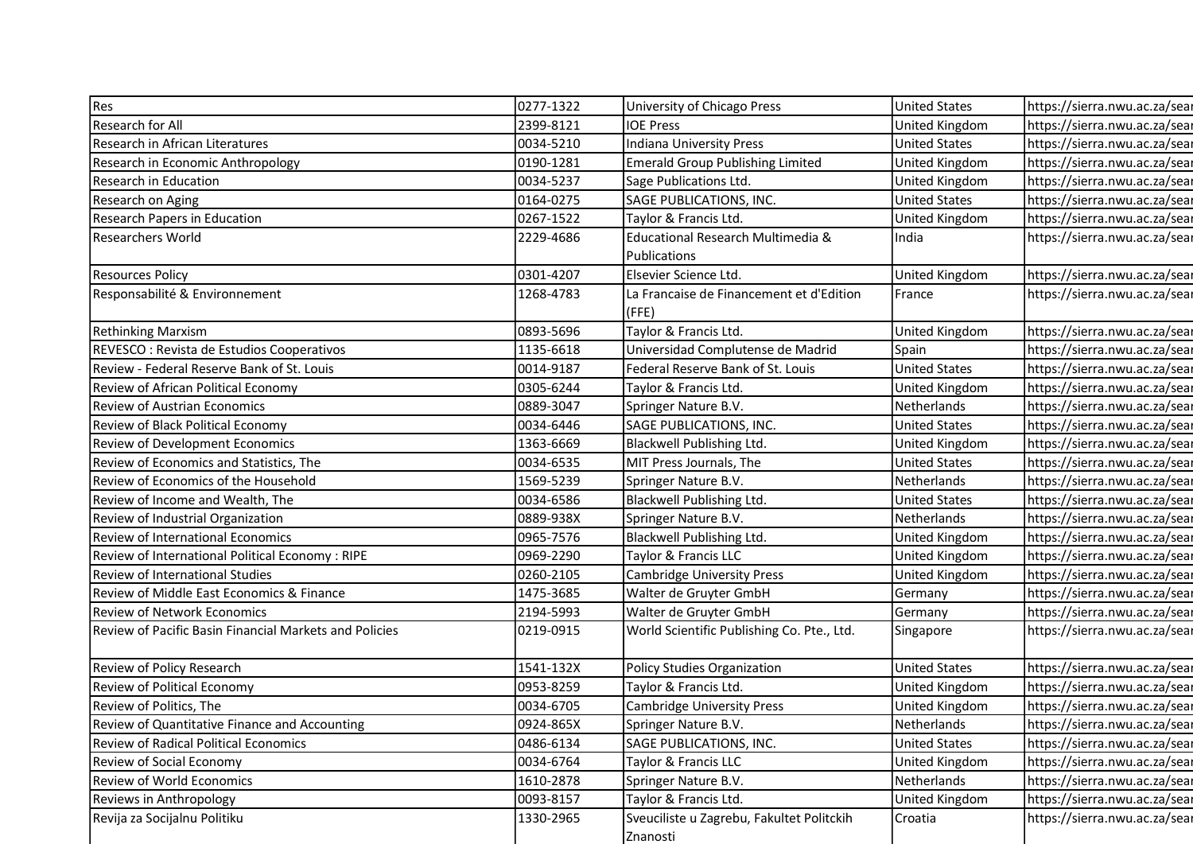| | | | | |
|---|---|---|---|---|
| Res | 0277-1322 | University of Chicago Press | United States | https://sierra.nwu.ac.za/sea |
| Research for All | 2399-8121 | IOE Press | United Kingdom | https://sierra.nwu.ac.za/sea |
| Research in African Literatures | 0034-5210 | Indiana University Press | United States | https://sierra.nwu.ac.za/sea |
| Research in Economic Anthropology | 0190-1281 | Emerald Group Publishing Limited | United Kingdom | https://sierra.nwu.ac.za/sea |
| Research in Education | 0034-5237 | Sage Publications Ltd. | United Kingdom | https://sierra.nwu.ac.za/sea |
| Research on Aging | 0164-0275 | SAGE PUBLICATIONS, INC. | United States | https://sierra.nwu.ac.za/sea |
| Research Papers in Education | 0267-1522 | Taylor & Francis Ltd. | United Kingdom | https://sierra.nwu.ac.za/sea |
| Researchers World | 2229-4686 | Educational Research Multimedia & Publications | India | https://sierra.nwu.ac.za/sea |
| Resources Policy | 0301-4207 | Elsevier Science Ltd. | United Kingdom | https://sierra.nwu.ac.za/sea |
| Responsabilité & Environnement | 1268-4783 | La Francaise de Financement et d'Edition (FFE) | France | https://sierra.nwu.ac.za/sea |
| Rethinking Marxism | 0893-5696 | Taylor & Francis Ltd. | United Kingdom | https://sierra.nwu.ac.za/sea |
| REVESCO : Revista de Estudios Cooperativos | 1135-6618 | Universidad Complutense de Madrid | Spain | https://sierra.nwu.ac.za/sea |
| Review - Federal Reserve Bank of St. Louis | 0014-9187 | Federal Reserve Bank of St. Louis | United States | https://sierra.nwu.ac.za/sea |
| Review of African Political Economy | 0305-6244 | Taylor & Francis Ltd. | United Kingdom | https://sierra.nwu.ac.za/sea |
| Review of Austrian Economics | 0889-3047 | Springer Nature B.V. | Netherlands | https://sierra.nwu.ac.za/sea |
| Review of Black Political Economy | 0034-6446 | SAGE PUBLICATIONS, INC. | United States | https://sierra.nwu.ac.za/sea |
| Review of Development Economics | 1363-6669 | Blackwell Publishing Ltd. | United Kingdom | https://sierra.nwu.ac.za/sea |
| Review of Economics and Statistics, The | 0034-6535 | MIT Press Journals, The | United States | https://sierra.nwu.ac.za/sea |
| Review of Economics of the Household | 1569-5239 | Springer Nature B.V. | Netherlands | https://sierra.nwu.ac.za/sea |
| Review of Income and Wealth, The | 0034-6586 | Blackwell Publishing Ltd. | United States | https://sierra.nwu.ac.za/sea |
| Review of Industrial Organization | 0889-938X | Springer Nature B.V. | Netherlands | https://sierra.nwu.ac.za/sea |
| Review of International Economics | 0965-7576 | Blackwell Publishing Ltd. | United Kingdom | https://sierra.nwu.ac.za/sea |
| Review of International Political Economy : RIPE | 0969-2290 | Taylor & Francis LLC | United Kingdom | https://sierra.nwu.ac.za/sea |
| Review of International Studies | 0260-2105 | Cambridge University Press | United Kingdom | https://sierra.nwu.ac.za/sea |
| Review of Middle East Economics & Finance | 1475-3685 | Walter de Gruyter GmbH | Germany | https://sierra.nwu.ac.za/sea |
| Review of Network Economics | 2194-5993 | Walter de Gruyter GmbH | Germany | https://sierra.nwu.ac.za/sea |
| Review of Pacific Basin Financial Markets and Policies | 0219-0915 | World Scientific Publishing Co. Pte., Ltd. | Singapore | https://sierra.nwu.ac.za/sea |
| Review of Policy Research | 1541-132X | Policy Studies Organization | United States | https://sierra.nwu.ac.za/sea |
| Review of Political Economy | 0953-8259 | Taylor & Francis Ltd. | United Kingdom | https://sierra.nwu.ac.za/sea |
| Review of Politics, The | 0034-6705 | Cambridge University Press | United Kingdom | https://sierra.nwu.ac.za/sea |
| Review of Quantitative Finance and Accounting | 0924-865X | Springer Nature B.V. | Netherlands | https://sierra.nwu.ac.za/sea |
| Review of Radical Political Economics | 0486-6134 | SAGE PUBLICATIONS, INC. | United States | https://sierra.nwu.ac.za/sea |
| Review of Social Economy | 0034-6764 | Taylor & Francis LLC | United Kingdom | https://sierra.nwu.ac.za/sea |
| Review of World Economics | 1610-2878 | Springer Nature B.V. | Netherlands | https://sierra.nwu.ac.za/sea |
| Reviews in Anthropology | 0093-8157 | Taylor & Francis Ltd. | United Kingdom | https://sierra.nwu.ac.za/sea |
| Revija za Socijalnu Politiku | 1330-2965 | Sveuciliste u Zagrebu, Fakultet Politckih Znanosti | Croatia | https://sierra.nwu.ac.za/sea |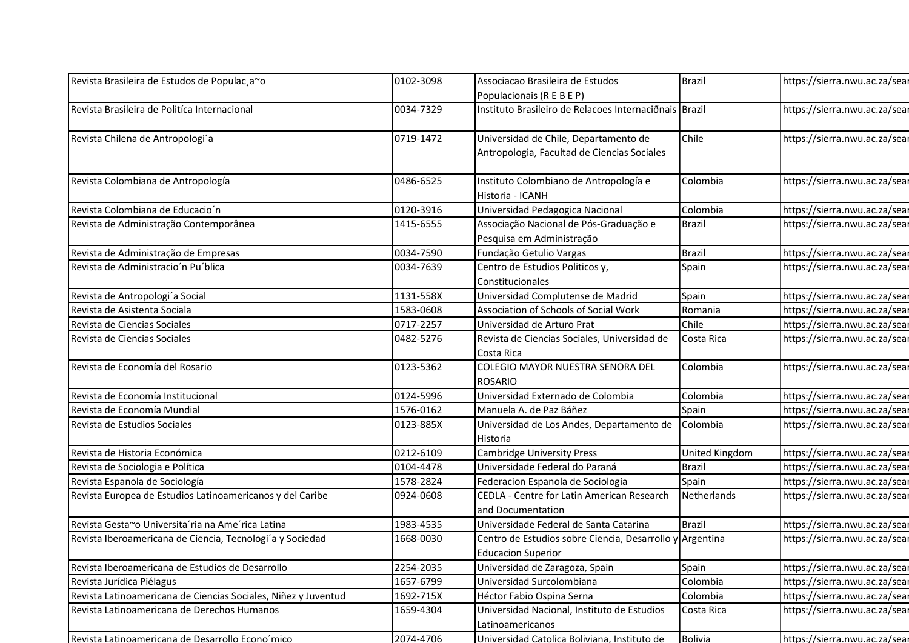| | | | | |
|---|---|---|---|---|
| Revista Brasileira de Estudos de Populac¸a~o | 0102-3098 | Associacao Brasileira de Estudos Populacionais (R E B E P) | Brazil | https://sierra.nwu.ac.za/sear |
| Revista Brasileira de Politíca Internacional | 0034-7329 | Instituto Brasileiro de Relacoes Internaciðnais | Brazil | https://sierra.nwu.ac.za/sear |
| Revista Chilena de Antropologi´a | 0719-1472 | Universidad de Chile, Departamento de Antropologia, Facultad de Ciencias Sociales | Chile | https://sierra.nwu.ac.za/sear |
| Revista Colombiana de Antropología | 0486-6525 | Instituto Colombiano de Antropología e Historia - ICANH | Colombia | https://sierra.nwu.ac.za/sear |
| Revista Colombiana de Educacio´n | 0120-3916 | Universidad Pedagogica Nacional | Colombia | https://sierra.nwu.ac.za/sear |
| Revista de Administração Contemporânea | 1415-6555 | Associação Nacional de Pós-Graduação e Pesquisa em Administração | Brazil | https://sierra.nwu.ac.za/sear |
| Revista de Administração de Empresas | 0034-7590 | Fundação Getulio Vargas | Brazil | https://sierra.nwu.ac.za/sear |
| Revista de Administracio´n Pu´blica | 0034-7639 | Centro de Estudios Politicos y, Constitucionales | Spain | https://sierra.nwu.ac.za/sear |
| Revista de Antropologi´a Social | 1131-558X | Universidad Complutense de Madrid | Spain | https://sierra.nwu.ac.za/sear |
| Revista de Asistenta Sociala | 1583-0608 | Association of Schools of Social Work | Romania | https://sierra.nwu.ac.za/sear |
| Revista de Ciencias Sociales | 0717-2257 | Universidad de Arturo Prat | Chile | https://sierra.nwu.ac.za/sear |
| Revista de Ciencias Sociales | 0482-5276 | Revista de Ciencias Sociales, Universidad de Costa Rica | Costa Rica | https://sierra.nwu.ac.za/sear |
| Revista de Economía del Rosario | 0123-5362 | COLEGIO MAYOR NUESTRA SENORA DEL ROSARIO | Colombia | https://sierra.nwu.ac.za/sear |
| Revista de Economía Institucional | 0124-5996 | Universidad Externado de Colombia | Colombia | https://sierra.nwu.ac.za/sear |
| Revista de Economía Mundial | 1576-0162 | Manuela A. de Paz Báñez | Spain | https://sierra.nwu.ac.za/sear |
| Revista de Estudios Sociales | 0123-885X | Universidad de Los Andes, Departamento de Historia | Colombia | https://sierra.nwu.ac.za/sear |
| Revista de Historia Económica | 0212-6109 | Cambridge University Press | United Kingdom | https://sierra.nwu.ac.za/sear |
| Revista de Sociologia e Política | 0104-4478 | Universidade Federal do Paraná | Brazil | https://sierra.nwu.ac.za/sear |
| Revista Espanola de Sociología | 1578-2824 | Federacion Espanola de Sociologia | Spain | https://sierra.nwu.ac.za/sear |
| Revista Europea de Estudios Latinoamericanos y del Caribe | 0924-0608 | CEDLA - Centre for Latin American Research and Documentation | Netherlands | https://sierra.nwu.ac.za/sear |
| Revista Gesta~o Universita´ria na Ame´rica Latina | 1983-4535 | Universidade Federal de Santa Catarina | Brazil | https://sierra.nwu.ac.za/sear |
| Revista Iberoamericana de Ciencia, Tecnologi´a y Sociedad | 1668-0030 | Centro de Estudios sobre Ciencia, Desarrollo y Educacion Superior | Argentina | https://sierra.nwu.ac.za/sear |
| Revista Iberoamericana de Estudios de Desarrollo | 2254-2035 | Universidad de Zaragoza, Spain | Spain | https://sierra.nwu.ac.za/sear |
| Revista Jurídica Piélagus | 1657-6799 | Universidad Surcolombiana | Colombia | https://sierra.nwu.ac.za/sear |
| Revista Latinoamericana de Ciencias Sociales, Niñez y Juventud | 1692-715X | Héctor Fabio Ospina Serna | Colombia | https://sierra.nwu.ac.za/sear |
| Revista Latinoamericana de Derechos Humanos | 1659-4304 | Universidad Nacional, Instituto de Estudios Latinoamericanos | Costa Rica | https://sierra.nwu.ac.za/sear |
| Revista Latinoamericana de Desarrollo Econo´mico | 2074-4706 | Universidad Catolica Boliviana, Instituto de | Bolivia | https://sierra.nwu.ac.za/sear |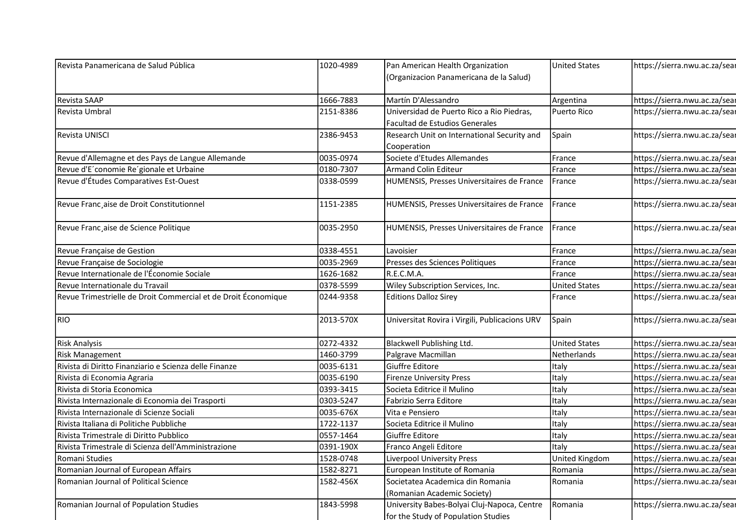| | | | | |
|---|---|---|---|---|
| Revista Panamericana de Salud Pública | 1020-4989 | Pan American Health Organization (Organizacion Panamericana de la Salud) | United States | https://sierra.nwu.ac.za/sear |
| Revista SAAP | 1666-7883 | Martín D'Alessandro | Argentina | https://sierra.nwu.ac.za/sear |
| Revista Umbral | 2151-8386 | Universidad de Puerto Rico a Rio Piedras, Facultad de Estudios Generales | Puerto Rico | https://sierra.nwu.ac.za/sear |
| Revista UNISCI | 2386-9453 | Research Unit on International Security and Cooperation | Spain | https://sierra.nwu.ac.za/sear |
| Revue d'Allemagne et des Pays de Langue Allemande | 0035-0974 | Societe d'Etudes Allemandes | France | https://sierra.nwu.ac.za/sear |
| Revue d'E´conomie Re´gionale et Urbaine | 0180-7307 | Armand Colin Editeur | France | https://sierra.nwu.ac.za/sear |
| Revue d'Études Comparatives Est-Ouest | 0338-0599 | HUMENSIS, Presses Universitaires de France | France | https://sierra.nwu.ac.za/sear |
| Revue Franc¸aise de Droit Constitutionnel | 1151-2385 | HUMENSIS, Presses Universitaires de France | France | https://sierra.nwu.ac.za/sear |
| Revue Franc¸aise de Science Politique | 0035-2950 | HUMENSIS, Presses Universitaires de France | France | https://sierra.nwu.ac.za/sear |
| Revue Française de Gestion | 0338-4551 | Lavoisier | France | https://sierra.nwu.ac.za/sear |
| Revue Française de Sociologie | 0035-2969 | Presses des Sciences Politiques | France | https://sierra.nwu.ac.za/sear |
| Revue Internationale de l'Économie Sociale | 1626-1682 | R.E.C.M.A. | France | https://sierra.nwu.ac.za/sear |
| Revue Internationale du Travail | 0378-5599 | Wiley Subscription Services, Inc. | United States | https://sierra.nwu.ac.za/sear |
| Revue Trimestrielle de Droit Commercial et de Droit Économique | 0244-9358 | Editions Dalloz Sirey | France | https://sierra.nwu.ac.za/sear |
| RIO | 2013-570X | Universitat Rovira i Virgili, Publicacions URV | Spain | https://sierra.nwu.ac.za/sear |
| Risk Analysis | 0272-4332 | Blackwell Publishing Ltd. | United States | https://sierra.nwu.ac.za/sear |
| Risk Management | 1460-3799 | Palgrave Macmillan | Netherlands | https://sierra.nwu.ac.za/sear |
| Rivista di Diritto Finanziario e Scienza delle Finanze | 0035-6131 | Giuffre Editore | Italy | https://sierra.nwu.ac.za/sear |
| Rivista di Economia Agraria | 0035-6190 | Firenze University Press | Italy | https://sierra.nwu.ac.za/sear |
| Rivista di Storia Economica | 0393-3415 | Societa Editrice il Mulino | Italy | https://sierra.nwu.ac.za/sear |
| Rivista Internazionale di Economia dei Trasporti | 0303-5247 | Fabrizio Serra Editore | Italy | https://sierra.nwu.ac.za/sear |
| Rivista Internazionale di Scienze Sociali | 0035-676X | Vita e Pensiero | Italy | https://sierra.nwu.ac.za/sear |
| Rivista Italiana di Politiche Pubbliche | 1722-1137 | Societa Editrice il Mulino | Italy | https://sierra.nwu.ac.za/sear |
| Rivista Trimestrale di Diritto Pubblico | 0557-1464 | Giuffre Editore | Italy | https://sierra.nwu.ac.za/sear |
| Rivista Trimestrale di Scienza dell'Amministrazione | 0391-190X | Franco Angeli Editore | Italy | https://sierra.nwu.ac.za/sear |
| Romani Studies | 1528-0748 | Liverpool University Press | United Kingdom | https://sierra.nwu.ac.za/sear |
| Romanian Journal of European Affairs | 1582-8271 | European Institute of Romania | Romania | https://sierra.nwu.ac.za/sear |
| Romanian Journal of Political Science | 1582-456X | Societatea Academica din Romania (Romanian Academic Society) | Romania | https://sierra.nwu.ac.za/sear |
| Romanian Journal of Population Studies | 1843-5998 | University Babes-Bolyai Cluj-Napoca, Centre for the Study of Population Studies | Romania | https://sierra.nwu.ac.za/sear |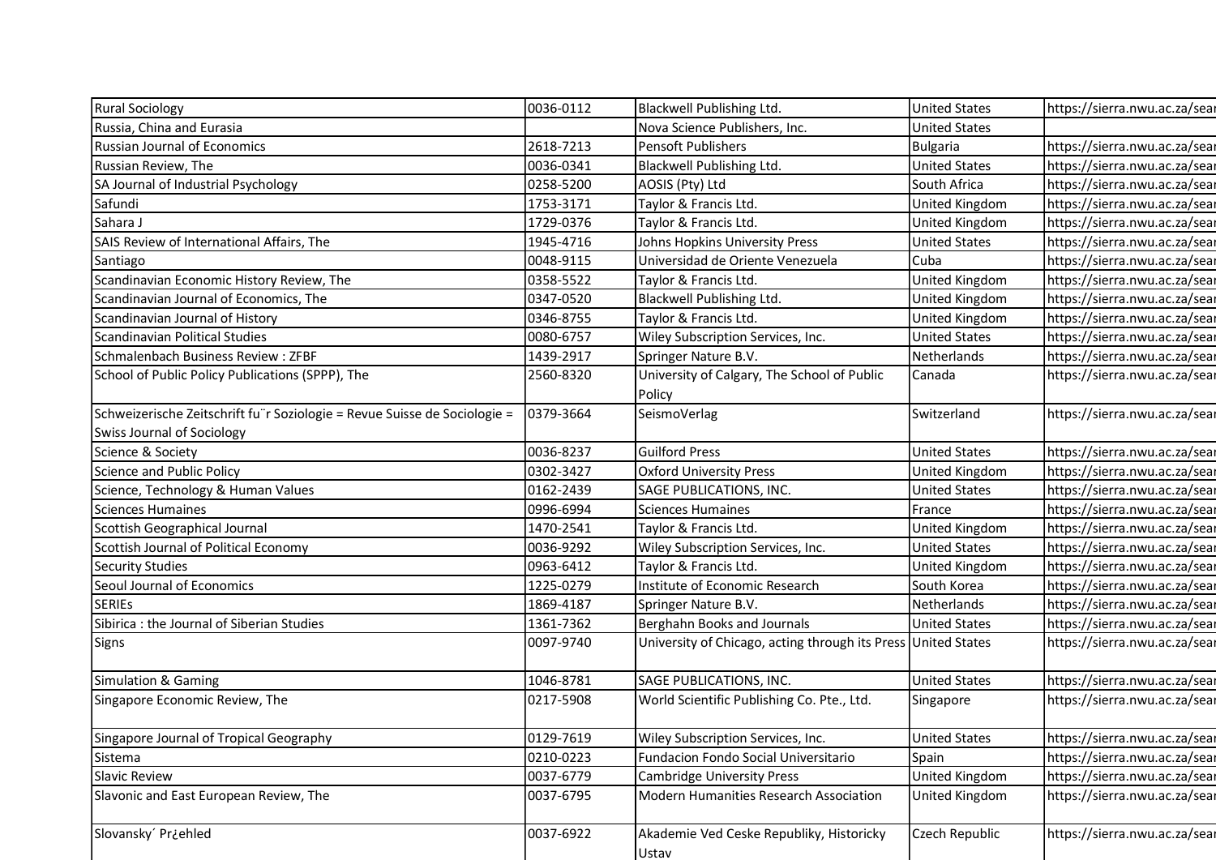| Rural Sociology | 0036-0112 | Blackwell Publishing Ltd. | United States | https://sierra.nwu.ac.za/sea |
|---|---|---|---|---|
| Russia, China and Eurasia | | Nova Science Publishers, Inc. | United States | |
| Russian Journal of Economics | 2618-7213 | Pensoft Publishers | Bulgaria | https://sierra.nwu.ac.za/sea |
| Russian Review, The | 0036-0341 | Blackwell Publishing Ltd. | United States | https://sierra.nwu.ac.za/sea |
| SA Journal of Industrial Psychology | 0258-5200 | AOSIS (Pty) Ltd | South Africa | https://sierra.nwu.ac.za/sea |
| Safundi | 1753-3171 | Taylor & Francis Ltd. | United Kingdom | https://sierra.nwu.ac.za/sea |
| Sahara J | 1729-0376 | Taylor & Francis Ltd. | United Kingdom | https://sierra.nwu.ac.za/sea |
| SAIS Review of International Affairs, The | 1945-4716 | Johns Hopkins University Press | United States | https://sierra.nwu.ac.za/sea |
| Santiago | 0048-9115 | Universidad de Oriente Venezuela | Cuba | https://sierra.nwu.ac.za/sea |
| Scandinavian Economic History Review, The | 0358-5522 | Taylor & Francis Ltd. | United Kingdom | https://sierra.nwu.ac.za/sea |
| Scandinavian Journal of Economics, The | 0347-0520 | Blackwell Publishing Ltd. | United Kingdom | https://sierra.nwu.ac.za/sea |
| Scandinavian Journal of History | 0346-8755 | Taylor & Francis Ltd. | United Kingdom | https://sierra.nwu.ac.za/sea |
| Scandinavian Political Studies | 0080-6757 | Wiley Subscription Services, Inc. | United States | https://sierra.nwu.ac.za/sea |
| Schmalenbach Business Review : ZFBF | 1439-2917 | Springer Nature B.V. | Netherlands | https://sierra.nwu.ac.za/sea |
| School of Public Policy Publications (SPPP), The | 2560-8320 | University of Calgary, The School of Public Policy | Canada | https://sierra.nwu.ac.za/sea |
| Schweizerische Zeitschrift fu¨r Soziologie = Revue Suisse de Sociologie = Swiss Journal of Sociology | 0379-3664 | SeismoVerlag | Switzerland | https://sierra.nwu.ac.za/sea |
| Science & Society | 0036-8237 | Guilford Press | United States | https://sierra.nwu.ac.za/sea |
| Science and Public Policy | 0302-3427 | Oxford University Press | United Kingdom | https://sierra.nwu.ac.za/sea |
| Science, Technology & Human Values | 0162-2439 | SAGE PUBLICATIONS, INC. | United States | https://sierra.nwu.ac.za/sea |
| Sciences Humaines | 0996-6994 | Sciences Humaines | France | https://sierra.nwu.ac.za/sea |
| Scottish Geographical Journal | 1470-2541 | Taylor & Francis Ltd. | United Kingdom | https://sierra.nwu.ac.za/sea |
| Scottish Journal of Political Economy | 0036-9292 | Wiley Subscription Services, Inc. | United States | https://sierra.nwu.ac.za/sea |
| Security Studies | 0963-6412 | Taylor & Francis Ltd. | United Kingdom | https://sierra.nwu.ac.za/sea |
| Seoul Journal of Economics | 1225-0279 | Institute of Economic Research | South Korea | https://sierra.nwu.ac.za/sea |
| SERIEs | 1869-4187 | Springer Nature B.V. | Netherlands | https://sierra.nwu.ac.za/sea |
| Sibirica : the Journal of Siberian Studies | 1361-7362 | Berghahn Books and Journals | United States | https://sierra.nwu.ac.za/sea |
| Signs | 0097-9740 | University of Chicago, acting through its Press | United States | https://sierra.nwu.ac.za/sea |
| Simulation & Gaming | 1046-8781 | SAGE PUBLICATIONS, INC. | United States | https://sierra.nwu.ac.za/sea |
| Singapore Economic Review, The | 0217-5908 | World Scientific Publishing Co. Pte., Ltd. | Singapore | https://sierra.nwu.ac.za/sea |
| Singapore Journal of Tropical Geography | 0129-7619 | Wiley Subscription Services, Inc. | United States | https://sierra.nwu.ac.za/sea |
| Sistema | 0210-0223 | Fundacion Fondo Social Universitario | Spain | https://sierra.nwu.ac.za/sea |
| Slavic Review | 0037-6779 | Cambridge University Press | United Kingdom | https://sierra.nwu.ac.za/sea |
| Slavonic and East European Review, The | 0037-6795 | Modern Humanities Research Association | United Kingdom | https://sierra.nwu.ac.za/sea |
| Slovansky´ Pr¿ehled | 0037-6922 | Akademie Ved Ceske Republiky, Historicky Ustav | Czech Republic | https://sierra.nwu.ac.za/sea |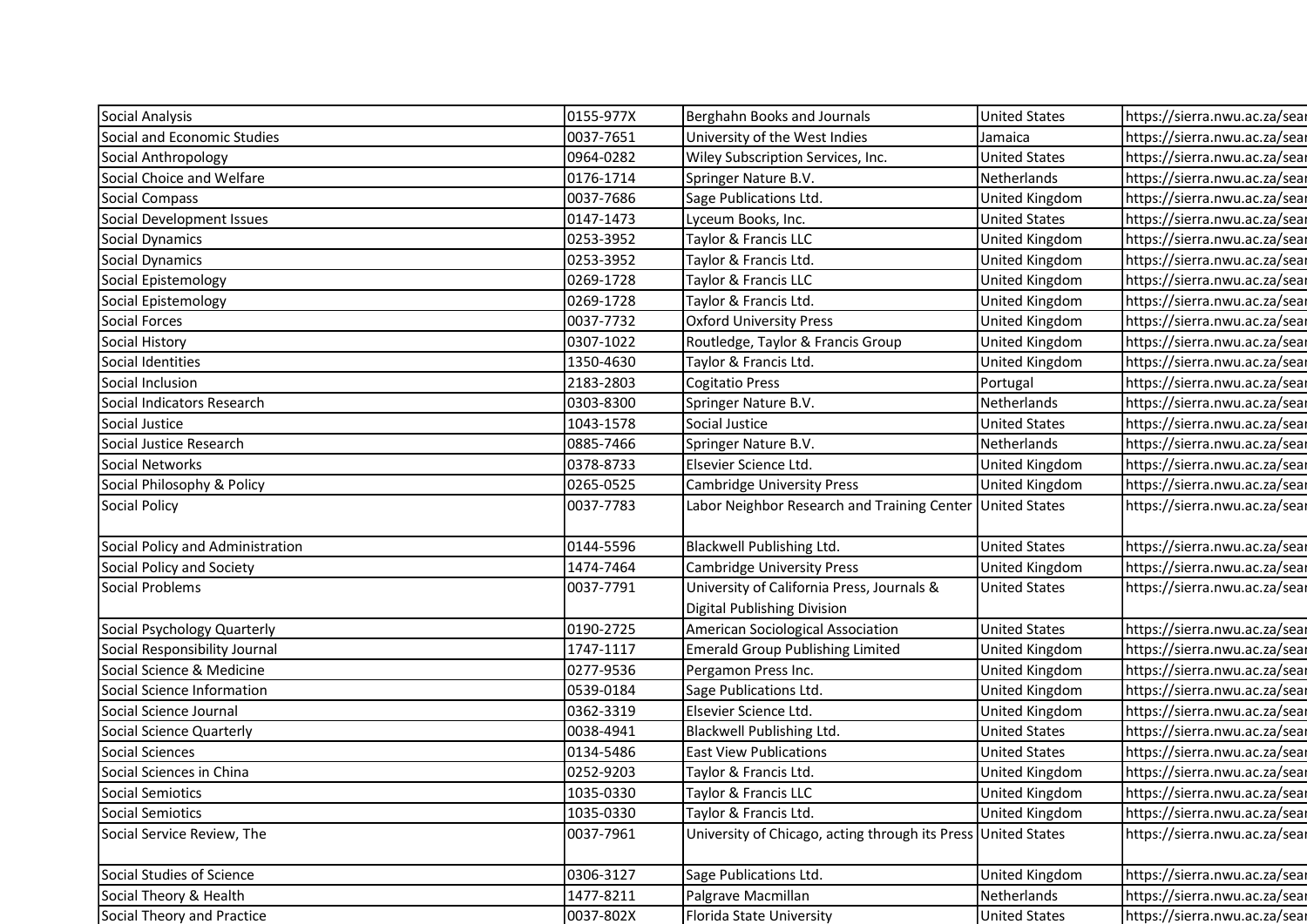| Social Analysis | 0155-977X | Berghahn Books and Journals | United States | https://sierra.nwu.ac.za/sear |
|---|---|---|---|---|
| Social and Economic Studies | 0037-7651 | University of the West Indies | Jamaica | https://sierra.nwu.ac.za/sear |
| Social Anthropology | 0964-0282 | Wiley Subscription Services, Inc. | United States | https://sierra.nwu.ac.za/sear |
| Social Choice and Welfare | 0176-1714 | Springer Nature B.V. | Netherlands | https://sierra.nwu.ac.za/sear |
| Social Compass | 0037-7686 | Sage Publications Ltd. | United Kingdom | https://sierra.nwu.ac.za/sear |
| Social Development Issues | 0147-1473 | Lyceum Books, Inc. | United States | https://sierra.nwu.ac.za/sear |
| Social Dynamics | 0253-3952 | Taylor & Francis LLC | United Kingdom | https://sierra.nwu.ac.za/sear |
| Social Dynamics | 0253-3952 | Taylor & Francis Ltd. | United Kingdom | https://sierra.nwu.ac.za/sear |
| Social Epistemology | 0269-1728 | Taylor & Francis LLC | United Kingdom | https://sierra.nwu.ac.za/sear |
| Social Epistemology | 0269-1728 | Taylor & Francis Ltd. | United Kingdom | https://sierra.nwu.ac.za/sear |
| Social Forces | 0037-7732 | Oxford University Press | United Kingdom | https://sierra.nwu.ac.za/sear |
| Social History | 0307-1022 | Routledge, Taylor & Francis Group | United Kingdom | https://sierra.nwu.ac.za/sear |
| Social Identities | 1350-4630 | Taylor & Francis Ltd. | United Kingdom | https://sierra.nwu.ac.za/sear |
| Social Inclusion | 2183-2803 | Cogitatio Press | Portugal | https://sierra.nwu.ac.za/sear |
| Social Indicators Research | 0303-8300 | Springer Nature B.V. | Netherlands | https://sierra.nwu.ac.za/sear |
| Social Justice | 1043-1578 | Social Justice | United States | https://sierra.nwu.ac.za/sear |
| Social Justice Research | 0885-7466 | Springer Nature B.V. | Netherlands | https://sierra.nwu.ac.za/sear |
| Social Networks | 0378-8733 | Elsevier Science Ltd. | United Kingdom | https://sierra.nwu.ac.za/sear |
| Social Philosophy & Policy | 0265-0525 | Cambridge University Press | United Kingdom | https://sierra.nwu.ac.za/sear |
| Social Policy | 0037-7783 | Labor Neighbor Research and Training Center | United States | https://sierra.nwu.ac.za/sear |
| Social Policy and Administration | 0144-5596 | Blackwell Publishing Ltd. | United States | https://sierra.nwu.ac.za/sear |
| Social Policy and Society | 1474-7464 | Cambridge University Press | United Kingdom | https://sierra.nwu.ac.za/sear |
| Social Problems | 0037-7791 | University of California Press, Journals & Digital Publishing Division | United States | https://sierra.nwu.ac.za/sear |
| Social Psychology Quarterly | 0190-2725 | American Sociological Association | United States | https://sierra.nwu.ac.za/sear |
| Social Responsibility Journal | 1747-1117 | Emerald Group Publishing Limited | United Kingdom | https://sierra.nwu.ac.za/sear |
| Social Science & Medicine | 0277-9536 | Pergamon Press Inc. | United Kingdom | https://sierra.nwu.ac.za/sear |
| Social Science Information | 0539-0184 | Sage Publications Ltd. | United Kingdom | https://sierra.nwu.ac.za/sear |
| Social Science Journal | 0362-3319 | Elsevier Science Ltd. | United Kingdom | https://sierra.nwu.ac.za/sear |
| Social Science Quarterly | 0038-4941 | Blackwell Publishing Ltd. | United States | https://sierra.nwu.ac.za/sear |
| Social Sciences | 0134-5486 | East View Publications | United States | https://sierra.nwu.ac.za/sear |
| Social Sciences in China | 0252-9203 | Taylor & Francis Ltd. | United Kingdom | https://sierra.nwu.ac.za/sear |
| Social Semiotics | 1035-0330 | Taylor & Francis LLC | United Kingdom | https://sierra.nwu.ac.za/sear |
| Social Semiotics | 1035-0330 | Taylor & Francis Ltd. | United Kingdom | https://sierra.nwu.ac.za/sear |
| Social Service Review, The | 0037-7961 | University of Chicago, acting through its Press | United States | https://sierra.nwu.ac.za/sear |
| Social Studies of Science | 0306-3127 | Sage Publications Ltd. | United Kingdom | https://sierra.nwu.ac.za/sear |
| Social Theory & Health | 1477-8211 | Palgrave Macmillan | Netherlands | https://sierra.nwu.ac.za/sear |
| Social Theory and Practice | 0037-802X | Florida State University | United States | https://sierra.nwu.ac.za/sear |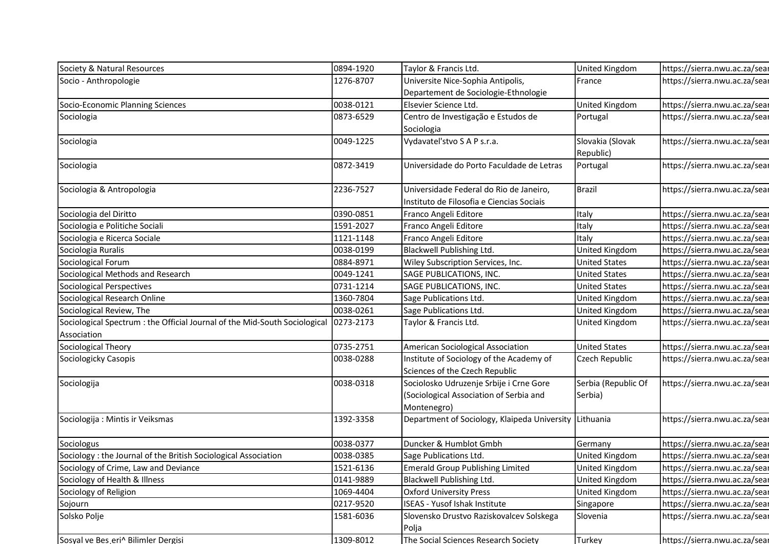| | | | | |
|---|---|---|---|---|
| Society & Natural Resources | 0894-1920 | Taylor & Francis Ltd. | United Kingdom | https://sierra.nwu.ac.za/sear |
| Socio - Anthropologie | 1276-8707 | Universite Nice-Sophia Antipolis, Departement de Sociologie-Ethnologie | France | https://sierra.nwu.ac.za/sear |
| Socio-Economic Planning Sciences | 0038-0121 | Elsevier Science Ltd. | United Kingdom | https://sierra.nwu.ac.za/sear |
| Sociologia | 0873-6529 | Centro de Investigação e Estudos de Sociologia | Portugal | https://sierra.nwu.ac.za/sear |
| Sociologia | 0049-1225 | Vydavatel'stvo S A P s.r.a. | Slovakia (Slovak Republic) | https://sierra.nwu.ac.za/sear |
| Sociologia | 0872-3419 | Universidade do Porto Faculdade de Letras | Portugal | https://sierra.nwu.ac.za/sear |
| Sociologia & Antropologia | 2236-7527 | Universidade Federal do Rio de Janeiro, Instituto de Filosofia e Ciencias Sociais | Brazil | https://sierra.nwu.ac.za/sear |
| Sociologia del Diritto | 0390-0851 | Franco Angeli Editore | Italy | https://sierra.nwu.ac.za/sear |
| Sociologia e Politiche Sociali | 1591-2027 | Franco Angeli Editore | Italy | https://sierra.nwu.ac.za/sear |
| Sociologia e Ricerca Sociale | 1121-1148 | Franco Angeli Editore | Italy | https://sierra.nwu.ac.za/sear |
| Sociologia Ruralis | 0038-0199 | Blackwell Publishing Ltd. | United Kingdom | https://sierra.nwu.ac.za/sear |
| Sociological Forum | 0884-8971 | Wiley Subscription Services, Inc. | United States | https://sierra.nwu.ac.za/sear |
| Sociological Methods and Research | 0049-1241 | SAGE PUBLICATIONS, INC. | United States | https://sierra.nwu.ac.za/sear |
| Sociological Perspectives | 0731-1214 | SAGE PUBLICATIONS, INC. | United States | https://sierra.nwu.ac.za/sear |
| Sociological Research Online | 1360-7804 | Sage Publications Ltd. | United Kingdom | https://sierra.nwu.ac.za/sear |
| Sociological Review, The | 0038-0261 | Sage Publications Ltd. | United Kingdom | https://sierra.nwu.ac.za/sear |
| Sociological Spectrum : the Official Journal of the Mid-South Sociological Association | 0273-2173 | Taylor & Francis Ltd. | United Kingdom | https://sierra.nwu.ac.za/sear |
| Sociological Theory | 0735-2751 | American Sociological Association | United States | https://sierra.nwu.ac.za/sear |
| Sociologicky Casopis | 0038-0288 | Institute of Sociology of the Academy of Sciences of the Czech Republic | Czech Republic | https://sierra.nwu.ac.za/sear |
| Sociologija | 0038-0318 | Sociolosko Udruzenje Srbije i Crne Gore (Sociological Association of Serbia and Montenegro) | Serbia (Republic Of Serbia) | https://sierra.nwu.ac.za/sear |
| Sociologija : Mintis ir Veiksmas | 1392-3358 | Department of Sociology, Klaipeda University | Lithuania | https://sierra.nwu.ac.za/sear |
| Sociologus | 0038-0377 | Duncker & Humblot Gmbh | Germany | https://sierra.nwu.ac.za/sear |
| Sociology : the Journal of the British Sociological Association | 0038-0385 | Sage Publications Ltd. | United Kingdom | https://sierra.nwu.ac.za/sear |
| Sociology of Crime, Law and Deviance | 1521-6136 | Emerald Group Publishing Limited | United Kingdom | https://sierra.nwu.ac.za/sear |
| Sociology of Health & Illness | 0141-9889 | Blackwell Publishing Ltd. | United Kingdom | https://sierra.nwu.ac.za/sear |
| Sociology of Religion | 1069-4404 | Oxford University Press | United Kingdom | https://sierra.nwu.ac.za/sear |
| Sojourn | 0217-9520 | ISEAS - Yusof Ishak Institute | Singapore | https://sierra.nwu.ac.za/sear |
| Solsko Polje | 1581-6036 | Slovensko Drustvo Raziskovalcev Solskega Polja | Slovenia | https://sierra.nwu.ac.za/sear |
| Sosyal ve Bes¸eri^ Bilimler Dergisi | 1309-8012 | The Social Sciences Research Society | Turkey | https://sierra.nwu.ac.za/sear |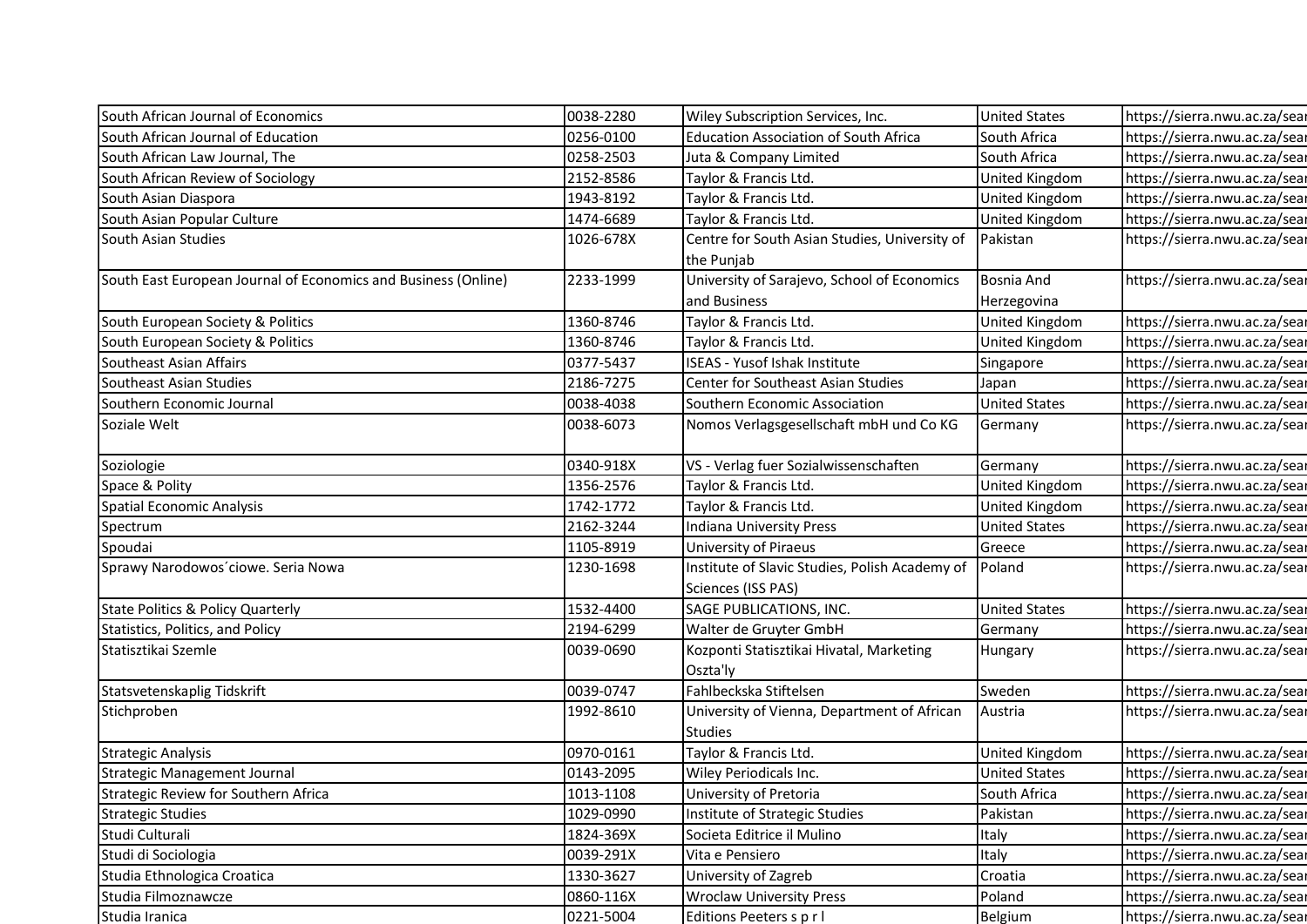| | | | | |
|---|---|---|---|---|
| South African Journal of Economics | 0038-2280 | Wiley Subscription Services, Inc. | United States | https://sierra.nwu.ac.za/sear |
| South African Journal of Education | 0256-0100 | Education Association of South Africa | South Africa | https://sierra.nwu.ac.za/sear |
| South African Law Journal, The | 0258-2503 | Juta & Company Limited | South Africa | https://sierra.nwu.ac.za/sear |
| South African Review of Sociology | 2152-8586 | Taylor & Francis Ltd. | United Kingdom | https://sierra.nwu.ac.za/sear |
| South Asian Diaspora | 1943-8192 | Taylor & Francis Ltd. | United Kingdom | https://sierra.nwu.ac.za/sear |
| South Asian Popular Culture | 1474-6689 | Taylor & Francis Ltd. | United Kingdom | https://sierra.nwu.ac.za/sear |
| South Asian Studies | 1026-678X | Centre for South Asian Studies, University of the Punjab | Pakistan | https://sierra.nwu.ac.za/sear |
| South East European Journal of Economics and Business (Online) | 2233-1999 | University of Sarajevo, School of Economics and Business | Bosnia And Herzegovina | https://sierra.nwu.ac.za/sear |
| South European Society & Politics | 1360-8746 | Taylor & Francis Ltd. | United Kingdom | https://sierra.nwu.ac.za/sear |
| South European Society & Politics | 1360-8746 | Taylor & Francis Ltd. | United Kingdom | https://sierra.nwu.ac.za/sear |
| Southeast Asian Affairs | 0377-5437 | ISEAS - Yusof Ishak Institute | Singapore | https://sierra.nwu.ac.za/sear |
| Southeast Asian Studies | 2186-7275 | Center for Southeast Asian Studies | Japan | https://sierra.nwu.ac.za/sear |
| Southern Economic Journal | 0038-4038 | Southern Economic Association | United States | https://sierra.nwu.ac.za/sear |
| Soziale Welt | 0038-6073 | Nomos Verlagsgesellschaft mbH und Co KG | Germany | https://sierra.nwu.ac.za/sear |
| Soziologie | 0340-918X | VS - Verlag fuer Sozialwissenschaften | Germany | https://sierra.nwu.ac.za/sear |
| Space & Polity | 1356-2576 | Taylor & Francis Ltd. | United Kingdom | https://sierra.nwu.ac.za/sear |
| Spatial Economic Analysis | 1742-1772 | Taylor & Francis Ltd. | United Kingdom | https://sierra.nwu.ac.za/sear |
| Spectrum | 2162-3244 | Indiana University Press | United States | https://sierra.nwu.ac.za/sear |
| Spoudai | 1105-8919 | University of Piraeus | Greece | https://sierra.nwu.ac.za/sear |
| Sprawy Narodowos´ciowe. Seria Nowa | 1230-1698 | Institute of Slavic Studies, Polish Academy of Sciences (ISS PAS) | Poland | https://sierra.nwu.ac.za/sear |
| State Politics & Policy Quarterly | 1532-4400 | SAGE PUBLICATIONS, INC. | United States | https://sierra.nwu.ac.za/sear |
| Statistics, Politics, and Policy | 2194-6299 | Walter de Gruyter GmbH | Germany | https://sierra.nwu.ac.za/sear |
| Statisztikai Szemle | 0039-0690 | Kozponti Statisztikai Hivatal, Marketing Oszta'ly | Hungary | https://sierra.nwu.ac.za/sear |
| Statsvetenskaplig Tidskrift | 0039-0747 | Fahlbeckska Stiftelsen | Sweden | https://sierra.nwu.ac.za/sear |
| Stichproben | 1992-8610 | University of Vienna, Department of African Studies | Austria | https://sierra.nwu.ac.za/sear |
| Strategic Analysis | 0970-0161 | Taylor & Francis Ltd. | United Kingdom | https://sierra.nwu.ac.za/sear |
| Strategic Management Journal | 0143-2095 | Wiley Periodicals Inc. | United States | https://sierra.nwu.ac.za/sear |
| Strategic Review for Southern Africa | 1013-1108 | University of Pretoria | South Africa | https://sierra.nwu.ac.za/sear |
| Strategic Studies | 1029-0990 | Institute of Strategic Studies | Pakistan | https://sierra.nwu.ac.za/sear |
| Studi Culturali | 1824-369X | Societa Editrice il Mulino | Italy | https://sierra.nwu.ac.za/sear |
| Studi di Sociologia | 0039-291X | Vita e Pensiero | Italy | https://sierra.nwu.ac.za/sear |
| Studia Ethnologica Croatica | 1330-3627 | University of Zagreb | Croatia | https://sierra.nwu.ac.za/sear |
| Studia Filmoznawcze | 0860-116X | Wroclaw University Press | Poland | https://sierra.nwu.ac.za/sear |
| Studia Iranica | 0221-5004 | Editions Peeters s p r l | Belgium | https://sierra.nwu.ac.za/sear |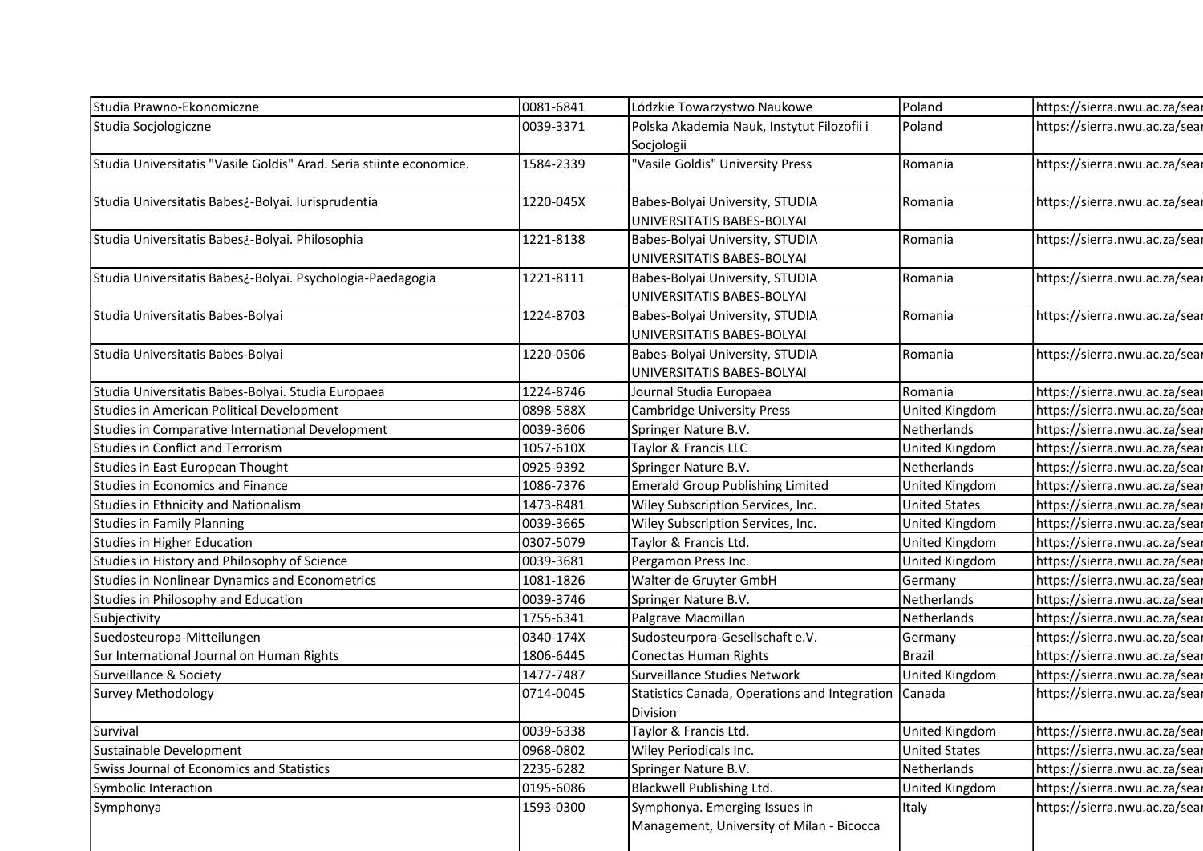| | | | | |
|---|---|---|---|---|
| Studia Prawno-Ekonomiczne | 0081-6841 | Lódzkie Towarzystwo Naukowe | Poland | https://sierra.nwu.ac.za/sear |
| Studia Socjologiczne | 0039-3371 | Polska Akademia Nauk, Instytut Filozofii i Socjologii | Poland | https://sierra.nwu.ac.za/sear |
| Studia Universitatis "Vasile Goldis" Arad. Seria stiinte economice. | 1584-2339 | "Vasile Goldis" University Press | Romania | https://sierra.nwu.ac.za/sear |
| Studia Universitatis Babes¿-Bolyai. Iurisprudentia | 1220-045X | Babes-Bolyai University, STUDIA UNIVERSITATIS BABES-BOLYAI | Romania | https://sierra.nwu.ac.za/sear |
| Studia Universitatis Babes¿-Bolyai. Philosophia | 1221-8138 | Babes-Bolyai University, STUDIA UNIVERSITATIS BABES-BOLYAI | Romania | https://sierra.nwu.ac.za/sear |
| Studia Universitatis Babes¿-Bolyai. Psychologia-Paedagogia | 1221-8111 | Babes-Bolyai University, STUDIA UNIVERSITATIS BABES-BOLYAI | Romania | https://sierra.nwu.ac.za/sear |
| Studia Universitatis Babes-Bolyai | 1224-8703 | Babes-Bolyai University, STUDIA UNIVERSITATIS BABES-BOLYAI | Romania | https://sierra.nwu.ac.za/sear |
| Studia Universitatis Babes-Bolyai | 1220-0506 | Babes-Bolyai University, STUDIA UNIVERSITATIS BABES-BOLYAI | Romania | https://sierra.nwu.ac.za/sear |
| Studia Universitatis Babes-Bolyai. Studia Europaea | 1224-8746 | Journal Studia Europaea | Romania | https://sierra.nwu.ac.za/sear |
| Studies in American Political Development | 0898-588X | Cambridge University Press | United Kingdom | https://sierra.nwu.ac.za/sear |
| Studies in Comparative International Development | 0039-3606 | Springer Nature B.V. | Netherlands | https://sierra.nwu.ac.za/sear |
| Studies in Conflict and Terrorism | 1057-610X | Taylor & Francis LLC | United Kingdom | https://sierra.nwu.ac.za/sear |
| Studies in East European Thought | 0925-9392 | Springer Nature B.V. | Netherlands | https://sierra.nwu.ac.za/sear |
| Studies in Economics and Finance | 1086-7376 | Emerald Group Publishing Limited | United Kingdom | https://sierra.nwu.ac.za/sear |
| Studies in Ethnicity and Nationalism | 1473-8481 | Wiley Subscription Services, Inc. | United States | https://sierra.nwu.ac.za/sear |
| Studies in Family Planning | 0039-3665 | Wiley Subscription Services, Inc. | United Kingdom | https://sierra.nwu.ac.za/sear |
| Studies in Higher Education | 0307-5079 | Taylor & Francis Ltd. | United Kingdom | https://sierra.nwu.ac.za/sear |
| Studies in History and Philosophy of Science | 0039-3681 | Pergamon Press Inc. | United Kingdom | https://sierra.nwu.ac.za/sear |
| Studies in Nonlinear Dynamics and Econometrics | 1081-1826 | Walter de Gruyter GmbH | Germany | https://sierra.nwu.ac.za/sear |
| Studies in Philosophy and Education | 0039-3746 | Springer Nature B.V. | Netherlands | https://sierra.nwu.ac.za/sear |
| Subjectivity | 1755-6341 | Palgrave Macmillan | Netherlands | https://sierra.nwu.ac.za/sear |
| Suedosteuropa-Mitteilungen | 0340-174X | Sudosteurpora-Gesellschaft e.V. | Germany | https://sierra.nwu.ac.za/sear |
| Sur International Journal on Human Rights | 1806-6445 | Conectas Human Rights | Brazil | https://sierra.nwu.ac.za/sear |
| Surveillance & Society | 1477-7487 | Surveillance Studies Network | United Kingdom | https://sierra.nwu.ac.za/sear |
| Survey Methodology | 0714-0045 | Statistics Canada, Operations and Integration Division | Canada | https://sierra.nwu.ac.za/sear |
| Survival | 0039-6338 | Taylor & Francis Ltd. | United Kingdom | https://sierra.nwu.ac.za/sear |
| Sustainable Development | 0968-0802 | Wiley Periodicals Inc. | United States | https://sierra.nwu.ac.za/sear |
| Swiss Journal of Economics and Statistics | 2235-6282 | Springer Nature B.V. | Netherlands | https://sierra.nwu.ac.za/sear |
| Symbolic Interaction | 0195-6086 | Blackwell Publishing Ltd. | United Kingdom | https://sierra.nwu.ac.za/sear |
| Symphonya | 1593-0300 | Symphonya. Emerging Issues in Management, University of Milan - Bicocca | Italy | https://sierra.nwu.ac.za/sear |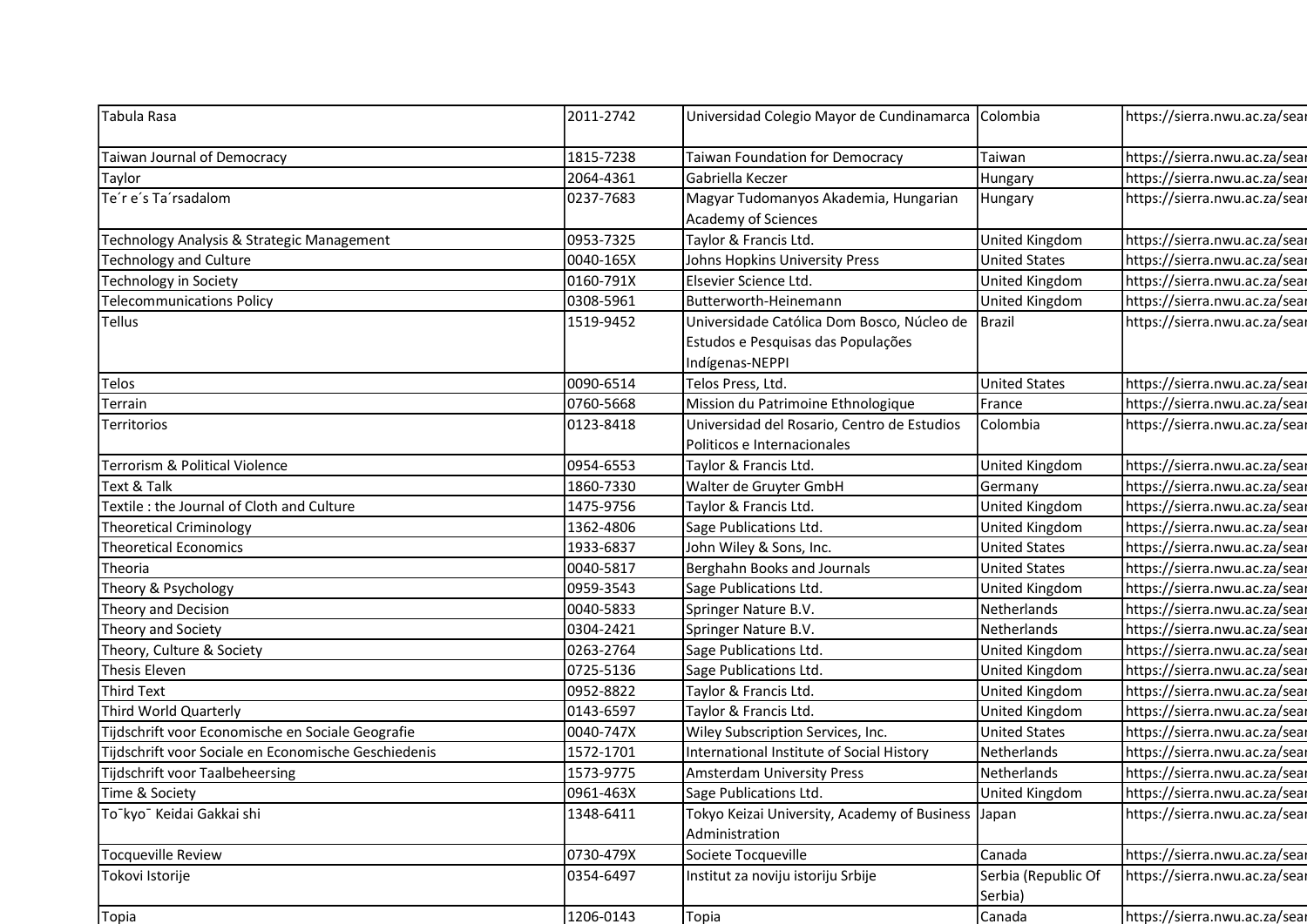| | | | | |
|---|---|---|---|---|
| Tabula Rasa | 2011-2742 | Universidad Colegio Mayor de Cundinamarca | Colombia | https://sierra.nwu.ac.za/sear |
| Taiwan Journal of Democracy | 1815-7238 | Taiwan Foundation for Democracy | Taiwan | https://sierra.nwu.ac.za/sear |
| Taylor | 2064-4361 | Gabriella Keczer | Hungary | https://sierra.nwu.ac.za/sear |
| Te´r e´s Ta´rsadalom | 0237-7683 | Magyar Tudomanyos Akademia, Hungarian Academy of Sciences | Hungary | https://sierra.nwu.ac.za/sear |
| Technology Analysis & Strategic Management | 0953-7325 | Taylor & Francis Ltd. | United Kingdom | https://sierra.nwu.ac.za/sear |
| Technology and Culture | 0040-165X | Johns Hopkins University Press | United States | https://sierra.nwu.ac.za/sear |
| Technology in Society | 0160-791X | Elsevier Science Ltd. | United Kingdom | https://sierra.nwu.ac.za/sear |
| Telecommunications Policy | 0308-5961 | Butterworth-Heinemann | United Kingdom | https://sierra.nwu.ac.za/sear |
| Tellus | 1519-9452 | Universidade Católica Dom Bosco, Núcleo de Estudos e Pesquisas das Populações Indígenas-NEPPI | Brazil | https://sierra.nwu.ac.za/sear |
| Telos | 0090-6514 | Telos Press, Ltd. | United States | https://sierra.nwu.ac.za/sear |
| Terrain | 0760-5668 | Mission du Patrimoine Ethnologique | France | https://sierra.nwu.ac.za/sear |
| Territorios | 0123-8418 | Universidad del Rosario, Centro de Estudios Politicos e Internacionales | Colombia | https://sierra.nwu.ac.za/sear |
| Terrorism & Political Violence | 0954-6553 | Taylor & Francis Ltd. | United Kingdom | https://sierra.nwu.ac.za/sear |
| Text & Talk | 1860-7330 | Walter de Gruyter GmbH | Germany | https://sierra.nwu.ac.za/sear |
| Textile : the Journal of Cloth and Culture | 1475-9756 | Taylor & Francis Ltd. | United Kingdom | https://sierra.nwu.ac.za/sear |
| Theoretical Criminology | 1362-4806 | Sage Publications Ltd. | United Kingdom | https://sierra.nwu.ac.za/sear |
| Theoretical Economics | 1933-6837 | John Wiley & Sons, Inc. | United States | https://sierra.nwu.ac.za/sear |
| Theoria | 0040-5817 | Berghahn Books and Journals | United States | https://sierra.nwu.ac.za/sear |
| Theory & Psychology | 0959-3543 | Sage Publications Ltd. | United Kingdom | https://sierra.nwu.ac.za/sear |
| Theory and Decision | 0040-5833 | Springer Nature B.V. | Netherlands | https://sierra.nwu.ac.za/sear |
| Theory and Society | 0304-2421 | Springer Nature B.V. | Netherlands | https://sierra.nwu.ac.za/sear |
| Theory, Culture & Society | 0263-2764 | Sage Publications Ltd. | United Kingdom | https://sierra.nwu.ac.za/sear |
| Thesis Eleven | 0725-5136 | Sage Publications Ltd. | United Kingdom | https://sierra.nwu.ac.za/sear |
| Third Text | 0952-8822 | Taylor & Francis Ltd. | United Kingdom | https://sierra.nwu.ac.za/sear |
| Third World Quarterly | 0143-6597 | Taylor & Francis Ltd. | United Kingdom | https://sierra.nwu.ac.za/sear |
| Tijdschrift voor Economische en Sociale Geografie | 0040-747X | Wiley Subscription Services, Inc. | United States | https://sierra.nwu.ac.za/sear |
| Tijdschrift voor Sociale en Economische Geschiedenis | 1572-1701 | International Institute of Social History | Netherlands | https://sierra.nwu.ac.za/sear |
| Tijdschrift voor Taalbeheersing | 1573-9775 | Amsterdam University Press | Netherlands | https://sierra.nwu.ac.za/sear |
| Time & Society | 0961-463X | Sage Publications Ltd. | United Kingdom | https://sierra.nwu.ac.za/sear |
| To¯kyo¯ Keidai Gakkai shi | 1348-6411 | Tokyo Keizai University, Academy of Business Administration | Japan | https://sierra.nwu.ac.za/sear |
| Tocqueville Review | 0730-479X | Societe Tocqueville | Canada | https://sierra.nwu.ac.za/sear |
| Tokovi Istorije | 0354-6497 | Institut za noviju istoriju Srbije | Serbia (Republic Of Serbia) | https://sierra.nwu.ac.za/sear |
| Topia | 1206-0143 | Topia | Canada | https://sierra.nwu.ac.za/sear |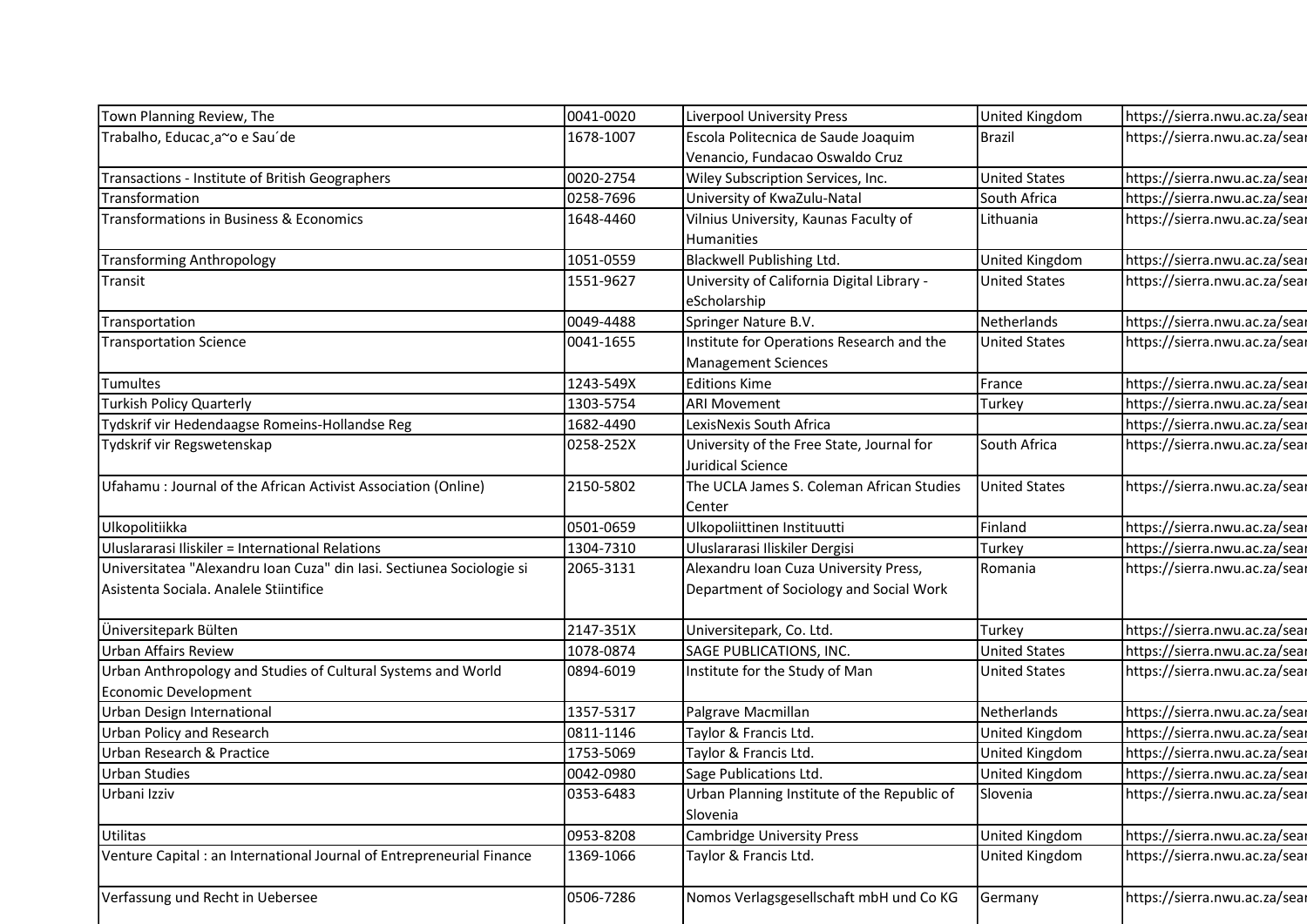| | | | | |
|---|---|---|---|---|
| Town Planning Review, The | 0041-0020 | Liverpool University Press | United Kingdom | https://sierra.nwu.ac.za/sear |
| Trabalho, Educac¸a~o e Sau´de | 1678-1007 | Escola Politecnica de Saude Joaquim Venancio, Fundacao Oswaldo Cruz | Brazil | https://sierra.nwu.ac.za/sear |
| Transactions - Institute of British Geographers | 0020-2754 | Wiley Subscription Services, Inc. | United States | https://sierra.nwu.ac.za/sear |
| Transformation | 0258-7696 | University of KwaZulu-Natal | South Africa | https://sierra.nwu.ac.za/sear |
| Transformations in Business & Economics | 1648-4460 | Vilnius University, Kaunas Faculty of Humanities | Lithuania | https://sierra.nwu.ac.za/sear |
| Transforming Anthropology | 1051-0559 | Blackwell Publishing Ltd. | United Kingdom | https://sierra.nwu.ac.za/sear |
| Transit | 1551-9627 | University of California Digital Library - eScholarship | United States | https://sierra.nwu.ac.za/sear |
| Transportation | 0049-4488 | Springer Nature B.V. | Netherlands | https://sierra.nwu.ac.za/sear |
| Transportation Science | 0041-1655 | Institute for Operations Research and the Management Sciences | United States | https://sierra.nwu.ac.za/sear |
| Tumultes | 1243-549X | Editions Kime | France | https://sierra.nwu.ac.za/sear |
| Turkish Policy Quarterly | 1303-5754 | ARI Movement | Turkey | https://sierra.nwu.ac.za/sear |
| Tydskrif vir Hedendaagse Romeins-Hollandse Reg | 1682-4490 | LexisNexis South Africa | | https://sierra.nwu.ac.za/sear |
| Tydskrif vir Regswetenskap | 0258-252X | University of the Free State, Journal for Juridical Science | South Africa | https://sierra.nwu.ac.za/sear |
| Ufahamu : Journal of the African Activist Association (Online) | 2150-5802 | The UCLA James S. Coleman African Studies Center | United States | https://sierra.nwu.ac.za/sear |
| Ulkopolitiikka | 0501-0659 | Ulkopoliittinen Instituutti | Finland | https://sierra.nwu.ac.za/sear |
| Uluslararasi Iliskiler = International Relations | 1304-7310 | Uluslararasi Iliskiler Dergisi | Turkey | https://sierra.nwu.ac.za/sear |
| Universitatea "Alexandru Ioan Cuza" din Iasi. Sectiunea Sociologie si Asistenta Sociala. Analele Stiintifice | 2065-3131 | Alexandru Ioan Cuza University Press, Department of Sociology and Social Work | Romania | https://sierra.nwu.ac.za/sear |
| Üniversitepark Bülten | 2147-351X | Universitepark, Co. Ltd. | Turkey | https://sierra.nwu.ac.za/sear |
| Urban Affairs Review | 1078-0874 | SAGE PUBLICATIONS, INC. | United States | https://sierra.nwu.ac.za/sear |
| Urban Anthropology and Studies of Cultural Systems and World Economic Development | 0894-6019 | Institute for the Study of Man | United States | https://sierra.nwu.ac.za/sear |
| Urban Design International | 1357-5317 | Palgrave Macmillan | Netherlands | https://sierra.nwu.ac.za/sear |
| Urban Policy and Research | 0811-1146 | Taylor & Francis Ltd. | United Kingdom | https://sierra.nwu.ac.za/sear |
| Urban Research & Practice | 1753-5069 | Taylor & Francis Ltd. | United Kingdom | https://sierra.nwu.ac.za/sear |
| Urban Studies | 0042-0980 | Sage Publications Ltd. | United Kingdom | https://sierra.nwu.ac.za/sear |
| Urbani Izziv | 0353-6483 | Urban Planning Institute of the Republic of Slovenia | Slovenia | https://sierra.nwu.ac.za/sear |
| Utilitas | 0953-8208 | Cambridge University Press | United Kingdom | https://sierra.nwu.ac.za/sear |
| Venture Capital : an International Journal of Entrepreneurial Finance | 1369-1066 | Taylor & Francis Ltd. | United Kingdom | https://sierra.nwu.ac.za/sear |
| Verfassung und Recht in Uebersee | 0506-7286 | Nomos Verlagsgesellschaft mbH und Co KG | Germany | https://sierra.nwu.ac.za/sear |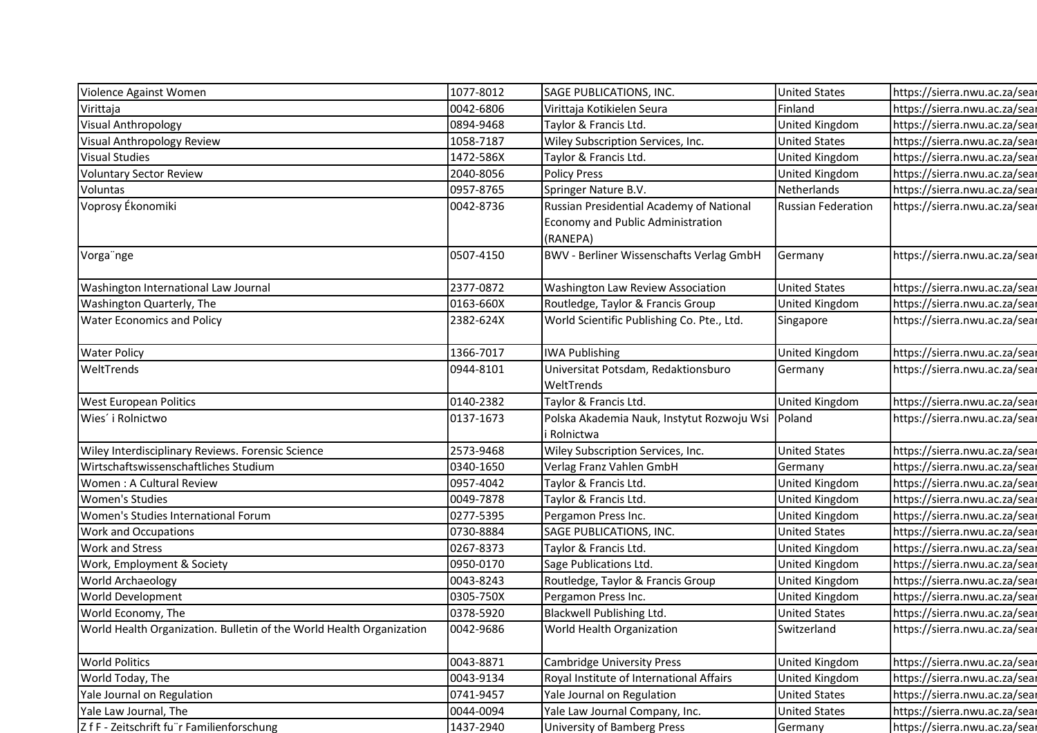| | | | | |
|---|---|---|---|---|
| Violence Against Women | 1077-8012 | SAGE PUBLICATIONS, INC. | United States | https://sierra.nwu.ac.za/sear |
| Virittaja | 0042-6806 | Virittaja Kotikielen Seura | Finland | https://sierra.nwu.ac.za/sear |
| Visual Anthropology | 0894-9468 | Taylor & Francis Ltd. | United Kingdom | https://sierra.nwu.ac.za/sear |
| Visual Anthropology Review | 1058-7187 | Wiley Subscription Services, Inc. | United States | https://sierra.nwu.ac.za/sear |
| Visual Studies | 1472-586X | Taylor & Francis Ltd. | United Kingdom | https://sierra.nwu.ac.za/sear |
| Voluntary Sector Review | 2040-8056 | Policy Press | United Kingdom | https://sierra.nwu.ac.za/sear |
| Voluntas | 0957-8765 | Springer Nature B.V. | Netherlands | https://sierra.nwu.ac.za/sear |
| Voprosy Ékonomiki | 0042-8736 | Russian Presidential Academy of National Economy and Public Administration (RANEPA) | Russian Federation | https://sierra.nwu.ac.za/sear |
| Vorga¨nge | 0507-4150 | BWV - Berliner Wissenschafts Verlag GmbH | Germany | https://sierra.nwu.ac.za/sear |
| Washington International Law Journal | 2377-0872 | Washington Law Review Association | United States | https://sierra.nwu.ac.za/sear |
| Washington Quarterly, The | 0163-660X | Routledge, Taylor & Francis Group | United Kingdom | https://sierra.nwu.ac.za/sear |
| Water Economics and Policy | 2382-624X | World Scientific Publishing Co. Pte., Ltd. | Singapore | https://sierra.nwu.ac.za/sear |
| Water Policy | 1366-7017 | IWA Publishing | United Kingdom | https://sierra.nwu.ac.za/sear |
| WeltTrends | 0944-8101 | Universitat Potsdam, Redaktionsburo WeltTrends | Germany | https://sierra.nwu.ac.za/sear |
| West European Politics | 0140-2382 | Taylor & Francis Ltd. | United Kingdom | https://sierra.nwu.ac.za/sear |
| Wies´ i Rolnictwo | 0137-1673 | Polska Akademia Nauk, Instytut Rozwoju Wsi i Rolnictwa | Poland | https://sierra.nwu.ac.za/sear |
| Wiley Interdisciplinary Reviews. Forensic Science | 2573-9468 | Wiley Subscription Services, Inc. | United States | https://sierra.nwu.ac.za/sear |
| Wirtschaftswissenschaftliches Studium | 0340-1650 | Verlag Franz Vahlen GmbH | Germany | https://sierra.nwu.ac.za/sear |
| Women : A Cultural Review | 0957-4042 | Taylor & Francis Ltd. | United Kingdom | https://sierra.nwu.ac.za/sear |
| Women's Studies | 0049-7878 | Taylor & Francis Ltd. | United Kingdom | https://sierra.nwu.ac.za/sear |
| Women's Studies International Forum | 0277-5395 | Pergamon Press Inc. | United Kingdom | https://sierra.nwu.ac.za/sear |
| Work and Occupations | 0730-8884 | SAGE PUBLICATIONS, INC. | United States | https://sierra.nwu.ac.za/sear |
| Work and Stress | 0267-8373 | Taylor & Francis Ltd. | United Kingdom | https://sierra.nwu.ac.za/sear |
| Work, Employment & Society | 0950-0170 | Sage Publications Ltd. | United Kingdom | https://sierra.nwu.ac.za/sear |
| World Archaeology | 0043-8243 | Routledge, Taylor & Francis Group | United Kingdom | https://sierra.nwu.ac.za/sear |
| World Development | 0305-750X | Pergamon Press Inc. | United Kingdom | https://sierra.nwu.ac.za/sear |
| World Economy, The | 0378-5920 | Blackwell Publishing Ltd. | United States | https://sierra.nwu.ac.za/sear |
| World Health Organization. Bulletin of the World Health Organization | 0042-9686 | World Health Organization | Switzerland | https://sierra.nwu.ac.za/sear |
| World Politics | 0043-8871 | Cambridge University Press | United Kingdom | https://sierra.nwu.ac.za/sear |
| World Today, The | 0043-9134 | Royal Institute of International Affairs | United Kingdom | https://sierra.nwu.ac.za/sear |
| Yale Journal on Regulation | 0741-9457 | Yale Journal on Regulation | United States | https://sierra.nwu.ac.za/sear |
| Yale Law Journal, The | 0044-0094 | Yale Law Journal Company, Inc. | United States | https://sierra.nwu.ac.za/sear |
| Z f F - Zeitschrift fu¨r Familienforschung | 1437-2940 | University of Bamberg Press | Germany | https://sierra.nwu.ac.za/sear |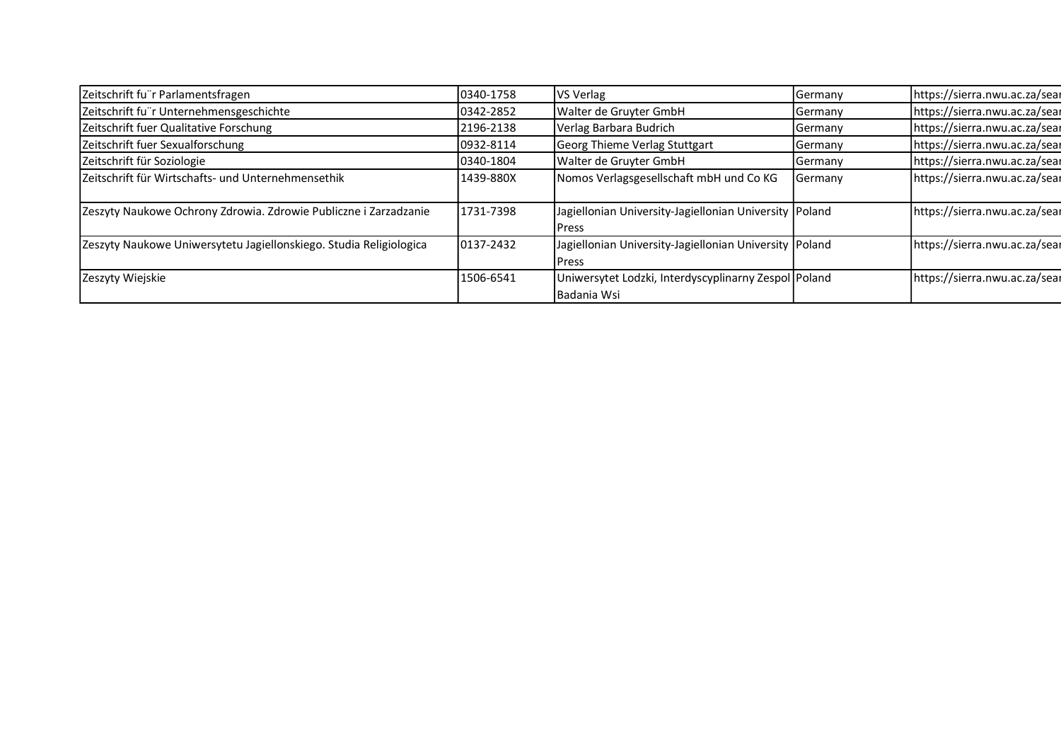| | | | | |
|---|---|---|---|---|
| Zeitschrift fu¨r Parlamentsfragen | 0340-1758 | VS Verlag | Germany | https://sierra.nwu.ac.za/sea |
| Zeitschrift fu¨r Unternehmensgeschichte | 0342-2852 | Walter de Gruyter GmbH | Germany | https://sierra.nwu.ac.za/sea |
| Zeitschrift fuer Qualitative Forschung | 2196-2138 | Verlag Barbara Budrich | Germany | https://sierra.nwu.ac.za/sea |
| Zeitschrift fuer Sexualforschung | 0932-8114 | Georg Thieme Verlag Stuttgart | Germany | https://sierra.nwu.ac.za/sea |
| Zeitschrift für Soziologie | 0340-1804 | Walter de Gruyter GmbH | Germany | https://sierra.nwu.ac.za/sea |
| Zeitschrift für Wirtschafts- und Unternehmensethik | 1439-880X | Nomos Verlagsgesellschaft mbH und Co KG | Germany | https://sierra.nwu.ac.za/sea |
| Zeszyty Naukowe Ochrony Zdrowia. Zdrowie Publiczne i Zarzadzanie | 1731-7398 | Jagiellonian University-Jagiellonian University Press | Poland | https://sierra.nwu.ac.za/sea |
| Zeszyty Naukowe Uniwersytetu Jagiellonskiego. Studia Religiologica | 0137-2432 | Jagiellonian University-Jagiellonian University Press | Poland | https://sierra.nwu.ac.za/sea |
| Zeszyty Wiejskie | 1506-6541 | Uniwersytet Lodzki, Interdyscyplinarny Zespol Badania Wsi | Poland | https://sierra.nwu.ac.za/sea |